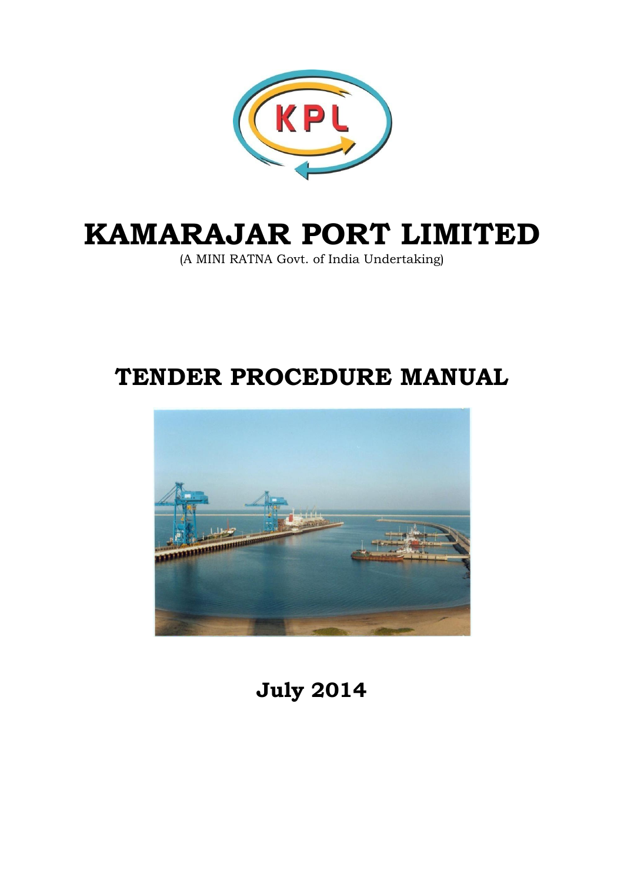KPL

# KAMARAJAR PORT LIMITED

(A MINI RATNA Govt. of India Undertaking)

# TENDER PROCEDURE MANUAL

## July 2014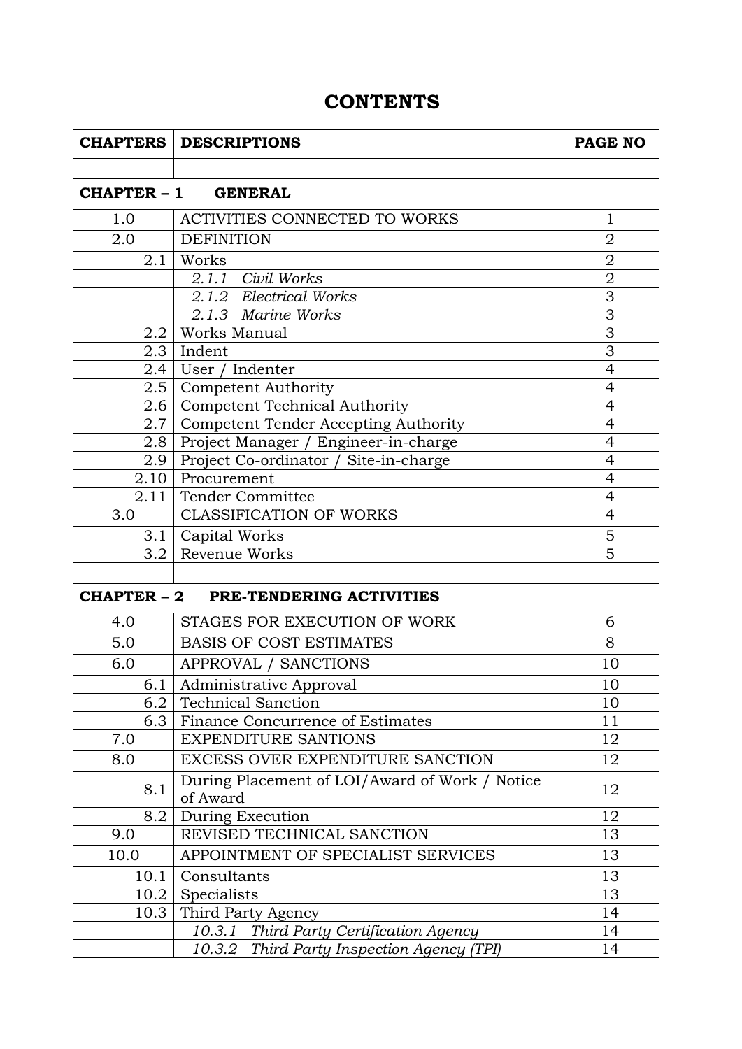# CONTENTS

| CHAPTERS | DESCRIPTIONS | PAGE NO |
|---|---|---|
| | | |
| **CHAPTER – 1 GENERAL** | | |
| 1.0 | ACTIVITIES CONNECTED TO WORKS | 1 |
| 2.0 | DEFINITION | 2 |
| 2.1 | Works | 2 |
| | *2.1.1 Civil Works* | 2 |
| | *2.1.2 Electrical Works* | 3 |
| | *2.1.3 Marine Works* | 3 |
| 2.2 | Works Manual | 3 |
| 2.3 | Indent | 3 |
| 2.4 | User / Indenter | 4 |
| 2.5 | Competent Authority | 4 |
| 2.6 | Competent Technical Authority | 4 |
| 2.7 | Competent Tender Accepting Authority | 4 |
| 2.8 | Project Manager / Engineer-in-charge | 4 |
| 2.9 | Project Co-ordinator / Site-in-charge | 4 |
| 2.10 | Procurement | 4 |
| 2.11 | Tender Committee | 4 |
| 3.0 | CLASSIFICATION OF WORKS | 4 |
| 3.1 | Capital Works | 5 |
| 3.2 | Revenue Works | 5 |
| | | |
| **CHAPTER – 2 PRE-TENDERING ACTIVITIES** | | |
| 4.0 | STAGES FOR EXECUTION OF WORK | 6 |
| 5.0 | BASIS OF COST ESTIMATES | 8 |
| 6.0 | APPROVAL / SANCTIONS | 10 |
| 6.1 | Administrative Approval | 10 |
| 6.2 | Technical Sanction | 10 |
| 6.3 | Finance Concurrence of Estimates | 11 |
| 7.0 | EXPENDITURE SANTIONS | 12 |
| 8.0 | EXCESS OVER EXPENDITURE SANCTION | 12 |
| 8.1 | During Placement of LOI/Award of Work / Notice of Award | 12 |
| 8.2 | During Execution | 12 |
| 9.0 | REVISED TECHNICAL SANCTION | 13 |
| 10.0 | APPOINTMENT OF SPECIALIST SERVICES | 13 |
| 10.1 | Consultants | 13 |
| 10.2 | Specialists | 13 |
| 10.3 | Third Party Agency | 14 |
| | *10.3.1 Third Party Certification Agency* | 14 |
| | *10.3.2 Third Party Inspection Agency (TPI)* | 14 |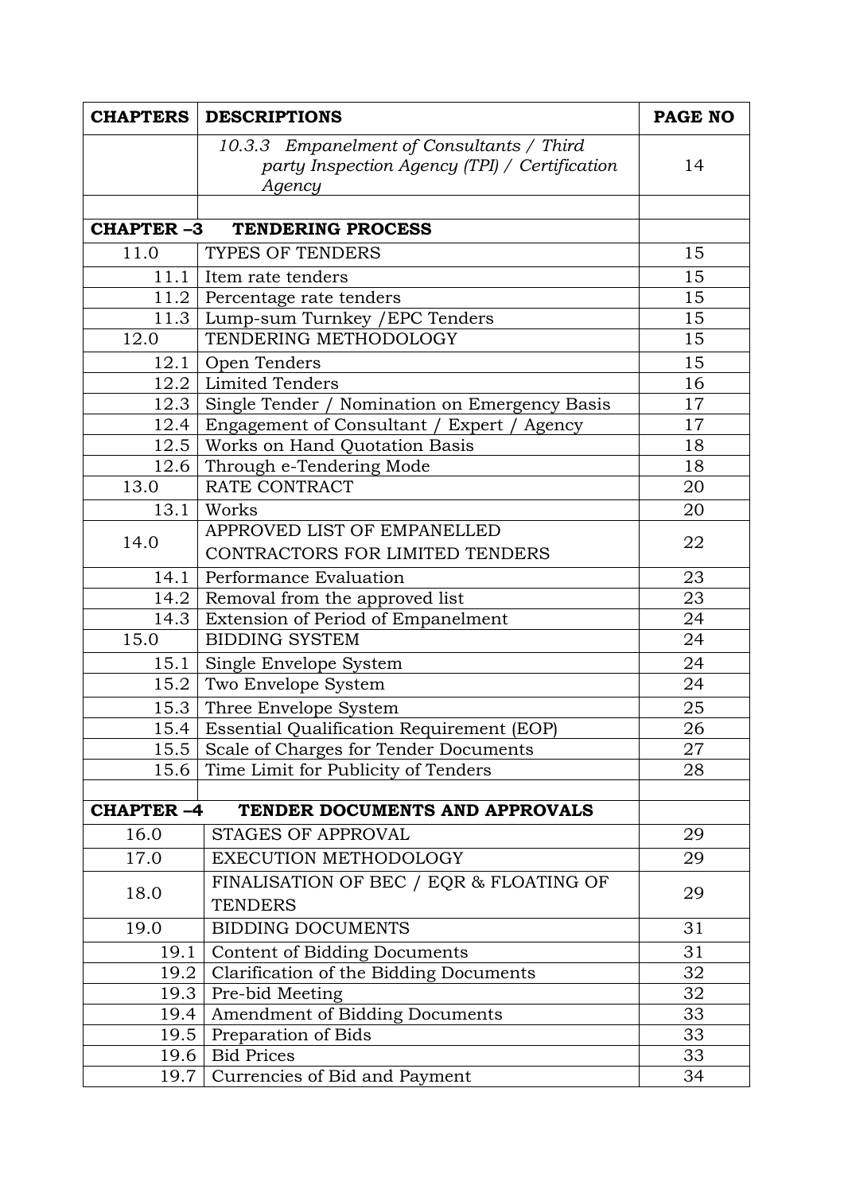| CHAPTERS | DESCRIPTIONS | PAGE NO |
|---|---|---|
| | *10.3.3 Empanelment of Consultants / Third party Inspection Agency (TPI) / Certification Agency* | 14 |
| | | |
| **CHAPTER –3** | **TENDERING PROCESS** | |
| 11.0 | TYPES OF TENDERS | 15 |
| 11.1 | Item rate tenders | 15 |
| 11.2 | Percentage rate tenders | 15 |
| 11.3 | Lump-sum Turnkey /EPC Tenders | 15 |
| 12.0 | TENDERING METHODOLOGY | 15 |
| 12.1 | Open Tenders | 15 |
| 12.2 | Limited Tenders | 16 |
| 12.3 | Single Tender / Nomination on Emergency Basis | 17 |
| 12.4 | Engagement of Consultant / Expert / Agency | 17 |
| 12.5 | Works on Hand Quotation Basis | 18 |
| 12.6 | Through e-Tendering Mode | 18 |
| 13.0 | RATE CONTRACT | 20 |
| 13.1 | Works | 20 |
| 14.0 | APPROVED LIST OF EMPANELLED CONTRACTORS FOR LIMITED TENDERS | 22 |
| 14.1 | Performance Evaluation | 23 |
| 14.2 | Removal from the approved list | 23 |
| 14.3 | Extension of Period of Empanelment | 24 |
| 15.0 | BIDDING SYSTEM | 24 |
| 15.1 | Single Envelope System | 24 |
| 15.2 | Two Envelope System | 24 |
| 15.3 | Three Envelope System | 25 |
| 15.4 | Essential Qualification Requirement (EOP) | 26 |
| 15.5 | Scale of Charges for Tender Documents | 27 |
| 15.6 | Time Limit for Publicity of Tenders | 28 |
| | | |
| **CHAPTER –4** | **TENDER DOCUMENTS AND APPROVALS** | |
| 16.0 | STAGES OF APPROVAL | 29 |
| 17.0 | EXECUTION METHODOLOGY | 29 |
| 18.0 | FINALISATION OF BEC / EQR & FLOATING OF TENDERS | 29 |
| 19.0 | BIDDING DOCUMENTS | 31 |
| 19.1 | Content of Bidding Documents | 31 |
| 19.2 | Clarification of the Bidding Documents | 32 |
| 19.3 | Pre-bid Meeting | 32 |
| 19.4 | Amendment of Bidding Documents | 33 |
| 19.5 | Preparation of Bids | 33 |
| 19.6 | Bid Prices | 33 |
| 19.7 | Currencies of Bid and Payment | 34 |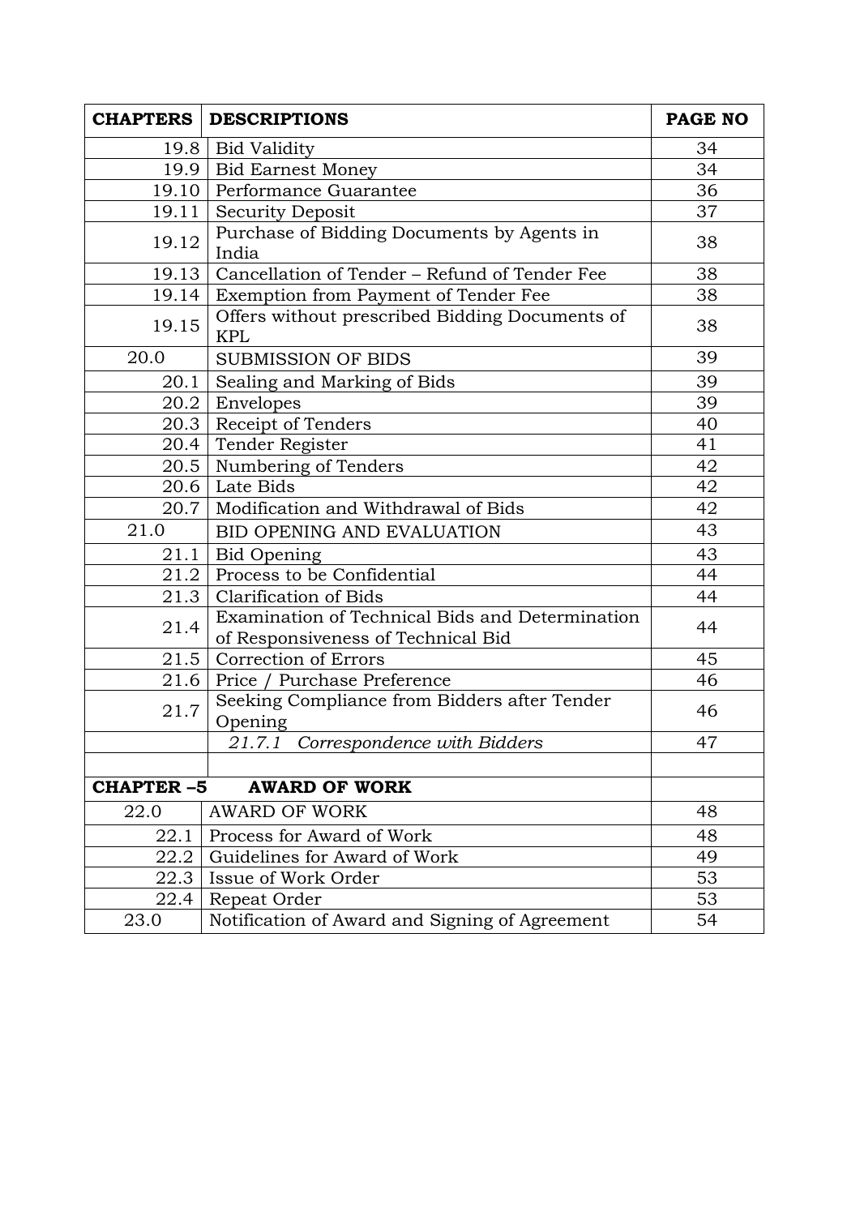| CHAPTERS | DESCRIPTIONS | PAGE NO |
|---|---|---|
| 19.8 | Bid Validity | 34 |
| 19.9 | Bid Earnest Money | 34 |
| 19.10 | Performance Guarantee | 36 |
| 19.11 | Security Deposit | 37 |
| 19.12 | Purchase of Bidding Documents by Agents in India | 38 |
| 19.13 | Cancellation of Tender – Refund of Tender Fee | 38 |
| 19.14 | Exemption from Payment of Tender Fee | 38 |
| 19.15 | Offers without prescribed Bidding Documents of KPL | 38 |
| 20.0 | SUBMISSION OF BIDS | 39 |
| 20.1 | Sealing and Marking of Bids | 39 |
| 20.2 | Envelopes | 39 |
| 20.3 | Receipt of Tenders | 40 |
| 20.4 | Tender Register | 41 |
| 20.5 | Numbering of Tenders | 42 |
| 20.6 | Late Bids | 42 |
| 20.7 | Modification and Withdrawal of Bids | 42 |
| 21.0 | BID OPENING AND EVALUATION | 43 |
| 21.1 | Bid Opening | 43 |
| 21.2 | Process to be Confidential | 44 |
| 21.3 | Clarification of Bids | 44 |
| 21.4 | Examination of Technical Bids and Determination of Responsiveness of Technical Bid | 44 |
| 21.5 | Correction of Errors | 45 |
| 21.6 | Price / Purchase Preference | 46 |
| 21.7 | Seeking Compliance from Bidders after Tender Opening | 46 |
| | *21.7.1 Correspondence with Bidders* | 47 |
| | | |
| **CHAPTER –5** | **AWARD OF WORK** | |
| 22.0 | AWARD OF WORK | 48 |
| 22.1 | Process for Award of Work | 48 |
| 22.2 | Guidelines for Award of Work | 49 |
| 22.3 | Issue of Work Order | 53 |
| 22.4 | Repeat Order | 53 |
| 23.0 | Notification of Award and Signing of Agreement | 54 |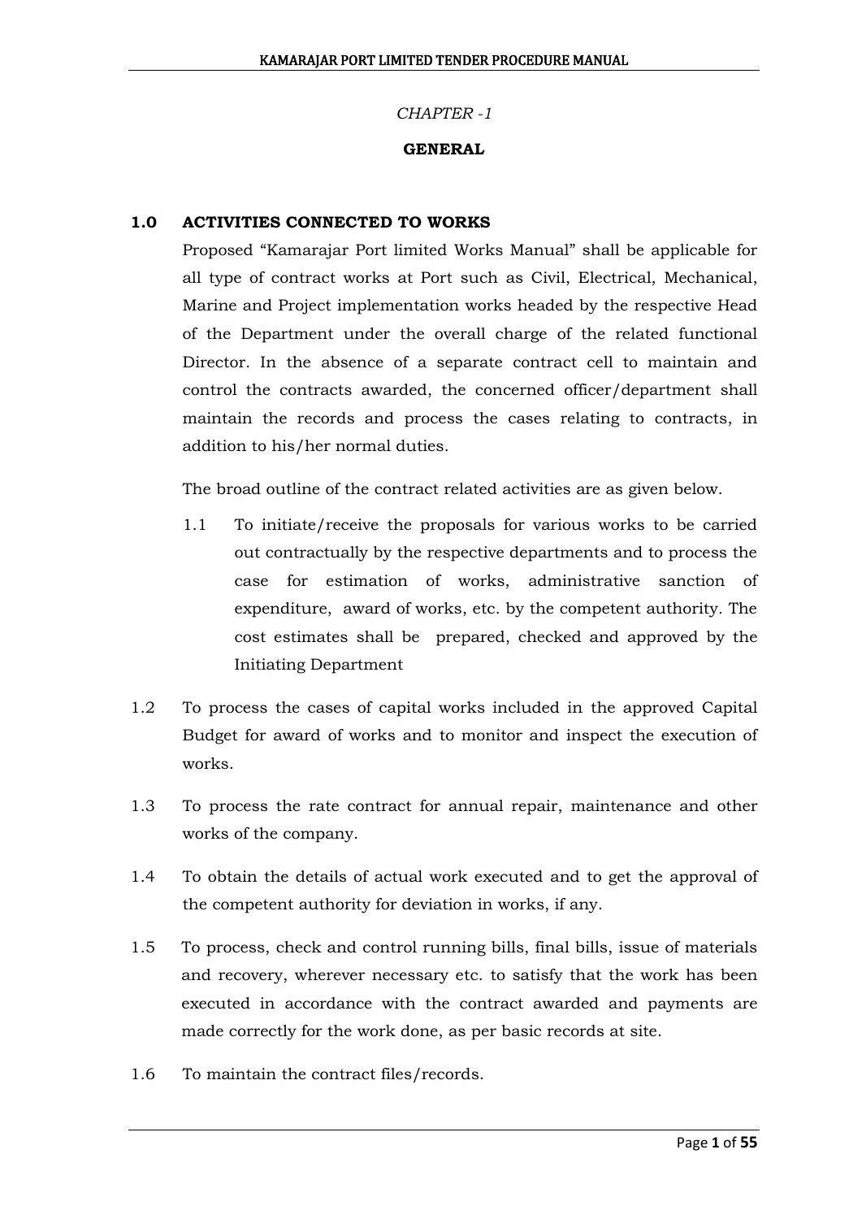*CHAPTER -1*

**GENERAL**

**1.0 ACTIVITIES CONNECTED TO WORKS**

Proposed "Kamarajar Port limited Works Manual" shall be applicable for all type of contract works at Port such as Civil, Electrical, Mechanical, Marine and Project implementation works headed by the respective Head of the Department under the overall charge of the related functional Director. In the absence of a separate contract cell to maintain and control the contracts awarded, the concerned officer/department shall maintain the records and process the cases relating to contracts, in addition to his/her normal duties.

The broad outline of the contract related activities are as given below.

1.1 To initiate/receive the proposals for various works to be carried out contractually by the respective departments and to process the case for estimation of works, administrative sanction of expenditure, award of works, etc. by the competent authority. The cost estimates shall be prepared, checked and approved by the Initiating Department

1.2 To process the cases of capital works included in the approved Capital Budget for award of works and to monitor and inspect the execution of works.

1.3 To process the rate contract for annual repair, maintenance and other works of the company.

1.4 To obtain the details of actual work executed and to get the approval of the competent authority for deviation in works, if any.

1.5 To process, check and control running bills, final bills, issue of materials and recovery, wherever necessary etc. to satisfy that the work has been executed in accordance with the contract awarded and payments are made correctly for the work done, as per basic records at site.

1.6 To maintain the contract files/records.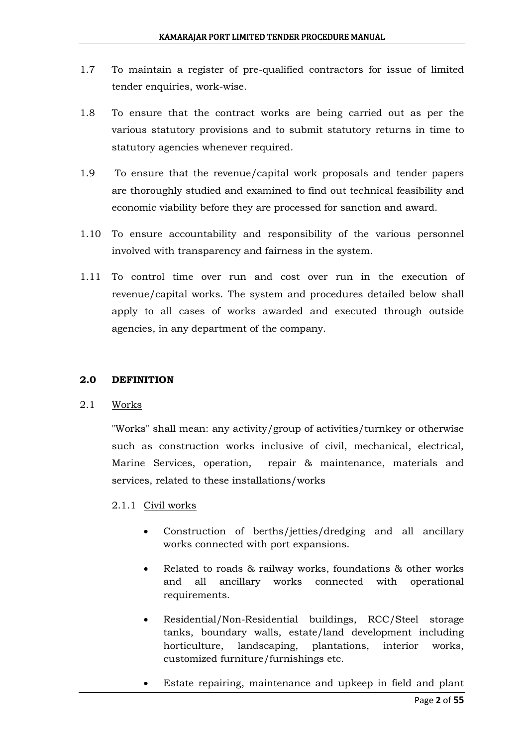1.7 To maintain a register of pre-qualified contractors for issue of limited tender enquiries, work-wise.

1.8 To ensure that the contract works are being carried out as per the various statutory provisions and to submit statutory returns in time to statutory agencies whenever required.

1.9 To ensure that the revenue/capital work proposals and tender papers are thoroughly studied and examined to find out technical feasibility and economic viability before they are processed for sanction and award.

1.10 To ensure accountability and responsibility of the various personnel involved with transparency and fairness in the system.

1.11 To control time over run and cost over run in the execution of revenue/capital works. The system and procedures detailed below shall apply to all cases of works awarded and executed through outside agencies, in any department of the company.

## 2.0 DEFINITION

### 2.1 Works

"Works" shall mean: any activity/group of activities/turnkey or otherwise such as construction works inclusive of civil, mechanical, electrical, Marine Services, operation, repair & maintenance, materials and services, related to these installations/works

#### 2.1.1 Civil works

- Construction of berths/jetties/dredging and all ancillary works connected with port expansions.
- Related to roads & railway works, foundations & other works and all ancillary works connected with operational requirements.
- Residential/Non-Residential buildings, RCC/Steel storage tanks, boundary walls, estate/land development including horticulture, landscaping, plantations, interior works, customized furniture/furnishings etc.
- Estate repairing, maintenance and upkeep in field and plant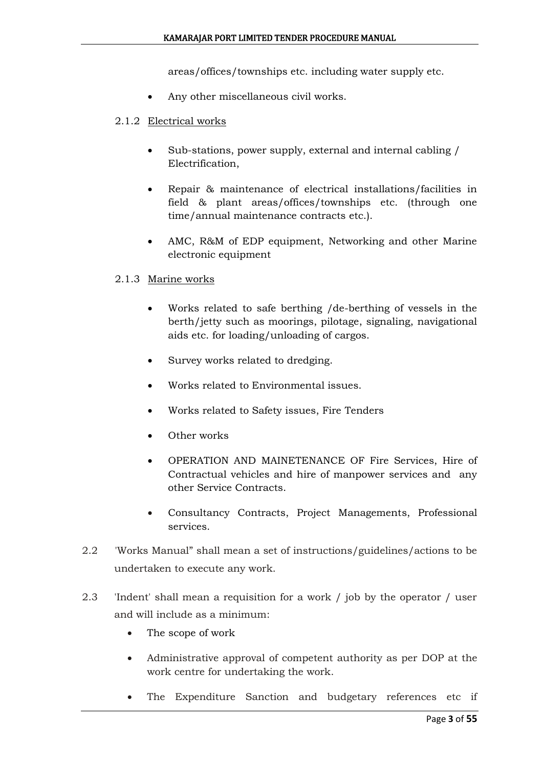areas/offices/townships etc. including water supply etc.

- Any other miscellaneous civil works.

2.1.2 Electrical works

- Sub-stations, power supply, external and internal cabling / Electrification,
- Repair & maintenance of electrical installations/facilities in field & plant areas/offices/townships etc. (through one time/annual maintenance contracts etc.).
- AMC, R&M of EDP equipment, Networking and other Marine electronic equipment

2.1.3 Marine works

- Works related to safe berthing /de-berthing of vessels in the berth/jetty such as moorings, pilotage, signaling, navigational aids etc. for loading/unloading of cargos.
- Survey works related to dredging.
- Works related to Environmental issues.
- Works related to Safety issues, Fire Tenders
- Other works
- OPERATION AND MAINETENANCE OF Fire Services, Hire of Contractual vehicles and hire of manpower services and any other Service Contracts.
- Consultancy Contracts, Project Managements, Professional services.

2.2 'Works Manual" shall mean a set of instructions/guidelines/actions to be undertaken to execute any work.

2.3 'Indent' shall mean a requisition for a work / job by the operator / user and will include as a minimum:

- The scope of work
- Administrative approval of competent authority as per DOP at the work centre for undertaking the work.
- The Expenditure Sanction and budgetary references etc if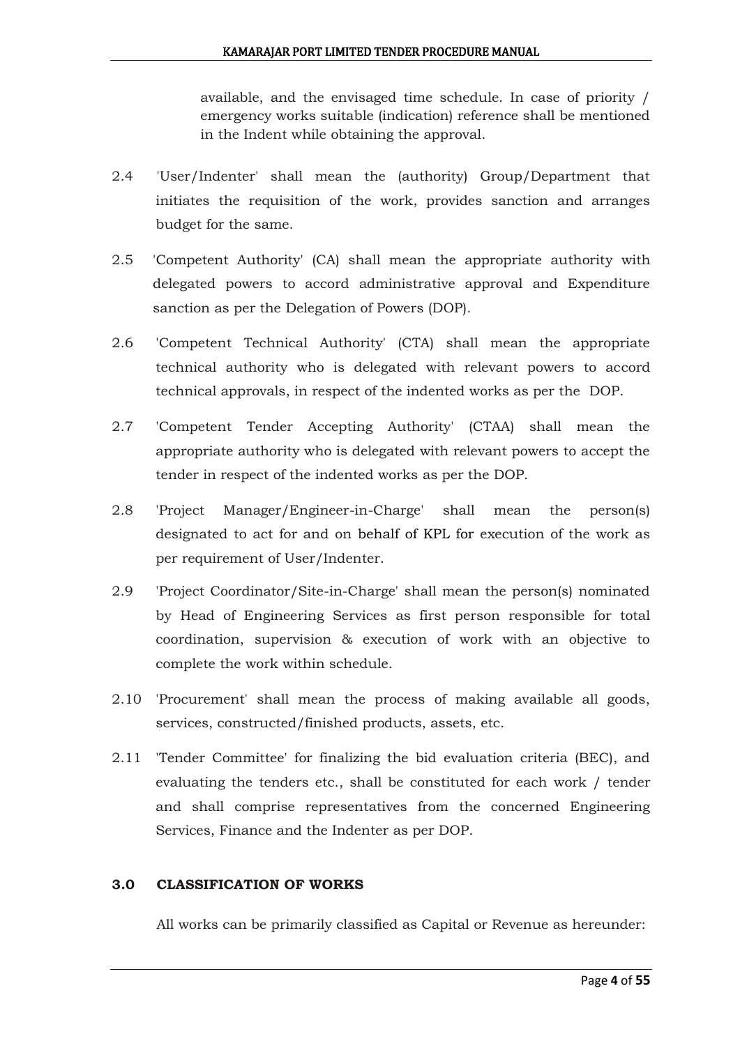available, and the envisaged time schedule. In case of priority / emergency works suitable (indication) reference shall be mentioned in the Indent while obtaining the approval.

2.4 'User/Indenter' shall mean the (authority) Group/Department that initiates the requisition of the work, provides sanction and arranges budget for the same.

2.5 'Competent Authority' (CA) shall mean the appropriate authority with delegated powers to accord administrative approval and Expenditure sanction as per the Delegation of Powers (DOP).

2.6 'Competent Technical Authority' (CTA) shall mean the appropriate technical authority who is delegated with relevant powers to accord technical approvals, in respect of the indented works as per the DOP.

2.7 'Competent Tender Accepting Authority' (CTAA) shall mean the appropriate authority who is delegated with relevant powers to accept the tender in respect of the indented works as per the DOP.

2.8 'Project Manager/Engineer-in-Charge' shall mean the person(s) designated to act for and on behalf of KPL for execution of the work as per requirement of User/Indenter.

2.9 'Project Coordinator/Site-in-Charge' shall mean the person(s) nominated by Head of Engineering Services as first person responsible for total coordination, supervision & execution of work with an objective to complete the work within schedule.

2.10 'Procurement' shall mean the process of making available all goods, services, constructed/finished products, assets, etc.

2.11 'Tender Committee' for finalizing the bid evaluation criteria (BEC), and evaluating the tenders etc., shall be constituted for each work / tender and shall comprise representatives from the concerned Engineering Services, Finance and the Indenter as per DOP.

## 3.0 CLASSIFICATION OF WORKS

All works can be primarily classified as Capital or Revenue as hereunder: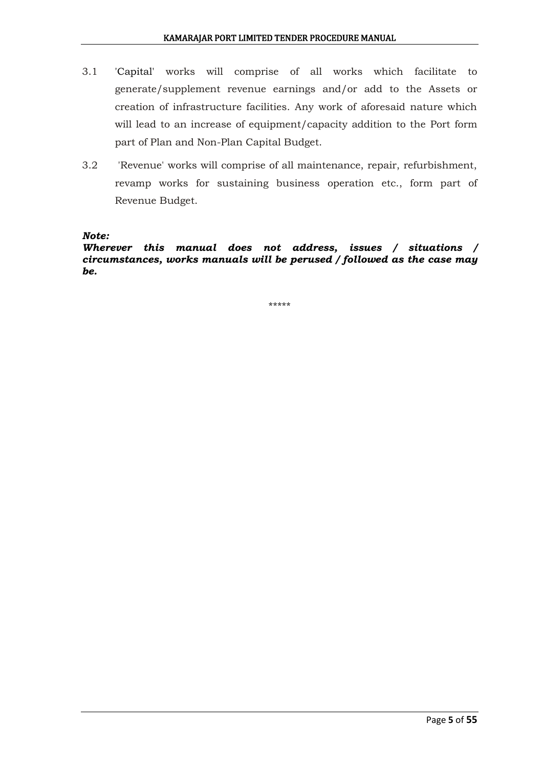3.1 'Capital' works will comprise of all works which facilitate to generate/supplement revenue earnings and/or add to the Assets or creation of infrastructure facilities. Any work of aforesaid nature which will lead to an increase of equipment/capacity addition to the Port form part of Plan and Non-Plan Capital Budget.

3.2 'Revenue' works will comprise of all maintenance, repair, refurbishment, revamp works for sustaining business operation etc., form part of Revenue Budget.

***Note:***

***Wherever this manual does not address, issues / situations / circumstances, works manuals will be perused / followed as the case may be.***

*****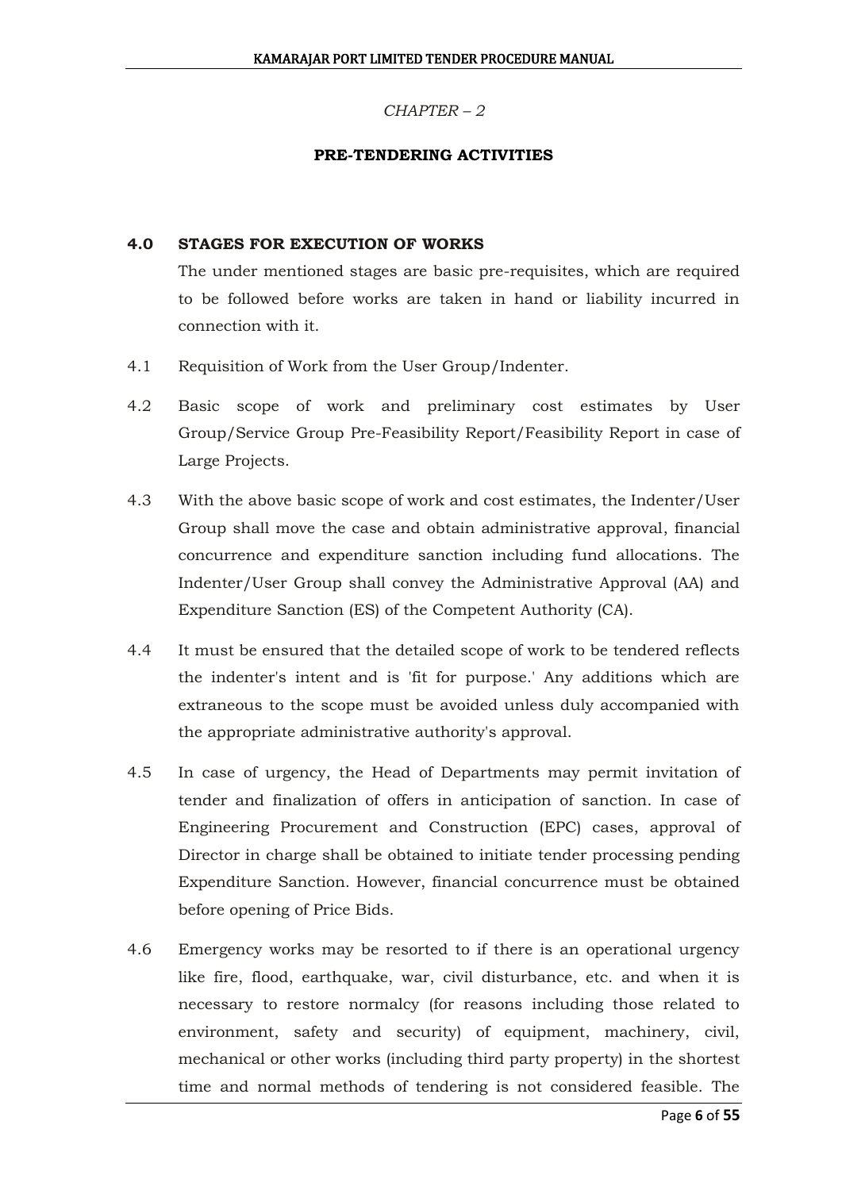*CHAPTER – 2*

## PRE-TENDERING ACTIVITIES

### 4.0 STAGES FOR EXECUTION OF WORKS

The under mentioned stages are basic pre-requisites, which are required to be followed before works are taken in hand or liability incurred in connection with it.

4.1 Requisition of Work from the User Group/Indenter.

4.2 Basic scope of work and preliminary cost estimates by User Group/Service Group Pre-Feasibility Report/Feasibility Report in case of Large Projects.

4.3 With the above basic scope of work and cost estimates, the Indenter/User Group shall move the case and obtain administrative approval, financial concurrence and expenditure sanction including fund allocations. The Indenter/User Group shall convey the Administrative Approval (AA) and Expenditure Sanction (ES) of the Competent Authority (CA).

4.4 It must be ensured that the detailed scope of work to be tendered reflects the indenter's intent and is 'fit for purpose.' Any additions which are extraneous to the scope must be avoided unless duly accompanied with the appropriate administrative authority's approval.

4.5 In case of urgency, the Head of Departments may permit invitation of tender and finalization of offers in anticipation of sanction. In case of Engineering Procurement and Construction (EPC) cases, approval of Director in charge shall be obtained to initiate tender processing pending Expenditure Sanction. However, financial concurrence must be obtained before opening of Price Bids.

4.6 Emergency works may be resorted to if there is an operational urgency like fire, flood, earthquake, war, civil disturbance, etc. and when it is necessary to restore normalcy (for reasons including those related to environment, safety and security) of equipment, machinery, civil, mechanical or other works (including third party property) in the shortest time and normal methods of tendering is not considered feasible. The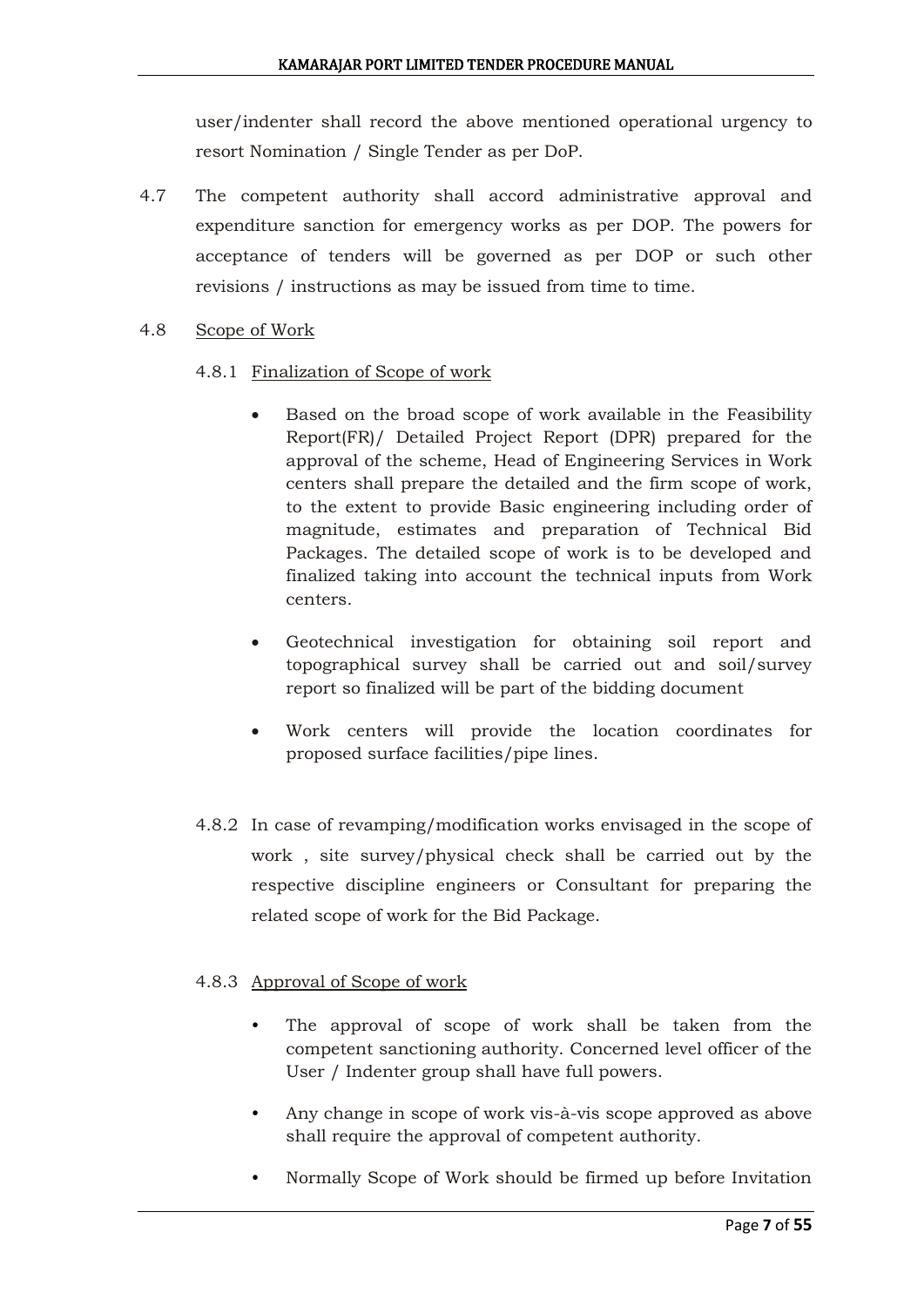user/indenter shall record the above mentioned operational urgency to resort Nomination / Single Tender as per DoP.

4.7 The competent authority shall accord administrative approval and expenditure sanction for emergency works as per DOP. The powers for acceptance of tenders will be governed as per DOP or such other revisions / instructions as may be issued from time to time.

4.8 Scope of Work

4.8.1 Finalization of Scope of work

- Based on the broad scope of work available in the Feasibility Report(FR)/ Detailed Project Report (DPR) prepared for the approval of the scheme, Head of Engineering Services in Work centers shall prepare the detailed and the firm scope of work, to the extent to provide Basic engineering including order of magnitude, estimates and preparation of Technical Bid Packages. The detailed scope of work is to be developed and finalized taking into account the technical inputs from Work centers.
- Geotechnical investigation for obtaining soil report and topographical survey shall be carried out and soil/survey report so finalized will be part of the bidding document
- Work centers will provide the location coordinates for proposed surface facilities/pipe lines.

4.8.2 In case of revamping/modification works envisaged in the scope of work , site survey/physical check shall be carried out by the respective discipline engineers or Consultant for preparing the related scope of work for the Bid Package.

4.8.3 Approval of Scope of work

- The approval of scope of work shall be taken from the competent sanctioning authority. Concerned level officer of the User / Indenter group shall have full powers.
- Any change in scope of work vis-à-vis scope approved as above shall require the approval of competent authority.
- Normally Scope of Work should be firmed up before Invitation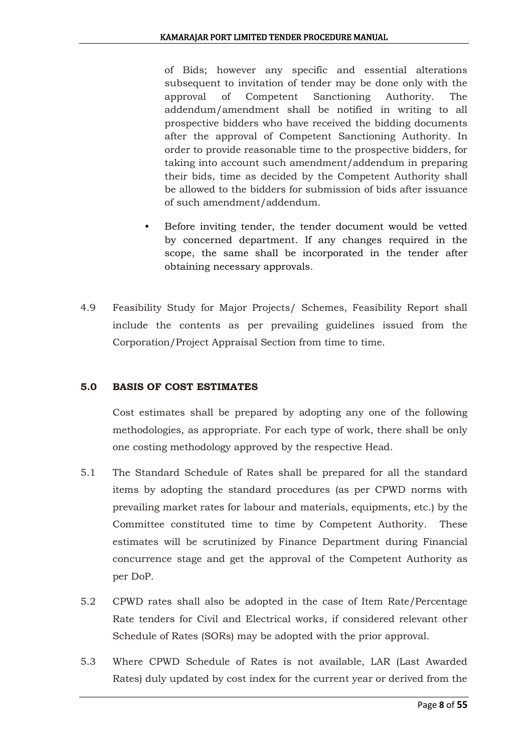of Bids; however any specific and essential alterations subsequent to invitation of tender may be done only with the approval of Competent Sanctioning Authority. The addendum/amendment shall be notified in writing to all prospective bidders who have received the bidding documents after the approval of Competent Sanctioning Authority. In order to provide reasonable time to the prospective bidders, for taking into account such amendment/addendum in preparing their bids, time as decided by the Competent Authority shall be allowed to the bidders for submission of bids after issuance of such amendment/addendum.

- Before inviting tender, the tender document would be vetted by concerned department. If any changes required in the scope, the same shall be incorporated in the tender after obtaining necessary approvals.

4.9 Feasibility Study for Major Projects/ Schemes, Feasibility Report shall include the contents as per prevailing guidelines issued from the Corporation/Project Appraisal Section from time to time.

## 5.0 BASIS OF COST ESTIMATES

Cost estimates shall be prepared by adopting any one of the following methodologies, as appropriate. For each type of work, there shall be only one costing methodology approved by the respective Head.

5.1 The Standard Schedule of Rates shall be prepared for all the standard items by adopting the standard procedures (as per CPWD norms with prevailing market rates for labour and materials, equipments, etc.) by the Committee constituted time to time by Competent Authority. These estimates will be scrutinized by Finance Department during Financial concurrence stage and get the approval of the Competent Authority as per DoP.

5.2 CPWD rates shall also be adopted in the case of Item Rate/Percentage Rate tenders for Civil and Electrical works, if considered relevant other Schedule of Rates (SORs) may be adopted with the prior approval.

5.3 Where CPWD Schedule of Rates is not available, LAR (Last Awarded Rates) duly updated by cost index for the current year or derived from the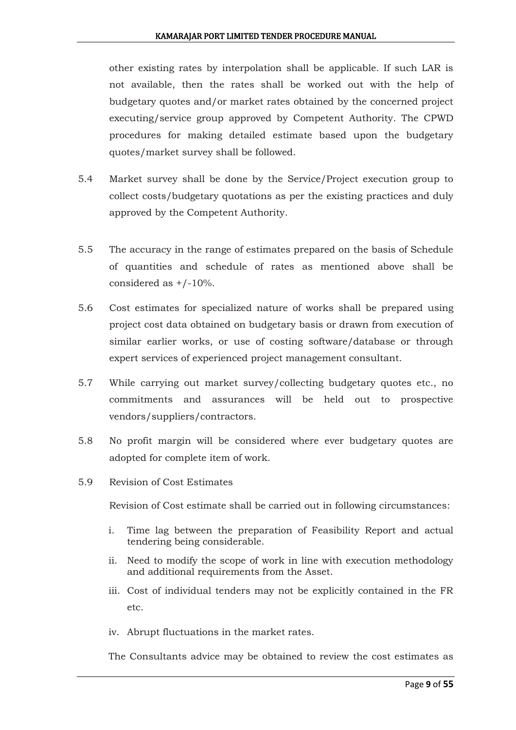other existing rates by interpolation shall be applicable. If such LAR is not available, then the rates shall be worked out with the help of budgetary quotes and/or market rates obtained by the concerned project executing/service group approved by Competent Authority. The CPWD procedures for making detailed estimate based upon the budgetary quotes/market survey shall be followed.

5.4 Market survey shall be done by the Service/Project execution group to collect costs/budgetary quotations as per the existing practices and duly approved by the Competent Authority.

5.5 The accuracy in the range of estimates prepared on the basis of Schedule of quantities and schedule of rates as mentioned above shall be considered as +/-10%.

5.6 Cost estimates for specialized nature of works shall be prepared using project cost data obtained on budgetary basis or drawn from execution of similar earlier works, or use of costing software/database or through expert services of experienced project management consultant.

5.7 While carrying out market survey/collecting budgetary quotes etc., no commitments and assurances will be held out to prospective vendors/suppliers/contractors.

5.8 No profit margin will be considered where ever budgetary quotes are adopted for complete item of work.

5.9 Revision of Cost Estimates

Revision of Cost estimate shall be carried out in following circumstances:

i. Time lag between the preparation of Feasibility Report and actual tendering being considerable.
ii. Need to modify the scope of work in line with execution methodology and additional requirements from the Asset.
iii. Cost of individual tenders may not be explicitly contained in the FR etc.
iv. Abrupt fluctuations in the market rates.

The Consultants advice may be obtained to review the cost estimates as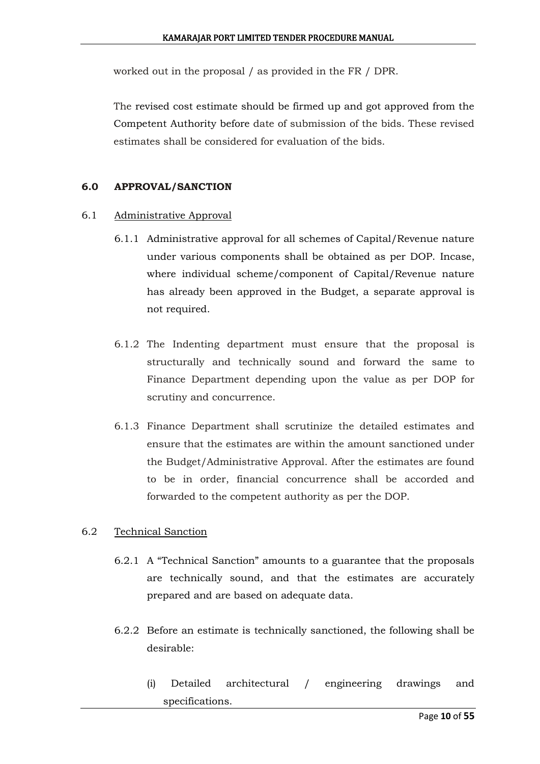worked out in the proposal / as provided in the FR / DPR.

The revised cost estimate should be firmed up and got approved from the Competent Authority before date of submission of the bids. These revised estimates shall be considered for evaluation of the bids.

## 6.0 APPROVAL/SANCTION

### 6.1 Administrative Approval

6.1.1 Administrative approval for all schemes of Capital/Revenue nature under various components shall be obtained as per DOP. Incase, where individual scheme/component of Capital/Revenue nature has already been approved in the Budget, a separate approval is not required.

6.1.2 The Indenting department must ensure that the proposal is structurally and technically sound and forward the same to Finance Department depending upon the value as per DOP for scrutiny and concurrence.

6.1.3 Finance Department shall scrutinize the detailed estimates and ensure that the estimates are within the amount sanctioned under the Budget/Administrative Approval. After the estimates are found to be in order, financial concurrence shall be accorded and forwarded to the competent authority as per the DOP.

### 6.2 Technical Sanction

6.2.1 A "Technical Sanction" amounts to a guarantee that the proposals are technically sound, and that the estimates are accurately prepared and are based on adequate data.

6.2.2 Before an estimate is technically sanctioned, the following shall be desirable:

(i) Detailed architectural / engineering drawings and specifications.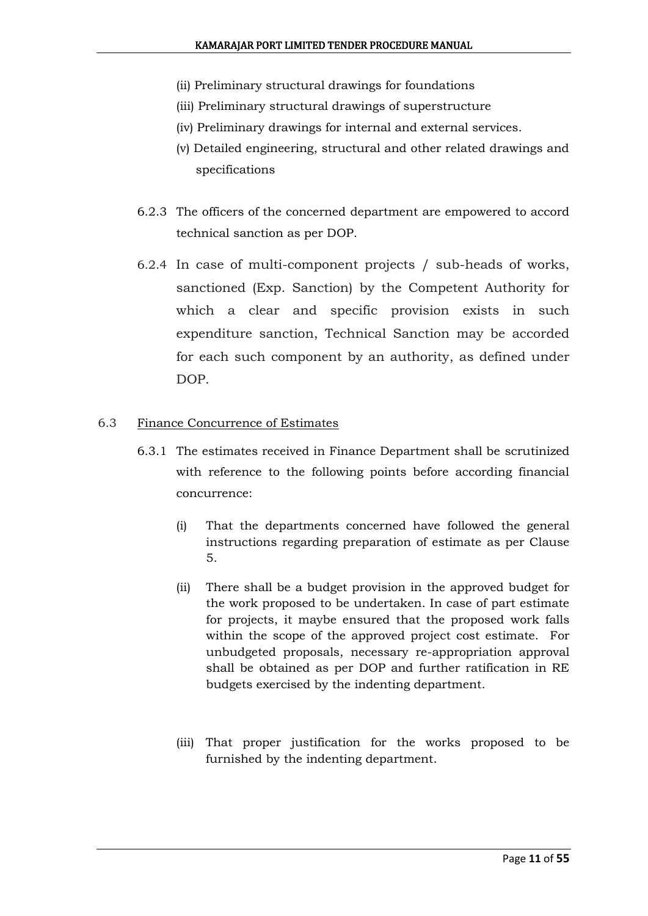(ii) Preliminary structural drawings for foundations

(iii) Preliminary structural drawings of superstructure

(iv) Preliminary drawings for internal and external services.

(v) Detailed engineering, structural and other related drawings and specifications

6.2.3 The officers of the concerned department are empowered to accord technical sanction as per DOP.

6.2.4 In case of multi-component projects / sub-heads of works, sanctioned (Exp. Sanction) by the Competent Authority for which a clear and specific provision exists in such expenditure sanction, Technical Sanction may be accorded for each such component by an authority, as defined under DOP.

## 6.3 Finance Concurrence of Estimates

6.3.1 The estimates received in Finance Department shall be scrutinized with reference to the following points before according financial concurrence:

(i) That the departments concerned have followed the general instructions regarding preparation of estimate as per Clause 5.

(ii) There shall be a budget provision in the approved budget for the work proposed to be undertaken. In case of part estimate for projects, it maybe ensured that the proposed work falls within the scope of the approved project cost estimate. For unbudgeted proposals, necessary re-appropriation approval shall be obtained as per DOP and further ratification in RE budgets exercised by the indenting department.

(iii) That proper justification for the works proposed to be furnished by the indenting department.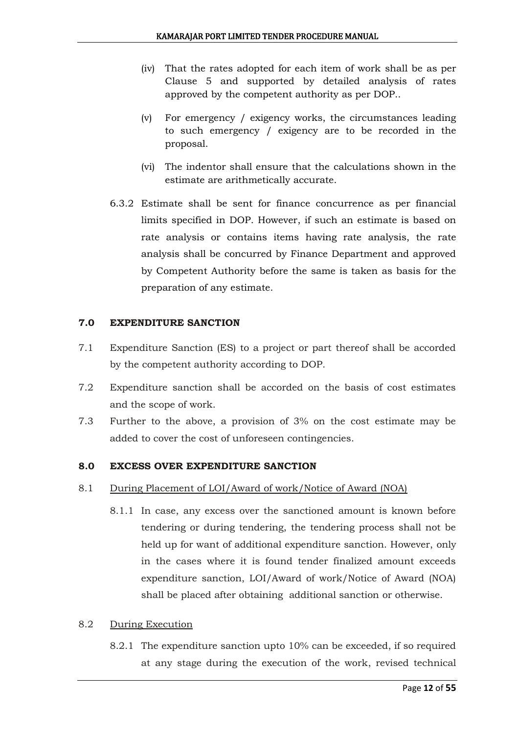(iv) That the rates adopted for each item of work shall be as per Clause 5 and supported by detailed analysis of rates approved by the competent authority as per DOP..

(v) For emergency / exigency works, the circumstances leading to such emergency / exigency are to be recorded in the proposal.

(vi) The indentor shall ensure that the calculations shown in the estimate are arithmetically accurate.

6.3.2 Estimate shall be sent for finance concurrence as per financial limits specified in DOP. However, if such an estimate is based on rate analysis or contains items having rate analysis, the rate analysis shall be concurred by Finance Department and approved by Competent Authority before the same is taken as basis for the preparation of any estimate.

## 7.0 EXPENDITURE SANCTION

7.1 Expenditure Sanction (ES) to a project or part thereof shall be accorded by the competent authority according to DOP.

7.2 Expenditure sanction shall be accorded on the basis of cost estimates and the scope of work.

7.3 Further to the above, a provision of 3% on the cost estimate may be added to cover the cost of unforeseen contingencies.

## 8.0 EXCESS OVER EXPENDITURE SANCTION

8.1 During Placement of LOI/Award of work/Notice of Award (NOA)

8.1.1 In case, any excess over the sanctioned amount is known before tendering or during tendering, the tendering process shall not be held up for want of additional expenditure sanction. However, only in the cases where it is found tender finalized amount exceeds expenditure sanction, LOI/Award of work/Notice of Award (NOA) shall be placed after obtaining additional sanction or otherwise.

8.2 During Execution

8.2.1 The expenditure sanction upto 10% can be exceeded, if so required at any stage during the execution of the work, revised technical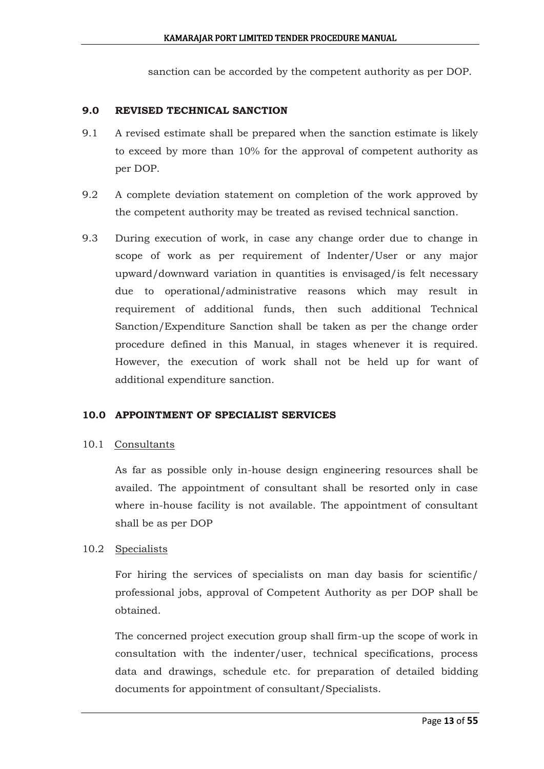sanction can be accorded by the competent authority as per DOP.

## 9.0 REVISED TECHNICAL SANCTION

9.1 A revised estimate shall be prepared when the sanction estimate is likely to exceed by more than 10% for the approval of competent authority as per DOP.

9.2 A complete deviation statement on completion of the work approved by the competent authority may be treated as revised technical sanction.

9.3 During execution of work, in case any change order due to change in scope of work as per requirement of Indenter/User or any major upward/downward variation in quantities is envisaged/is felt necessary due to operational/administrative reasons which may result in requirement of additional funds, then such additional Technical Sanction/Expenditure Sanction shall be taken as per the change order procedure defined in this Manual, in stages whenever it is required. However, the execution of work shall not be held up for want of additional expenditure sanction.

## 10.0 APPOINTMENT OF SPECIALIST SERVICES

10.1 Consultants

As far as possible only in-house design engineering resources shall be availed. The appointment of consultant shall be resorted only in case where in-house facility is not available. The appointment of consultant shall be as per DOP

10.2 Specialists

For hiring the services of specialists on man day basis for scientific/ professional jobs, approval of Competent Authority as per DOP shall be obtained.

The concerned project execution group shall firm-up the scope of work in consultation with the indenter/user, technical specifications, process data and drawings, schedule etc. for preparation of detailed bidding documents for appointment of consultant/Specialists.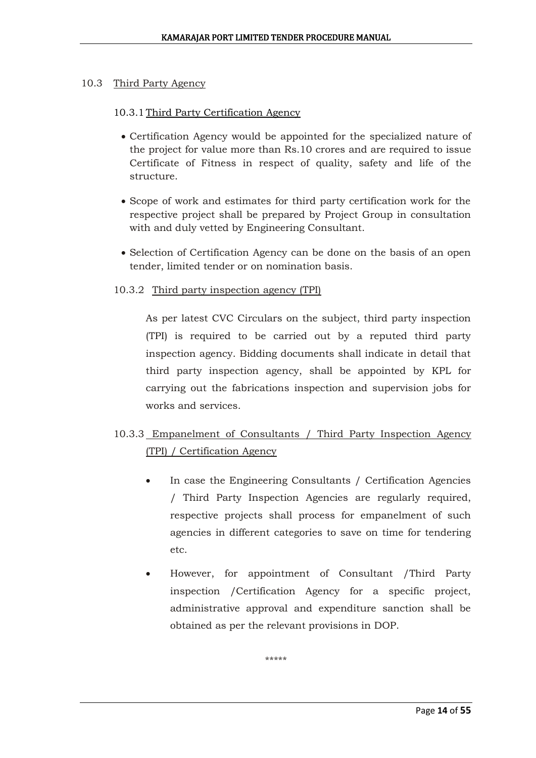## 10.3 Third Party Agency

### 10.3.1 Third Party Certification Agency

- Certification Agency would be appointed for the specialized nature of the project for value more than Rs.10 crores and are required to issue Certificate of Fitness in respect of quality, safety and life of the structure.
- Scope of work and estimates for third party certification work for the respective project shall be prepared by Project Group in consultation with and duly vetted by Engineering Consultant.
- Selection of Certification Agency can be done on the basis of an open tender, limited tender or on nomination basis.

### 10.3.2 Third party inspection agency (TPI)

As per latest CVC Circulars on the subject, third party inspection (TPI) is required to be carried out by a reputed third party inspection agency. Bidding documents shall indicate in detail that third party inspection agency, shall be appointed by KPL for carrying out the fabrications inspection and supervision jobs for works and services.

### 10.3.3 Empanelment of Consultants / Third Party Inspection Agency (TPI) / Certification Agency

- In case the Engineering Consultants / Certification Agencies / Third Party Inspection Agencies are regularly required, respective projects shall process for empanelment of such agencies in different categories to save on time for tendering etc.
- However, for appointment of Consultant /Third Party inspection /Certification Agency for a specific project, administrative approval and expenditure sanction shall be obtained as per the relevant provisions in DOP.

*****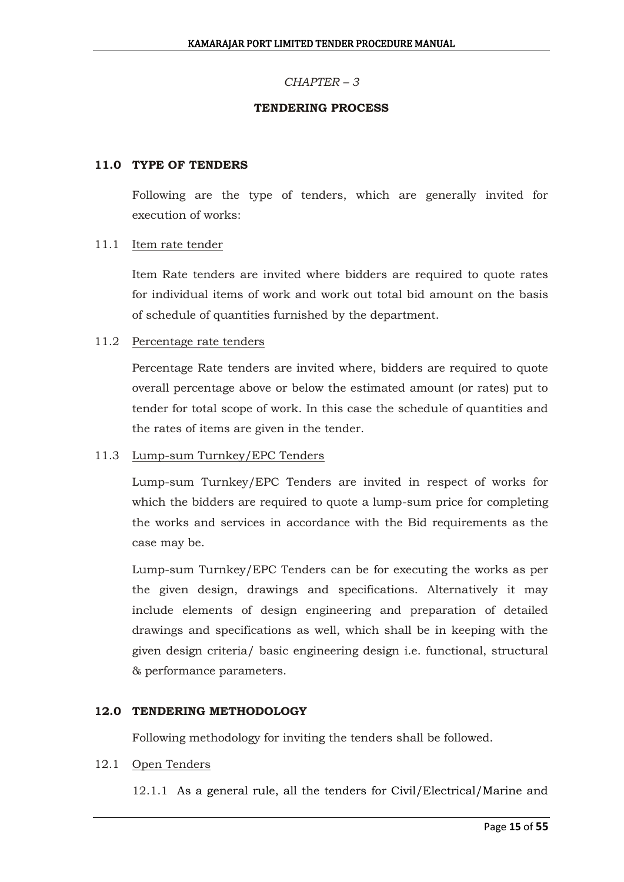*CHAPTER – 3*

## TENDERING PROCESS

### 11.0 TYPE OF TENDERS

Following are the type of tenders, which are generally invited for execution of works:

11.1 Item rate tender

Item Rate tenders are invited where bidders are required to quote rates for individual items of work and work out total bid amount on the basis of schedule of quantities furnished by the department.

11.2 Percentage rate tenders

Percentage Rate tenders are invited where, bidders are required to quote overall percentage above or below the estimated amount (or rates) put to tender for total scope of work. In this case the schedule of quantities and the rates of items are given in the tender.

11.3 Lump-sum Turnkey/EPC Tenders

Lump-sum Turnkey/EPC Tenders are invited in respect of works for which the bidders are required to quote a lump-sum price for completing the works and services in accordance with the Bid requirements as the case may be.

Lump-sum Turnkey/EPC Tenders can be for executing the works as per the given design, drawings and specifications. Alternatively it may include elements of design engineering and preparation of detailed drawings and specifications as well, which shall be in keeping with the given design criteria/ basic engineering design i.e. functional, structural & performance parameters.

### 12.0 TENDERING METHODOLOGY

Following methodology for inviting the tenders shall be followed.

12.1 Open Tenders

12.1.1 As a general rule, all the tenders for Civil/Electrical/Marine and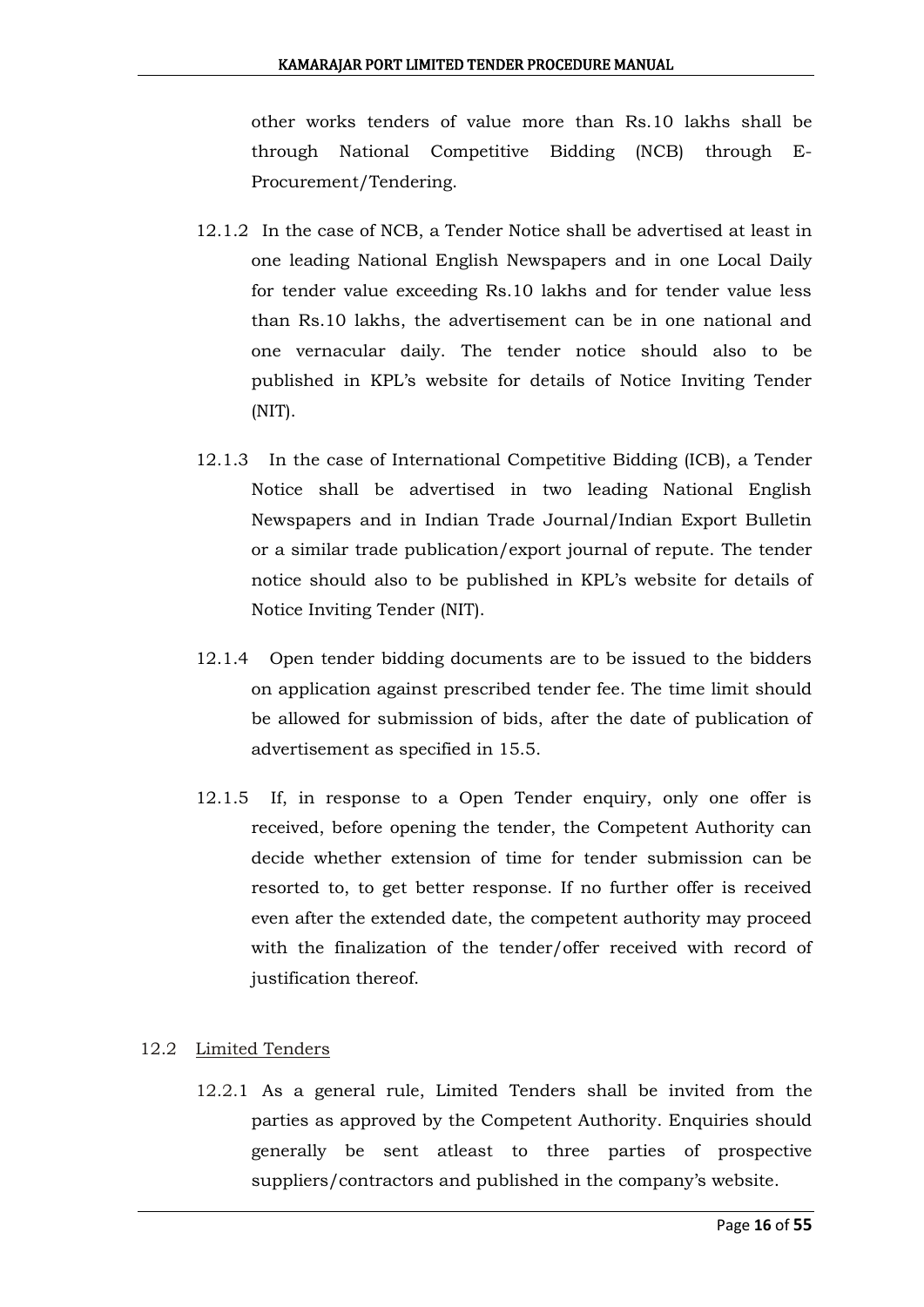other works tenders of value more than Rs.10 lakhs shall be through National Competitive Bidding (NCB) through E-Procurement/Tendering.

12.1.2 In the case of NCB, a Tender Notice shall be advertised at least in one leading National English Newspapers and in one Local Daily for tender value exceeding Rs.10 lakhs and for tender value less than Rs.10 lakhs, the advertisement can be in one national and one vernacular daily. The tender notice should also to be published in KPL's website for details of Notice Inviting Tender (NIT).

12.1.3 In the case of International Competitive Bidding (ICB), a Tender Notice shall be advertised in two leading National English Newspapers and in Indian Trade Journal/Indian Export Bulletin or a similar trade publication/export journal of repute. The tender notice should also to be published in KPL's website for details of Notice Inviting Tender (NIT).

12.1.4 Open tender bidding documents are to be issued to the bidders on application against prescribed tender fee. The time limit should be allowed for submission of bids, after the date of publication of advertisement as specified in 15.5.

12.1.5 If, in response to a Open Tender enquiry, only one offer is received, before opening the tender, the Competent Authority can decide whether extension of time for tender submission can be resorted to, to get better response. If no further offer is received even after the extended date, the competent authority may proceed with the finalization of the tender/offer received with record of justification thereof.

12.2 Limited Tenders

12.2.1 As a general rule, Limited Tenders shall be invited from the parties as approved by the Competent Authority. Enquiries should generally be sent atleast to three parties of prospective suppliers/contractors and published in the company's website.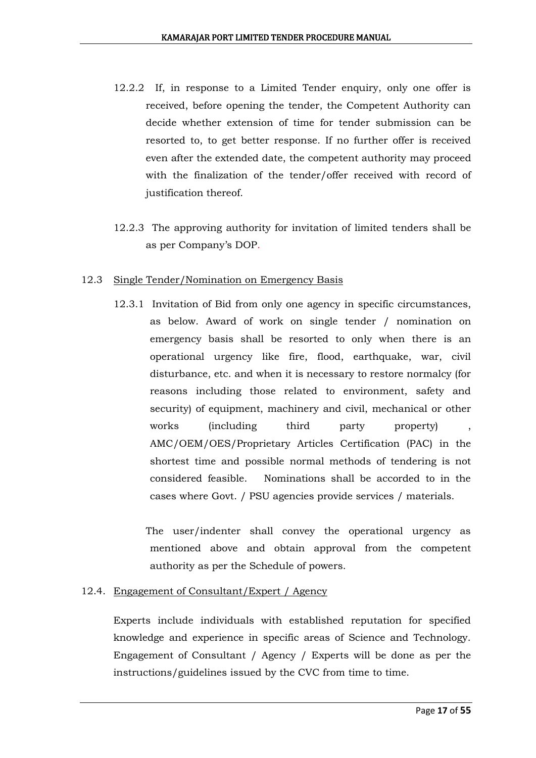12.2.2 If, in response to a Limited Tender enquiry, only one offer is received, before opening the tender, the Competent Authority can decide whether extension of time for tender submission can be resorted to, to get better response. If no further offer is received even after the extended date, the competent authority may proceed with the finalization of the tender/offer received with record of justification thereof.

12.2.3 The approving authority for invitation of limited tenders shall be as per Company's DOP.

12.3 <u>Single Tender/Nomination on Emergency Basis</u>

12.3.1 Invitation of Bid from only one agency in specific circumstances, as below. Award of work on single tender / nomination on emergency basis shall be resorted to only when there is an operational urgency like fire, flood, earthquake, war, civil disturbance, etc. and when it is necessary to restore normalcy (for reasons including those related to environment, safety and security) of equipment, machinery and civil, mechanical or other works (including third party property) , AMC/OEM/OES/Proprietary Articles Certification (PAC) in the shortest time and possible normal methods of tendering is not considered feasible. Nominations shall be accorded to in the cases where Govt. / PSU agencies provide services / materials.

The user/indenter shall convey the operational urgency as mentioned above and obtain approval from the competent authority as per the Schedule of powers.

12.4. <u>Engagement of Consultant/Expert / Agency</u>

Experts include individuals with established reputation for specified knowledge and experience in specific areas of Science and Technology. Engagement of Consultant / Agency / Experts will be done as per the instructions/guidelines issued by the CVC from time to time.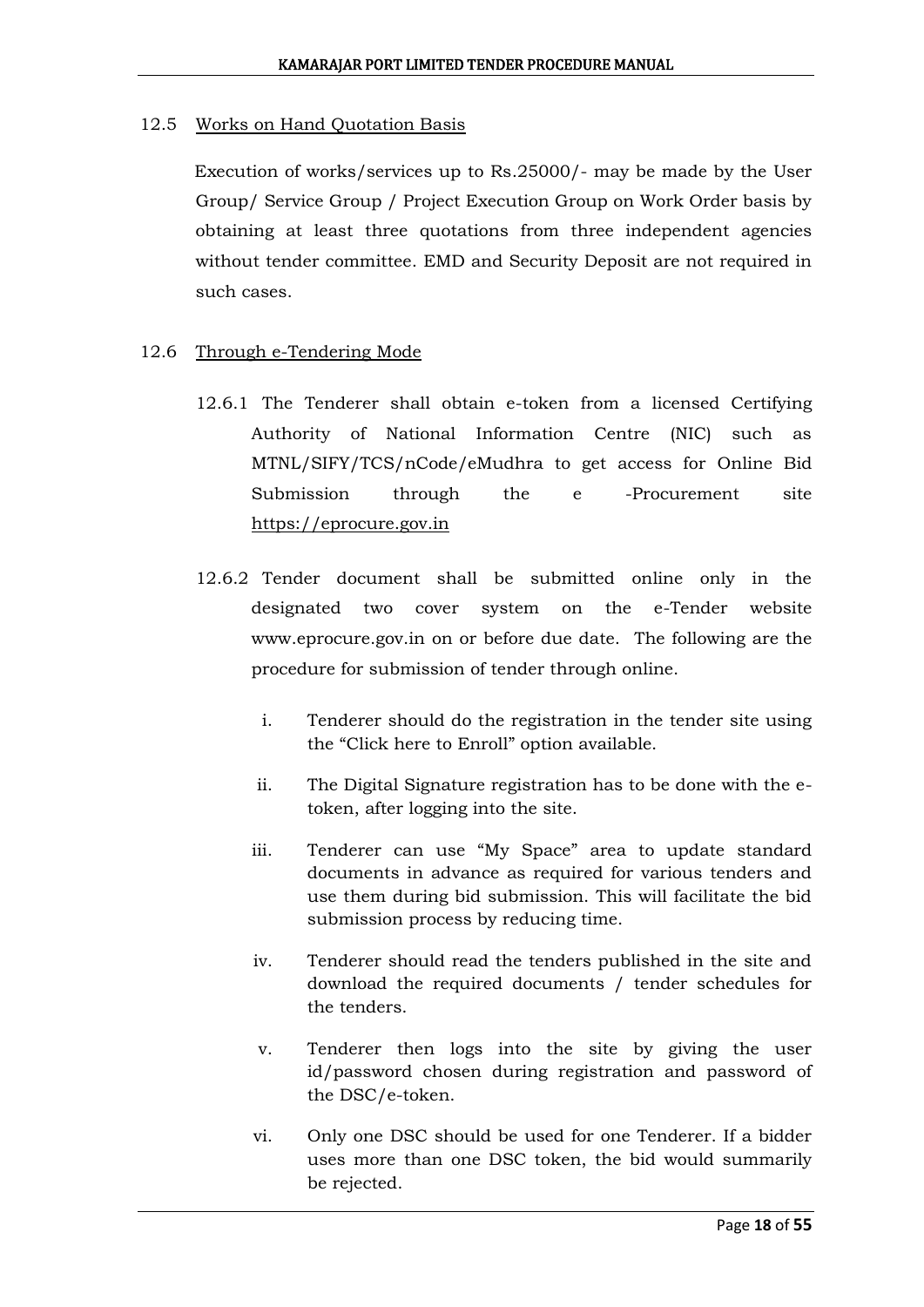### 12.5 Works on Hand Quotation Basis

Execution of works/services up to Rs.25000/- may be made by the User Group/ Service Group / Project Execution Group on Work Order basis by obtaining at least three quotations from three independent agencies without tender committee. EMD and Security Deposit are not required in such cases.

### 12.6 Through e-Tendering Mode

12.6.1 The Tenderer shall obtain e-token from a licensed Certifying Authority of National Information Centre (NIC) such as MTNL/SIFY/TCS/nCode/eMudhra to get access for Online Bid Submission through the e -Procurement site https://eprocure.gov.in

12.6.2 Tender document shall be submitted online only in the designated two cover system on the e-Tender website www.eprocure.gov.in on or before due date. The following are the procedure for submission of tender through online.

i. Tenderer should do the registration in the tender site using the "Click here to Enroll" option available.

ii. The Digital Signature registration has to be done with the e-token, after logging into the site.

iii. Tenderer can use "My Space" area to update standard documents in advance as required for various tenders and use them during bid submission. This will facilitate the bid submission process by reducing time.

iv. Tenderer should read the tenders published in the site and download the required documents / tender schedules for the tenders.

v. Tenderer then logs into the site by giving the user id/password chosen during registration and password of the DSC/e-token.

vi. Only one DSC should be used for one Tenderer. If a bidder uses more than one DSC token, the bid would summarily be rejected.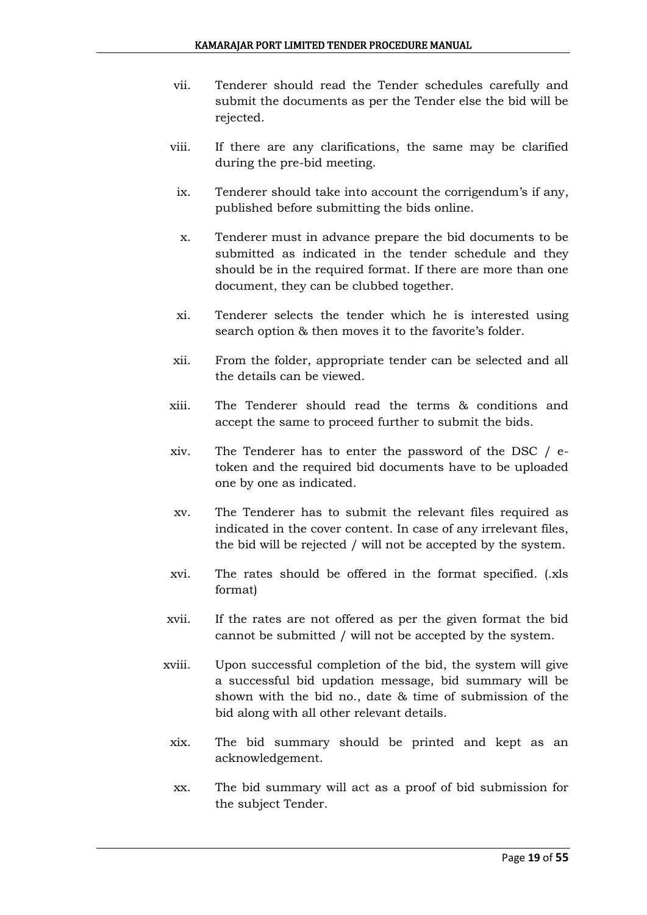vii. Tenderer should read the Tender schedules carefully and submit the documents as per the Tender else the bid will be rejected.

viii. If there are any clarifications, the same may be clarified during the pre-bid meeting.

ix. Tenderer should take into account the corrigendum's if any, published before submitting the bids online.

x. Tenderer must in advance prepare the bid documents to be submitted as indicated in the tender schedule and they should be in the required format. If there are more than one document, they can be clubbed together.

xi. Tenderer selects the tender which he is interested using search option & then moves it to the favorite's folder.

xii. From the folder, appropriate tender can be selected and all the details can be viewed.

xiii. The Tenderer should read the terms & conditions and accept the same to proceed further to submit the bids.

xiv. The Tenderer has to enter the password of the DSC / e-token and the required bid documents have to be uploaded one by one as indicated.

xv. The Tenderer has to submit the relevant files required as indicated in the cover content. In case of any irrelevant files, the bid will be rejected / will not be accepted by the system.

xvi. The rates should be offered in the format specified. (.xls format)

xvii. If the rates are not offered as per the given format the bid cannot be submitted / will not be accepted by the system.

xviii. Upon successful completion of the bid, the system will give a successful bid updation message, bid summary will be shown with the bid no., date & time of submission of the bid along with all other relevant details.

xix. The bid summary should be printed and kept as an acknowledgement.

xx. The bid summary will act as a proof of bid submission for the subject Tender.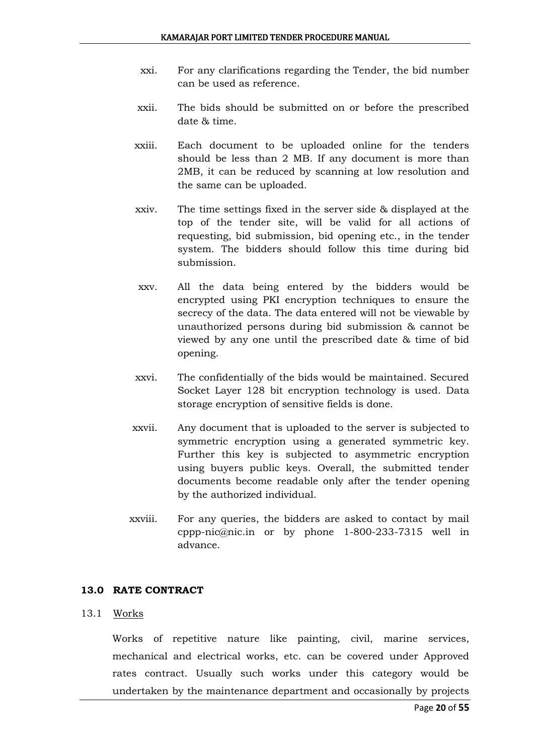xxi. For any clarifications regarding the Tender, the bid number can be used as reference.

xxii. The bids should be submitted on or before the prescribed date & time.

xxiii. Each document to be uploaded online for the tenders should be less than 2 MB. If any document is more than 2MB, it can be reduced by scanning at low resolution and the same can be uploaded.

xxiv. The time settings fixed in the server side & displayed at the top of the tender site, will be valid for all actions of requesting, bid submission, bid opening etc., in the tender system. The bidders should follow this time during bid submission.

xxv. All the data being entered by the bidders would be encrypted using PKI encryption techniques to ensure the secrecy of the data. The data entered will not be viewable by unauthorized persons during bid submission & cannot be viewed by any one until the prescribed date & time of bid opening.

xxvi. The confidentially of the bids would be maintained. Secured Socket Layer 128 bit encryption technology is used. Data storage encryption of sensitive fields is done.

xxvii. Any document that is uploaded to the server is subjected to symmetric encryption using a generated symmetric key. Further this key is subjected to asymmetric encryption using buyers public keys. Overall, the submitted tender documents become readable only after the tender opening by the authorized individual.

xxviii. For any queries, the bidders are asked to contact by mail cppp-nic@nic.in or by phone 1-800-233-7315 well in advance.

## 13.0 RATE CONTRACT

### 13.1 Works

Works of repetitive nature like painting, civil, marine services, mechanical and electrical works, etc. can be covered under Approved rates contract. Usually such works under this category would be undertaken by the maintenance department and occasionally by projects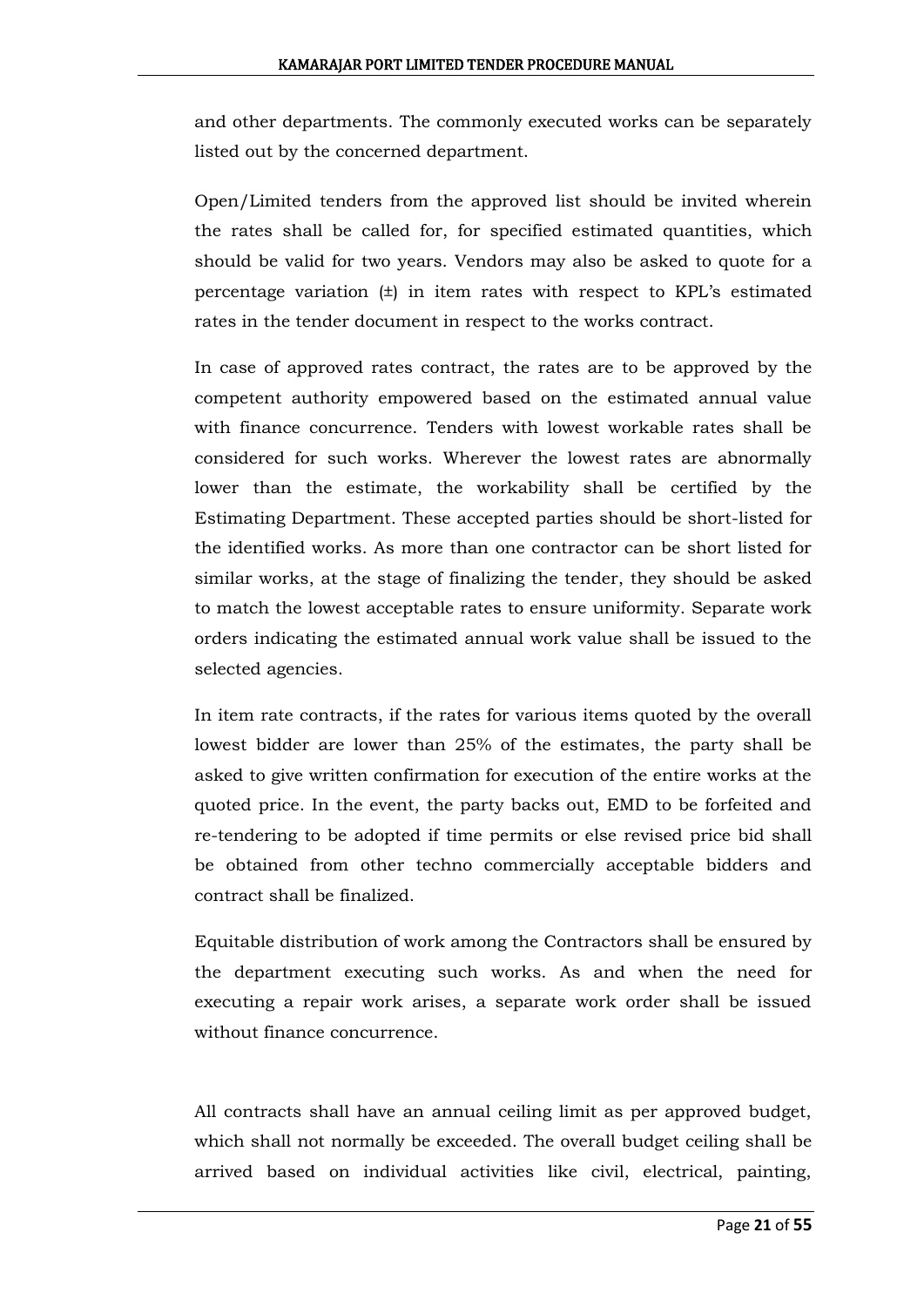and other departments. The commonly executed works can be separately listed out by the concerned department.

Open/Limited tenders from the approved list should be invited wherein the rates shall be called for, for specified estimated quantities, which should be valid for two years. Vendors may also be asked to quote for a percentage variation (±) in item rates with respect to KPL's estimated rates in the tender document in respect to the works contract.

In case of approved rates contract, the rates are to be approved by the competent authority empowered based on the estimated annual value with finance concurrence. Tenders with lowest workable rates shall be considered for such works. Wherever the lowest rates are abnormally lower than the estimate, the workability shall be certified by the Estimating Department. These accepted parties should be short-listed for the identified works. As more than one contractor can be short listed for similar works, at the stage of finalizing the tender, they should be asked to match the lowest acceptable rates to ensure uniformity. Separate work orders indicating the estimated annual work value shall be issued to the selected agencies.

In item rate contracts, if the rates for various items quoted by the overall lowest bidder are lower than 25% of the estimates, the party shall be asked to give written confirmation for execution of the entire works at the quoted price. In the event, the party backs out, EMD to be forfeited and re-tendering to be adopted if time permits or else revised price bid shall be obtained from other techno commercially acceptable bidders and contract shall be finalized.

Equitable distribution of work among the Contractors shall be ensured by the department executing such works. As and when the need for executing a repair work arises, a separate work order shall be issued without finance concurrence.

All contracts shall have an annual ceiling limit as per approved budget, which shall not normally be exceeded. The overall budget ceiling shall be arrived based on individual activities like civil, electrical, painting,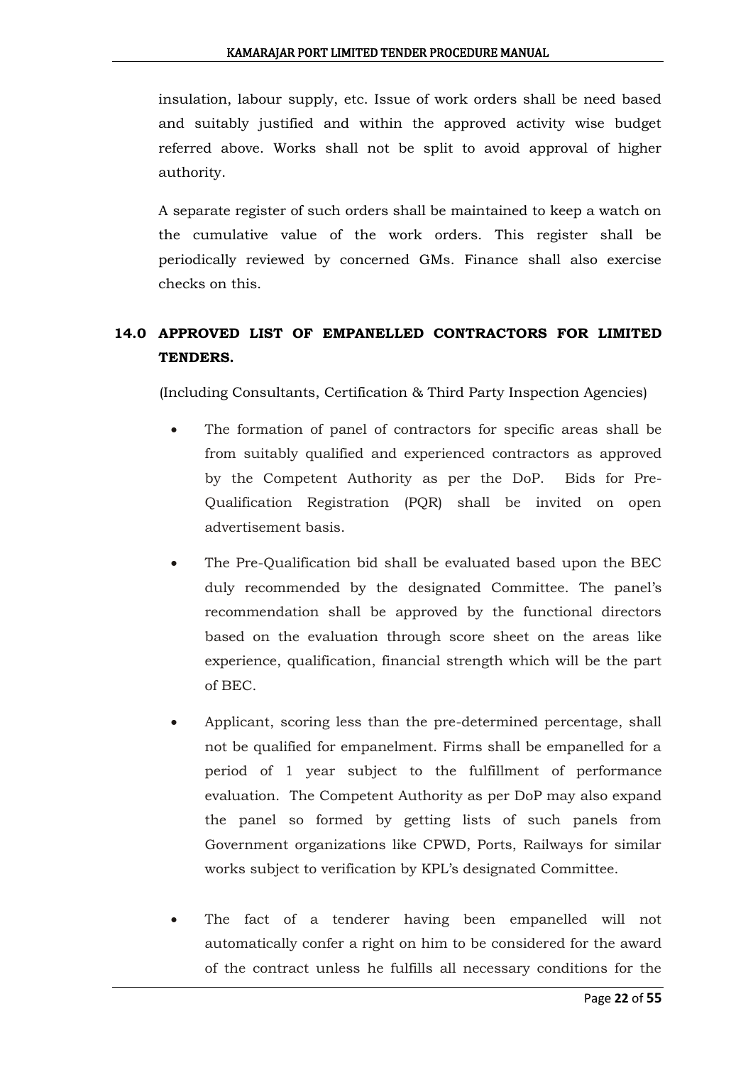insulation, labour supply, etc. Issue of work orders shall be need based and suitably justified and within the approved activity wise budget referred above. Works shall not be split to avoid approval of higher authority.

A separate register of such orders shall be maintained to keep a watch on the cumulative value of the work orders. This register shall be periodically reviewed by concerned GMs. Finance shall also exercise checks on this.

## 14.0 APPROVED LIST OF EMPANELLED CONTRACTORS FOR LIMITED TENDERS.

(Including Consultants, Certification & Third Party Inspection Agencies)

- The formation of panel of contractors for specific areas shall be from suitably qualified and experienced contractors as approved by the Competent Authority as per the DoP. Bids for Pre-Qualification Registration (PQR) shall be invited on open advertisement basis.
- The Pre-Qualification bid shall be evaluated based upon the BEC duly recommended by the designated Committee. The panel's recommendation shall be approved by the functional directors based on the evaluation through score sheet on the areas like experience, qualification, financial strength which will be the part of BEC.
- Applicant, scoring less than the pre-determined percentage, shall not be qualified for empanelment. Firms shall be empanelled for a period of 1 year subject to the fulfillment of performance evaluation. The Competent Authority as per DoP may also expand the panel so formed by getting lists of such panels from Government organizations like CPWD, Ports, Railways for similar works subject to verification by KPL's designated Committee.
- The fact of a tenderer having been empanelled will not automatically confer a right on him to be considered for the award of the contract unless he fulfills all necessary conditions for the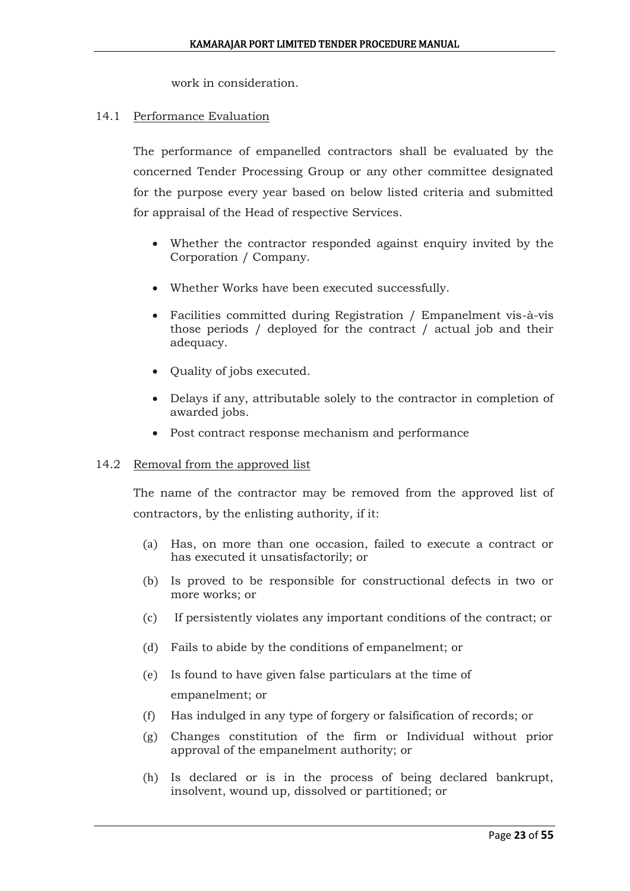work in consideration.

14.1 Performance Evaluation

The performance of empanelled contractors shall be evaluated by the concerned Tender Processing Group or any other committee designated for the purpose every year based on below listed criteria and submitted for appraisal of the Head of respective Services.

- Whether the contractor responded against enquiry invited by the Corporation / Company.
- Whether Works have been executed successfully.
- Facilities committed during Registration / Empanelment vis-à-vis those periods / deployed for the contract / actual job and their adequacy.
- Quality of jobs executed.
- Delays if any, attributable solely to the contractor in completion of awarded jobs.
- Post contract response mechanism and performance

14.2 Removal from the approved list

The name of the contractor may be removed from the approved list of contractors, by the enlisting authority, if it:

(a) Has, on more than one occasion, failed to execute a contract or has executed it unsatisfactorily; or

(b) Is proved to be responsible for constructional defects in two or more works; or

(c) If persistently violates any important conditions of the contract; or

(d) Fails to abide by the conditions of empanelment; or

(e) Is found to have given false particulars at the time of empanelment; or

(f) Has indulged in any type of forgery or falsification of records; or

(g) Changes constitution of the firm or Individual without prior approval of the empanelment authority; or

(h) Is declared or is in the process of being declared bankrupt, insolvent, wound up, dissolved or partitioned; or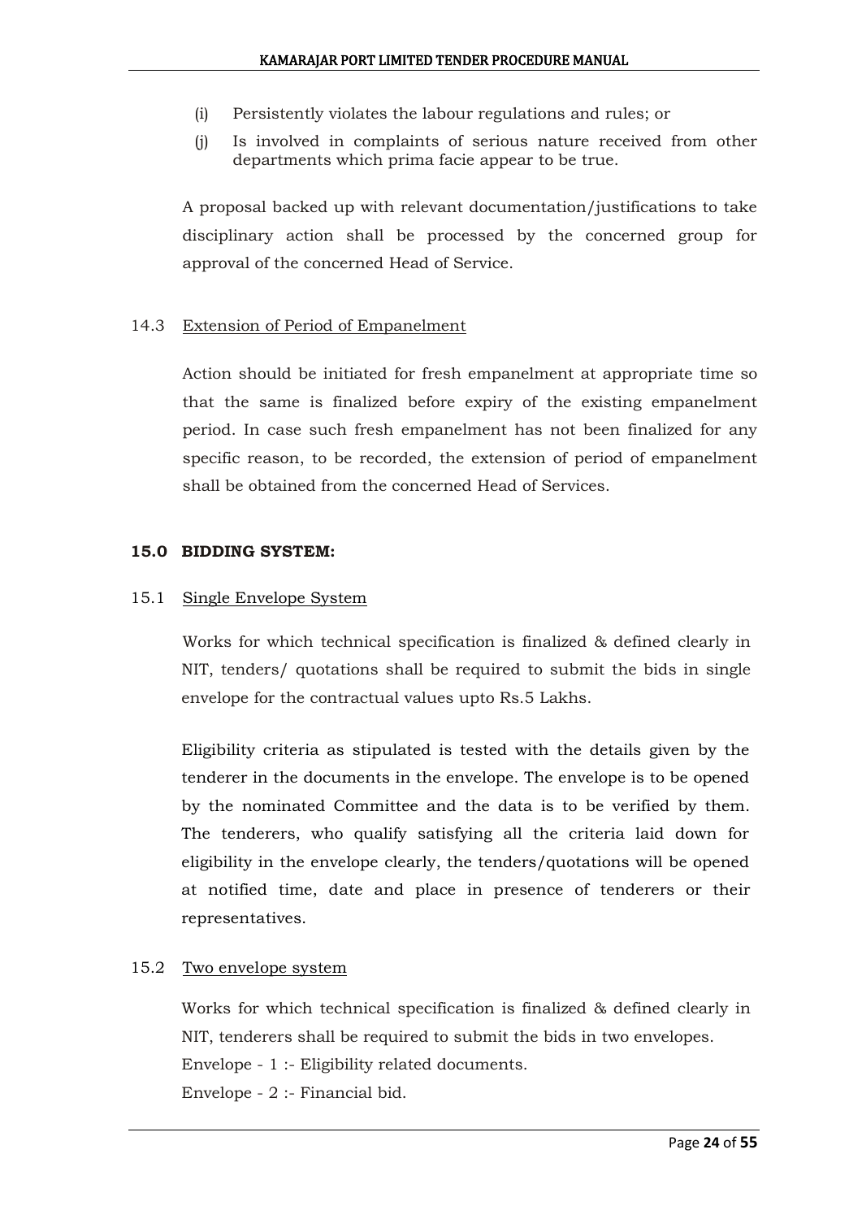(i) Persistently violates the labour regulations and rules; or

(j) Is involved in complaints of serious nature received from other departments which prima facie appear to be true.

A proposal backed up with relevant documentation/justifications to take disciplinary action shall be processed by the concerned group for approval of the concerned Head of Service.

14.3 Extension of Period of Empanelment

Action should be initiated for fresh empanelment at appropriate time so that the same is finalized before expiry of the existing empanelment period. In case such fresh empanelment has not been finalized for any specific reason, to be recorded, the extension of period of empanelment shall be obtained from the concerned Head of Services.

## 15.0 BIDDING SYSTEM:

15.1 Single Envelope System

Works for which technical specification is finalized & defined clearly in NIT, tenders/ quotations shall be required to submit the bids in single envelope for the contractual values upto Rs.5 Lakhs.

Eligibility criteria as stipulated is tested with the details given by the tenderer in the documents in the envelope. The envelope is to be opened by the nominated Committee and the data is to be verified by them. The tenderers, who qualify satisfying all the criteria laid down for eligibility in the envelope clearly, the tenders/quotations will be opened at notified time, date and place in presence of tenderers or their representatives.

15.2 Two envelope system

Works for which technical specification is finalized & defined clearly in NIT, tenderers shall be required to submit the bids in two envelopes.

Envelope - 1 :- Eligibility related documents.

Envelope - 2 :- Financial bid.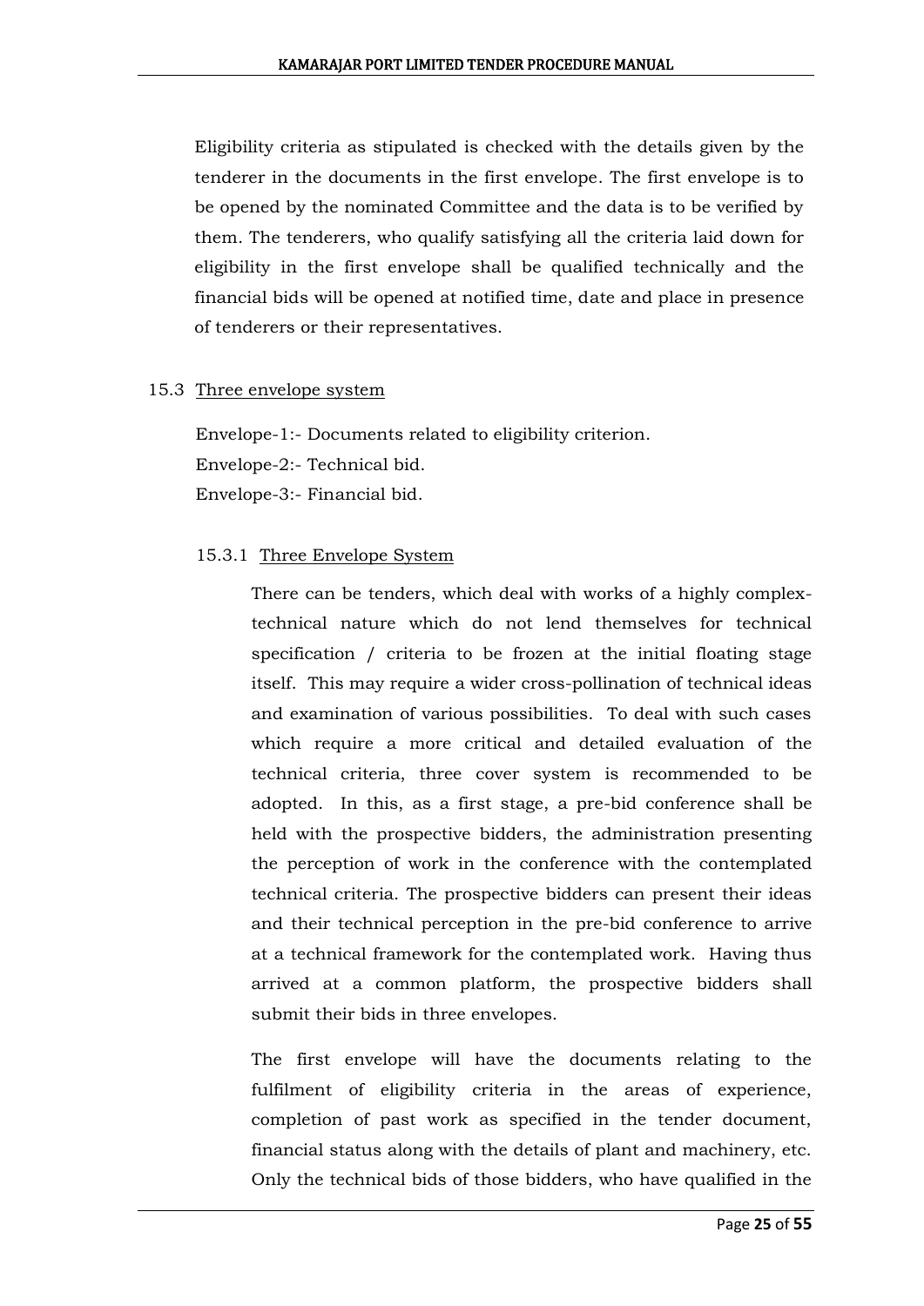Eligibility criteria as stipulated is checked with the details given by the tenderer in the documents in the first envelope. The first envelope is to be opened by the nominated Committee and the data is to be verified by them. The tenderers, who qualify satisfying all the criteria laid down for eligibility in the first envelope shall be qualified technically and the financial bids will be opened at notified time, date and place in presence of tenderers or their representatives.

15.3 Three envelope system

Envelope-1:- Documents related to eligibility criterion.
Envelope-2:- Technical bid.
Envelope-3:- Financial bid.

15.3.1 Three Envelope System

There can be tenders, which deal with works of a highly complex-technical nature which do not lend themselves for technical specification / criteria to be frozen at the initial floating stage itself. This may require a wider cross-pollination of technical ideas and examination of various possibilities. To deal with such cases which require a more critical and detailed evaluation of the technical criteria, three cover system is recommended to be adopted. In this, as a first stage, a pre-bid conference shall be held with the prospective bidders, the administration presenting the perception of work in the conference with the contemplated technical criteria. The prospective bidders can present their ideas and their technical perception in the pre-bid conference to arrive at a technical framework for the contemplated work. Having thus arrived at a common platform, the prospective bidders shall submit their bids in three envelopes.

The first envelope will have the documents relating to the fulfilment of eligibility criteria in the areas of experience, completion of past work as specified in the tender document, financial status along with the details of plant and machinery, etc. Only the technical bids of those bidders, who have qualified in the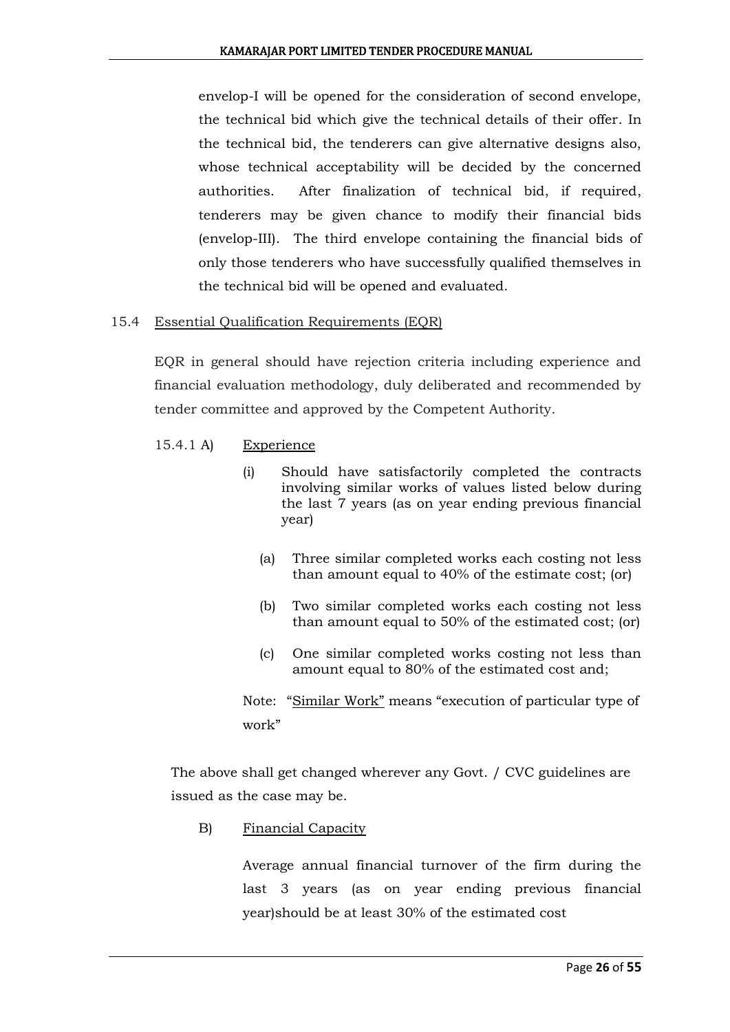envelop-I will be opened for the consideration of second envelope, the technical bid which give the technical details of their offer. In the technical bid, the tenderers can give alternative designs also, whose technical acceptability will be decided by the concerned authorities. After finalization of technical bid, if required, tenderers may be given chance to modify their financial bids (envelop-III). The third envelope containing the financial bids of only those tenderers who have successfully qualified themselves in the technical bid will be opened and evaluated.

15.4 Essential Qualification Requirements (EQR)

EQR in general should have rejection criteria including experience and financial evaluation methodology, duly deliberated and recommended by tender committee and approved by the Competent Authority.

15.4.1 A) Experience

(i) Should have satisfactorily completed the contracts involving similar works of values listed below during the last 7 years (as on year ending previous financial year)

(a) Three similar completed works each costing not less than amount equal to 40% of the estimate cost; (or)

(b) Two similar completed works each costing not less than amount equal to 50% of the estimated cost; (or)

(c) One similar completed works costing not less than amount equal to 80% of the estimated cost and;

Note: "Similar Work" means "execution of particular type of work"

The above shall get changed wherever any Govt. / CVC guidelines are issued as the case may be.

B) Financial Capacity

Average annual financial turnover of the firm during the last 3 years (as on year ending previous financial year)should be at least 30% of the estimated cost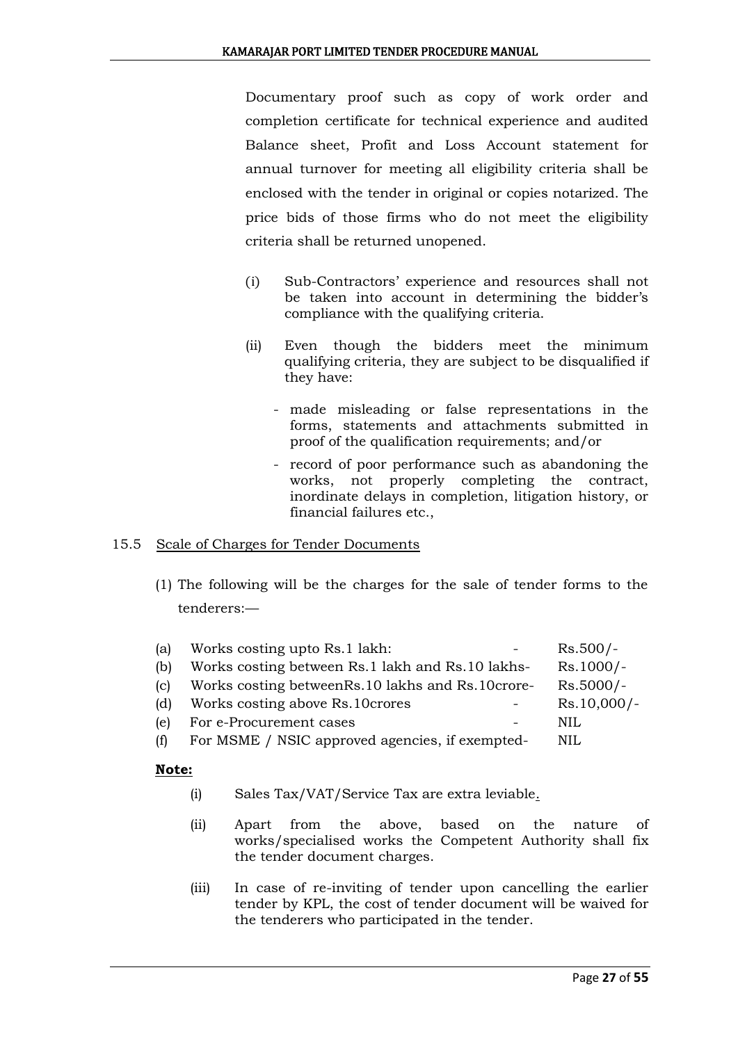Documentary proof such as copy of work order and completion certificate for technical experience and audited Balance sheet, Profit and Loss Account statement for annual turnover for meeting all eligibility criteria shall be enclosed with the tender in original or copies notarized. The price bids of those firms who do not meet the eligibility criteria shall be returned unopened.

(i) Sub-Contractors' experience and resources shall not be taken into account in determining the bidder's compliance with the qualifying criteria.

(ii) Even though the bidders meet the minimum qualifying criteria, they are subject to be disqualified if they have:

- made misleading or false representations in the forms, statements and attachments submitted in proof of the qualification requirements; and/or
- record of poor performance such as abandoning the works, not properly completing the contract, inordinate delays in completion, litigation history, or financial failures etc.,

15.5 Scale of Charges for Tender Documents

(1) The following will be the charges for the sale of tender forms to the tenderers:—

| | | | |
|---|---|---|---|
| (a) | Works costing upto Rs.1 lakh: | - | Rs.500/- |
| (b) | Works costing between Rs.1 lakh and Rs.10 lakhs | - | Rs.1000/- |
| (c) | Works costing betweenRs.10 lakhs and Rs.10crore | - | Rs.5000/- |
| (d) | Works costing above Rs.10crores | - | Rs.10,000/- |
| (e) | For e-Procurement cases | - | NIL |
| (f) | For MSME / NSIC approved agencies, if exempted | - | NIL |

**Note:**

(i) Sales Tax/VAT/Service Tax are extra leviable.

(ii) Apart from the above, based on the nature of works/specialised works the Competent Authority shall fix the tender document charges.

(iii) In case of re-inviting of tender upon cancelling the earlier tender by KPL, the cost of tender document will be waived for the tenderers who participated in the tender.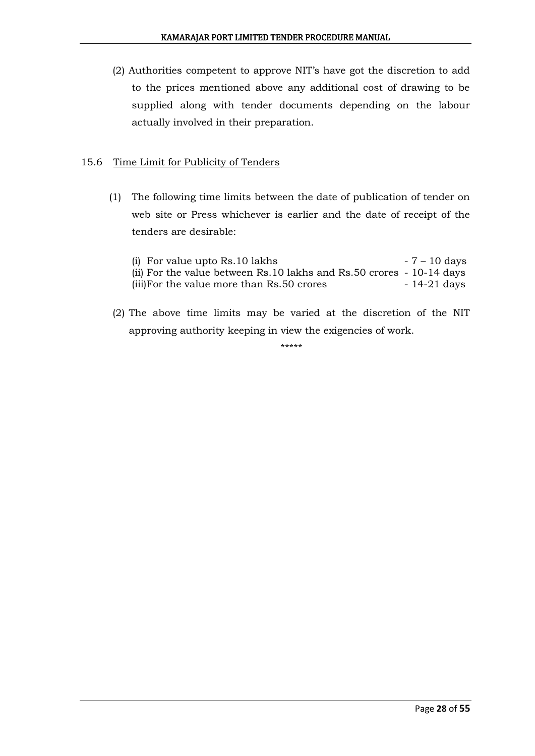(2) Authorities competent to approve NIT's have got the discretion to add to the prices mentioned above any additional cost of drawing to be supplied along with tender documents depending on the labour actually involved in their preparation.

### 15.6 Time Limit for Publicity of Tenders

(1) The following time limits between the date of publication of tender on web site or Press whichever is earlier and the date of receipt of the tenders are desirable:

(i) For value upto Rs.10 lakhs - 7 – 10 days
(ii) For the value between Rs.10 lakhs and Rs.50 crores - 10-14 days
(iii)For the value more than Rs.50 crores - 14-21 days

(2) The above time limits may be varied at the discretion of the NIT approving authority keeping in view the exigencies of work.

*****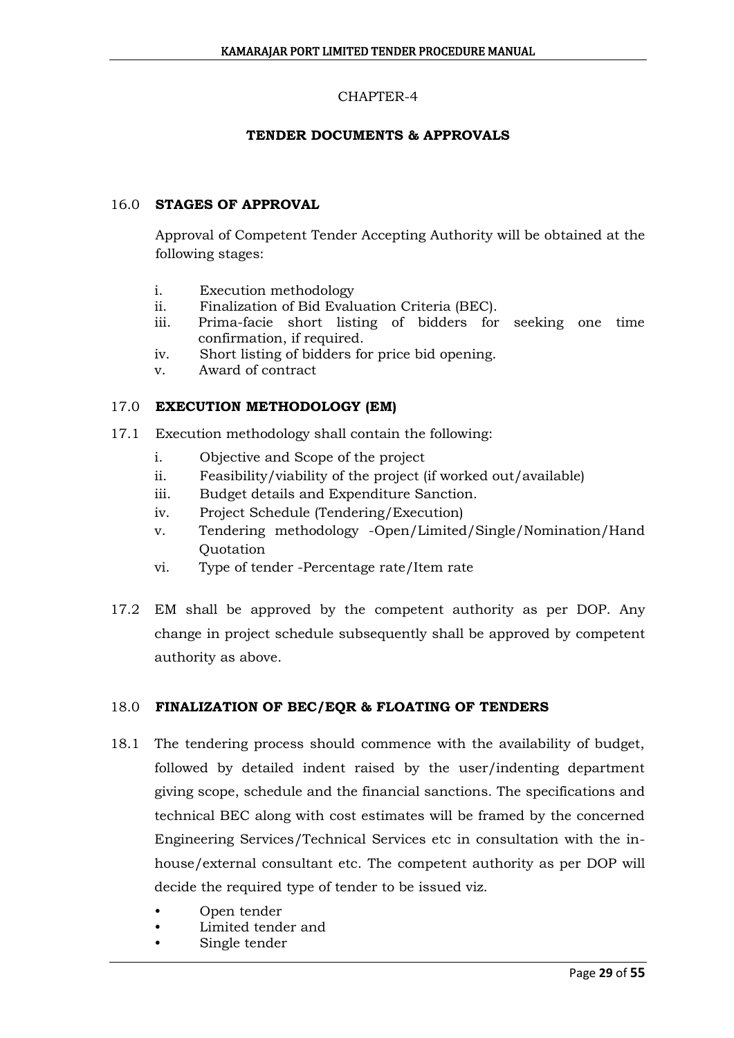## CHAPTER-4

## TENDER DOCUMENTS & APPROVALS

### 16.0 STAGES OF APPROVAL

Approval of Competent Tender Accepting Authority will be obtained at the following stages:

i. Execution methodology
ii. Finalization of Bid Evaluation Criteria (BEC).
iii. Prima-facie short listing of bidders for seeking one time confirmation, if required.
iv. Short listing of bidders for price bid opening.
v. Award of contract

### 17.0 EXECUTION METHODOLOGY (EM)

17.1 Execution methodology shall contain the following:

i. Objective and Scope of the project
ii. Feasibility/viability of the project (if worked out/available)
iii. Budget details and Expenditure Sanction.
iv. Project Schedule (Tendering/Execution)
v. Tendering methodology -Open/Limited/Single/Nomination/Hand Quotation
vi. Type of tender -Percentage rate/Item rate

17.2 EM shall be approved by the competent authority as per DOP. Any change in project schedule subsequently shall be approved by competent authority as above.

### 18.0 FINALIZATION OF BEC/EQR & FLOATING OF TENDERS

18.1 The tendering process should commence with the availability of budget, followed by detailed indent raised by the user/indenting department giving scope, schedule and the financial sanctions. The specifications and technical BEC along with cost estimates will be framed by the concerned Engineering Services/Technical Services etc in consultation with the in-house/external consultant etc. The competent authority as per DOP will decide the required type of tender to be issued viz.

- Open tender
- Limited tender and
- Single tender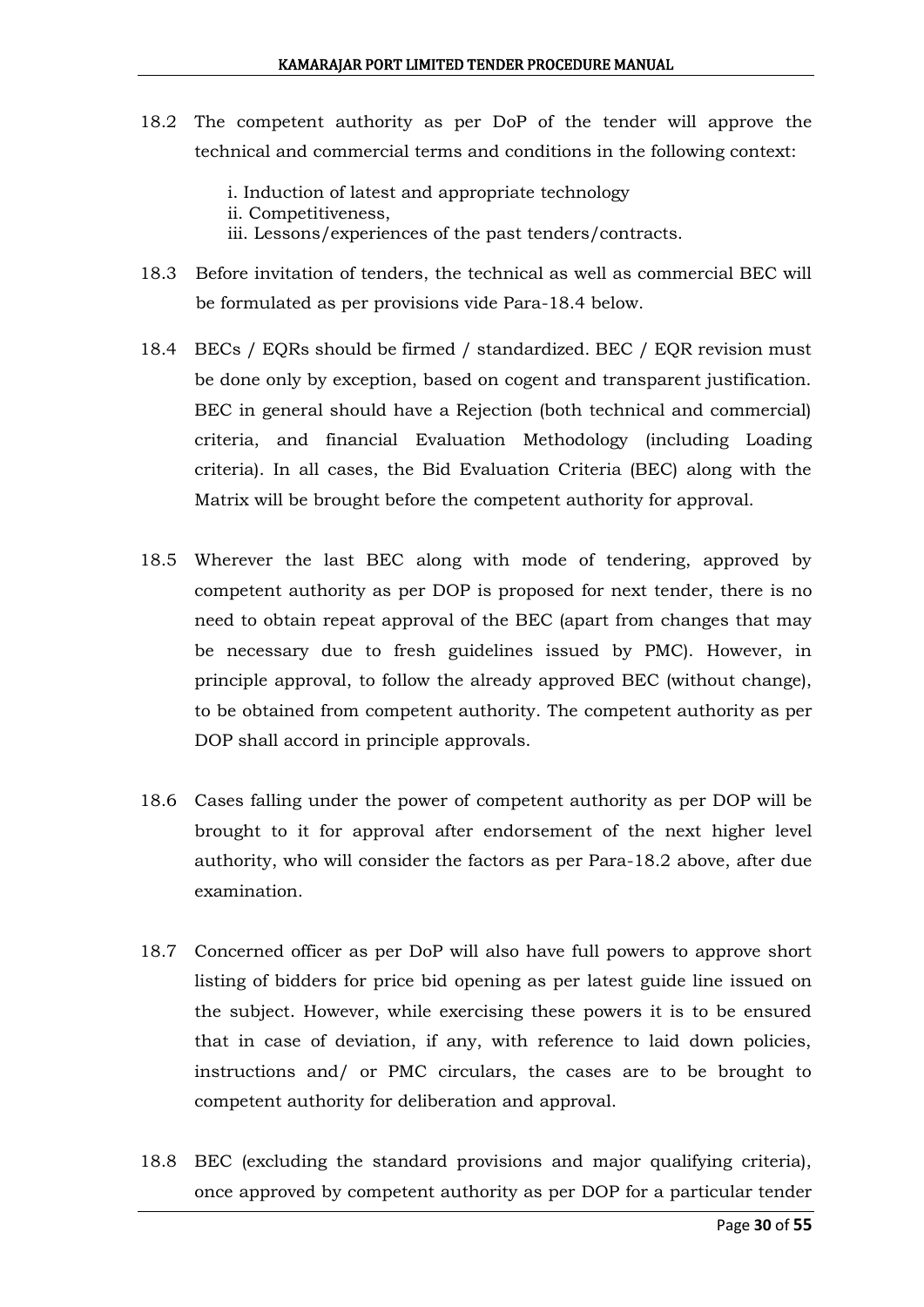18.2 The competent authority as per DoP of the tender will approve the technical and commercial terms and conditions in the following context:

i. Induction of latest and appropriate technology
ii. Competitiveness,
iii. Lessons/experiences of the past tenders/contracts.

18.3 Before invitation of tenders, the technical as well as commercial BEC will be formulated as per provisions vide Para-18.4 below.

18.4 BECs / EQRs should be firmed / standardized. BEC / EQR revision must be done only by exception, based on cogent and transparent justification. BEC in general should have a Rejection (both technical and commercial) criteria, and financial Evaluation Methodology (including Loading criteria). In all cases, the Bid Evaluation Criteria (BEC) along with the Matrix will be brought before the competent authority for approval.

18.5 Wherever the last BEC along with mode of tendering, approved by competent authority as per DOP is proposed for next tender, there is no need to obtain repeat approval of the BEC (apart from changes that may be necessary due to fresh guidelines issued by PMC). However, in principle approval, to follow the already approved BEC (without change), to be obtained from competent authority. The competent authority as per DOP shall accord in principle approvals.

18.6 Cases falling under the power of competent authority as per DOP will be brought to it for approval after endorsement of the next higher level authority, who will consider the factors as per Para-18.2 above, after due examination.

18.7 Concerned officer as per DoP will also have full powers to approve short listing of bidders for price bid opening as per latest guide line issued on the subject. However, while exercising these powers it is to be ensured that in case of deviation, if any, with reference to laid down policies, instructions and/ or PMC circulars, the cases are to be brought to competent authority for deliberation and approval.

18.8 BEC (excluding the standard provisions and major qualifying criteria), once approved by competent authority as per DOP for a particular tender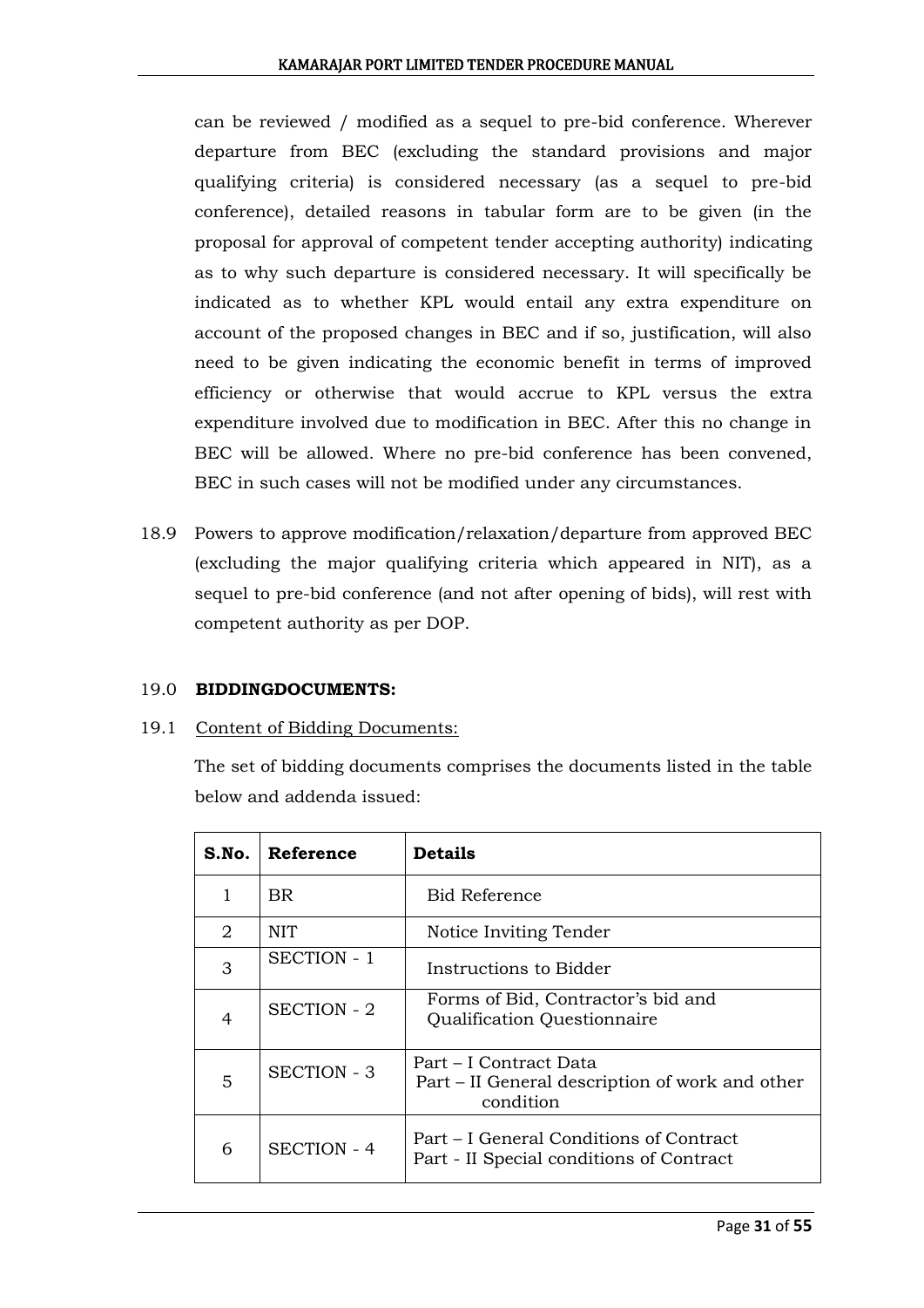can be reviewed / modified as a sequel to pre-bid conference. Wherever departure from BEC (excluding the standard provisions and major qualifying criteria) is considered necessary (as a sequel to pre-bid conference), detailed reasons in tabular form are to be given (in the proposal for approval of competent tender accepting authority) indicating as to why such departure is considered necessary. It will specifically be indicated as to whether KPL would entail any extra expenditure on account of the proposed changes in BEC and if so, justification, will also need to be given indicating the economic benefit in terms of improved efficiency or otherwise that would accrue to KPL versus the extra expenditure involved due to modification in BEC. After this no change in BEC will be allowed. Where no pre-bid conference has been convened, BEC in such cases will not be modified under any circumstances.

18.9 Powers to approve modification/relaxation/departure from approved BEC (excluding the major qualifying criteria which appeared in NIT), as a sequel to pre-bid conference (and not after opening of bids), will rest with competent authority as per DOP.

## 19.0 **BIDDINGDOCUMENTS:**

19.1 <u>Content of Bidding Documents:</u>

The set of bidding documents comprises the documents listed in the table below and addenda issued:

| S.No. | Reference | Details |
|---|---|---|
| 1 | BR | Bid Reference |
| 2 | NIT | Notice Inviting Tender |
| 3 | SECTION - 1 | Instructions to Bidder |
| 4 | SECTION - 2 | Forms of Bid, Contractor's bid and Qualification Questionnaire |
| 5 | SECTION - 3 | Part – I Contract Data<br>Part – II General description of work and other condition |
| 6 | SECTION - 4 | Part – I General Conditions of Contract<br>Part - II Special conditions of Contract |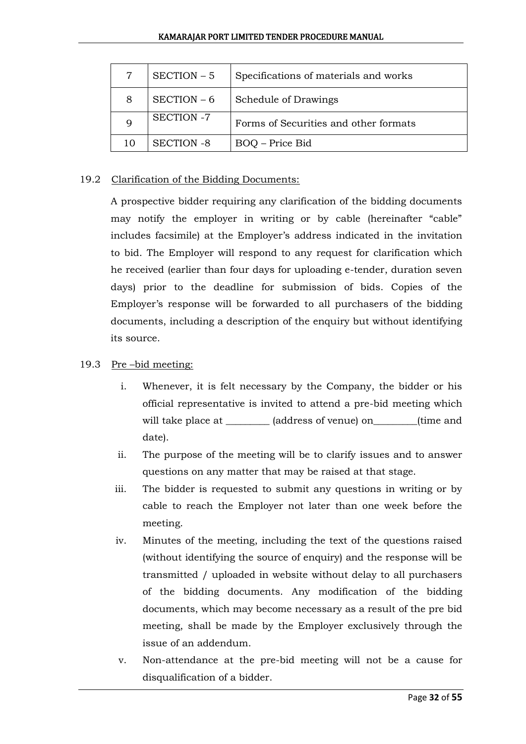| 7 | SECTION – 5 | Specifications of materials and works |
|---|---|---|
| 8 | SECTION – 6 | Schedule of Drawings |
| 9 | SECTION -7 | Forms of Securities and other formats |
| 10 | SECTION -8 | BOQ – Price Bid |

19.2 <u>Clarification of the Bidding Documents:</u>

A prospective bidder requiring any clarification of the bidding documents may notify the employer in writing or by cable (hereinafter "cable" includes facsimile) at the Employer's address indicated in the invitation to bid. The Employer will respond to any request for clarification which he received (earlier than four days for uploading e-tender, duration seven days) prior to the deadline for submission of bids. Copies of the Employer's response will be forwarded to all purchasers of the bidding documents, including a description of the enquiry but without identifying its source.

19.3 <u>Pre –bid meeting:</u>

i. Whenever, it is felt necessary by the Company, the bidder or his official representative is invited to attend a pre-bid meeting which will take place at _________ (address of venue) on_________(time and date).

ii. The purpose of the meeting will be to clarify issues and to answer questions on any matter that may be raised at that stage.

iii. The bidder is requested to submit any questions in writing or by cable to reach the Employer not later than one week before the meeting.

iv. Minutes of the meeting, including the text of the questions raised (without identifying the source of enquiry) and the response will be transmitted / uploaded in website without delay to all purchasers of the bidding documents. Any modification of the bidding documents, which may become necessary as a result of the pre bid meeting, shall be made by the Employer exclusively through the issue of an addendum.

v. Non-attendance at the pre-bid meeting will not be a cause for disqualification of a bidder.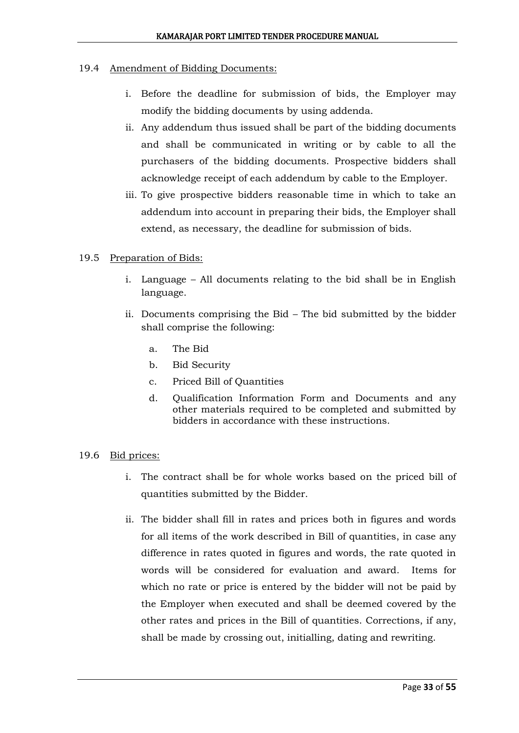19.4 Amendment of Bidding Documents:

i. Before the deadline for submission of bids, the Employer may modify the bidding documents by using addenda.

ii. Any addendum thus issued shall be part of the bidding documents and shall be communicated in writing or by cable to all the purchasers of the bidding documents. Prospective bidders shall acknowledge receipt of each addendum by cable to the Employer.

iii. To give prospective bidders reasonable time in which to take an addendum into account in preparing their bids, the Employer shall extend, as necessary, the deadline for submission of bids.

19.5 Preparation of Bids:

i. Language – All documents relating to the bid shall be in English language.

ii. Documents comprising the Bid – The bid submitted by the bidder shall comprise the following:

   a. The Bid
   b. Bid Security
   c. Priced Bill of Quantities
   d. Qualification Information Form and Documents and any other materials required to be completed and submitted by bidders in accordance with these instructions.

19.6 Bid prices:

i. The contract shall be for whole works based on the priced bill of quantities submitted by the Bidder.

ii. The bidder shall fill in rates and prices both in figures and words for all items of the work described in Bill of quantities, in case any difference in rates quoted in figures and words, the rate quoted in words will be considered for evaluation and award. Items for which no rate or price is entered by the bidder will not be paid by the Employer when executed and shall be deemed covered by the other rates and prices in the Bill of quantities. Corrections, if any, shall be made by crossing out, initialling, dating and rewriting.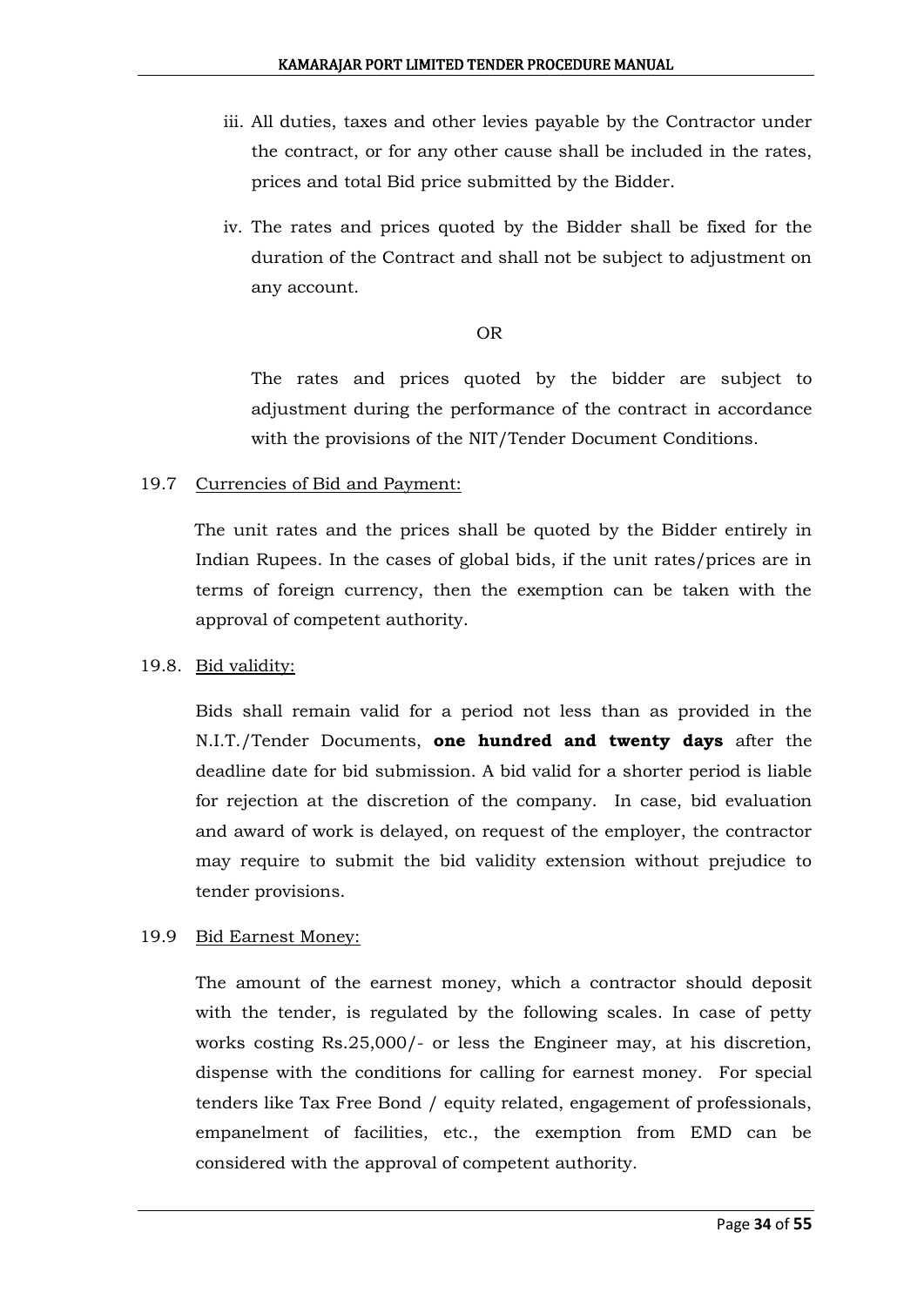iii. All duties, taxes and other levies payable by the Contractor under the contract, or for any other cause shall be included in the rates, prices and total Bid price submitted by the Bidder.

iv. The rates and prices quoted by the Bidder shall be fixed for the duration of the Contract and shall not be subject to adjustment on any account.

OR

The rates and prices quoted by the bidder are subject to adjustment during the performance of the contract in accordance with the provisions of the NIT/Tender Document Conditions.

19.7 <u>Currencies of Bid and Payment:</u>

The unit rates and the prices shall be quoted by the Bidder entirely in Indian Rupees. In the cases of global bids, if the unit rates/prices are in terms of foreign currency, then the exemption can be taken with the approval of competent authority.

19.8. <u>Bid validity:</u>

Bids shall remain valid for a period not less than as provided in the N.I.T./Tender Documents, **one hundred and twenty days** after the deadline date for bid submission. A bid valid for a shorter period is liable for rejection at the discretion of the company. In case, bid evaluation and award of work is delayed, on request of the employer, the contractor may require to submit the bid validity extension without prejudice to tender provisions.

19.9 <u>Bid Earnest Money:</u>

The amount of the earnest money, which a contractor should deposit with the tender, is regulated by the following scales. In case of petty works costing Rs.25,000/- or less the Engineer may, at his discretion, dispense with the conditions for calling for earnest money. For special tenders like Tax Free Bond / equity related, engagement of professionals, empanelment of facilities, etc., the exemption from EMD can be considered with the approval of competent authority.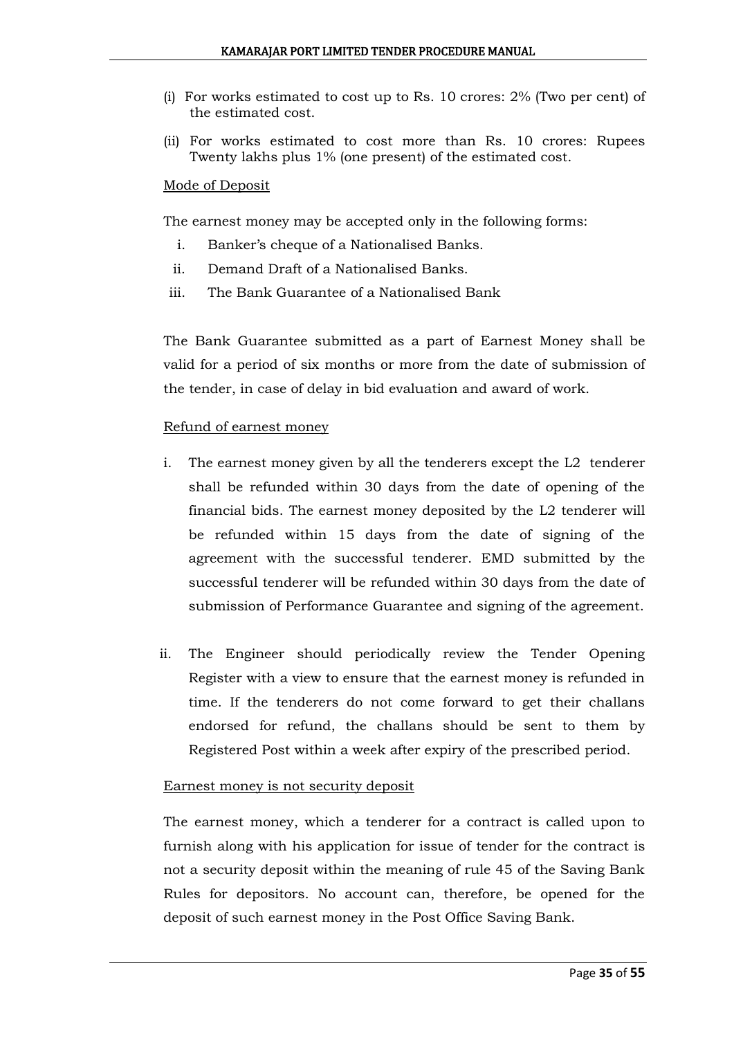(i) For works estimated to cost up to Rs. 10 crores: 2% (Two per cent) of the estimated cost.

(ii) For works estimated to cost more than Rs. 10 crores: Rupees Twenty lakhs plus 1% (one present) of the estimated cost.

<u>Mode of Deposit</u>

The earnest money may be accepted only in the following forms:

i. Banker's cheque of a Nationalised Banks.
ii. Demand Draft of a Nationalised Banks.
iii. The Bank Guarantee of a Nationalised Bank

The Bank Guarantee submitted as a part of Earnest Money shall be valid for a period of six months or more from the date of submission of the tender, in case of delay in bid evaluation and award of work.

<u>Refund of earnest money</u>

i. The earnest money given by all the tenderers except the L2 tenderer shall be refunded within 30 days from the date of opening of the financial bids. The earnest money deposited by the L2 tenderer will be refunded within 15 days from the date of signing of the agreement with the successful tenderer. EMD submitted by the successful tenderer will be refunded within 30 days from the date of submission of Performance Guarantee and signing of the agreement.

ii. The Engineer should periodically review the Tender Opening Register with a view to ensure that the earnest money is refunded in time. If the tenderers do not come forward to get their challans endorsed for refund, the challans should be sent to them by Registered Post within a week after expiry of the prescribed period.

<u>Earnest money is not security deposit</u>

The earnest money, which a tenderer for a contract is called upon to furnish along with his application for issue of tender for the contract is not a security deposit within the meaning of rule 45 of the Saving Bank Rules for depositors. No account can, therefore, be opened for the deposit of such earnest money in the Post Office Saving Bank.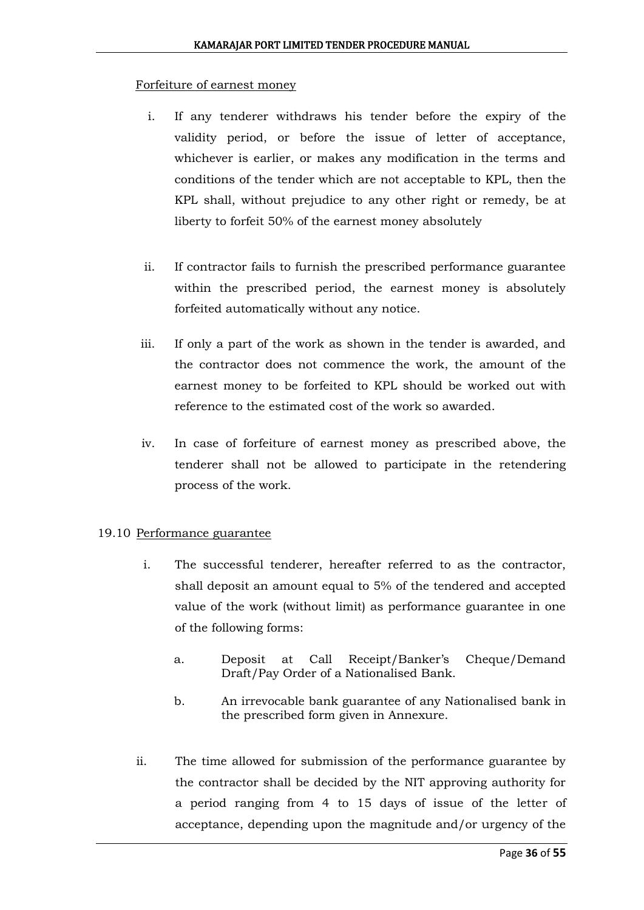Forfeiture of earnest money

i. If any tenderer withdraws his tender before the expiry of the validity period, or before the issue of letter of acceptance, whichever is earlier, or makes any modification in the terms and conditions of the tender which are not acceptable to KPL, then the KPL shall, without prejudice to any other right or remedy, be at liberty to forfeit 50% of the earnest money absolutely

ii. If contractor fails to furnish the prescribed performance guarantee within the prescribed period, the earnest money is absolutely forfeited automatically without any notice.

iii. If only a part of the work as shown in the tender is awarded, and the contractor does not commence the work, the amount of the earnest money to be forfeited to KPL should be worked out with reference to the estimated cost of the work so awarded.

iv. In case of forfeiture of earnest money as prescribed above, the tenderer shall not be allowed to participate in the retendering process of the work.

19.10 Performance guarantee

i. The successful tenderer, hereafter referred to as the contractor, shall deposit an amount equal to 5% of the tendered and accepted value of the work (without limit) as performance guarantee in one of the following forms:

   a. Deposit at Call Receipt/Banker's Cheque/Demand Draft/Pay Order of a Nationalised Bank.

   b. An irrevocable bank guarantee of any Nationalised bank in the prescribed form given in Annexure.

ii. The time allowed for submission of the performance guarantee by the contractor shall be decided by the NIT approving authority for a period ranging from 4 to 15 days of issue of the letter of acceptance, depending upon the magnitude and/or urgency of the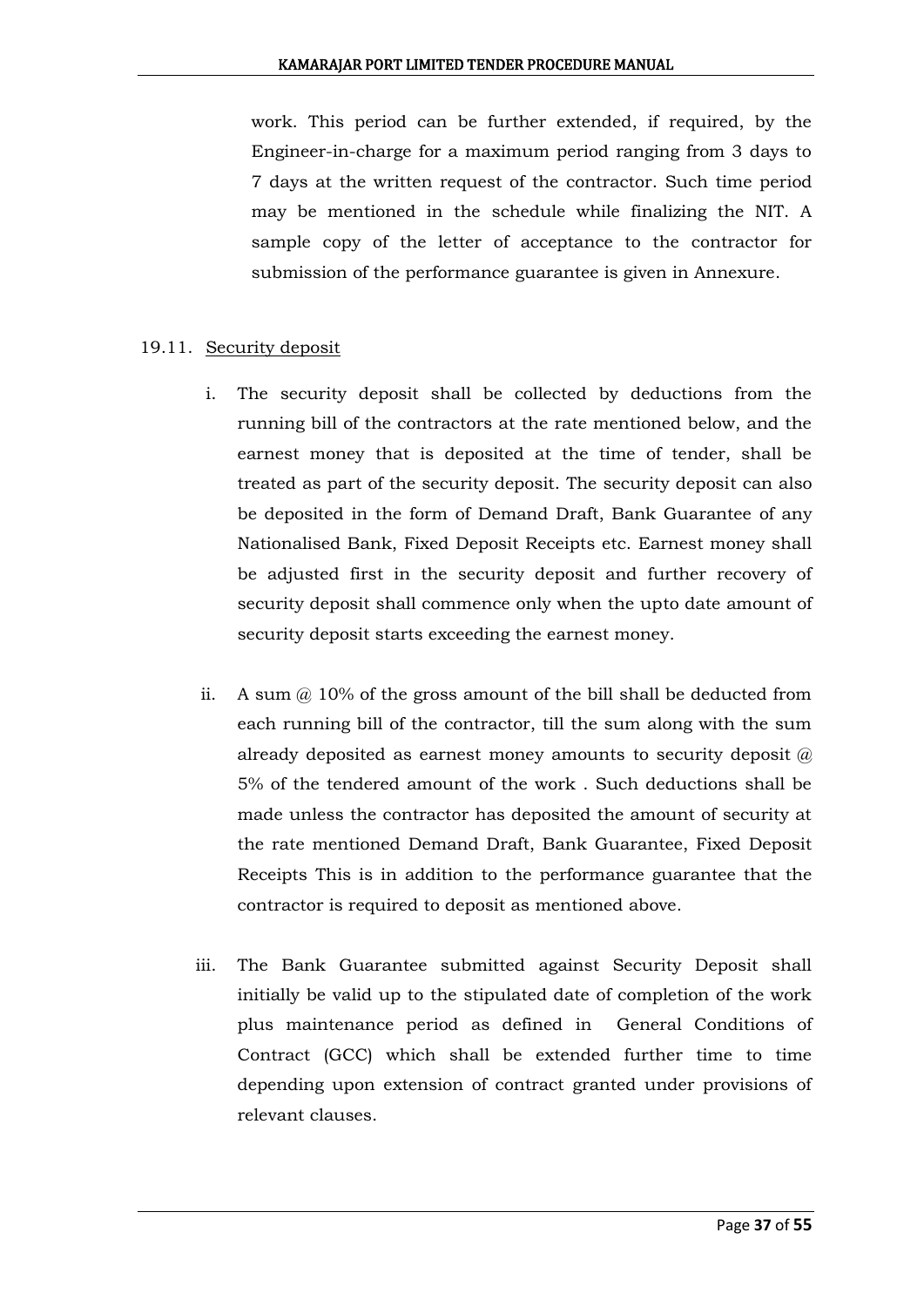work. This period can be further extended, if required, by the Engineer-in-charge for a maximum period ranging from 3 days to 7 days at the written request of the contractor. Such time period may be mentioned in the schedule while finalizing the NIT. A sample copy of the letter of acceptance to the contractor for submission of the performance guarantee is given in Annexure.

19.11. Security deposit

i. The security deposit shall be collected by deductions from the running bill of the contractors at the rate mentioned below, and the earnest money that is deposited at the time of tender, shall be treated as part of the security deposit. The security deposit can also be deposited in the form of Demand Draft, Bank Guarantee of any Nationalised Bank, Fixed Deposit Receipts etc. Earnest money shall be adjusted first in the security deposit and further recovery of security deposit shall commence only when the upto date amount of security deposit starts exceeding the earnest money.

ii. A sum @ 10% of the gross amount of the bill shall be deducted from each running bill of the contractor, till the sum along with the sum already deposited as earnest money amounts to security deposit @ 5% of the tendered amount of the work . Such deductions shall be made unless the contractor has deposited the amount of security at the rate mentioned Demand Draft, Bank Guarantee, Fixed Deposit Receipts This is in addition to the performance guarantee that the contractor is required to deposit as mentioned above.

iii. The Bank Guarantee submitted against Security Deposit shall initially be valid up to the stipulated date of completion of the work plus maintenance period as defined in General Conditions of Contract (GCC) which shall be extended further time to time depending upon extension of contract granted under provisions of relevant clauses.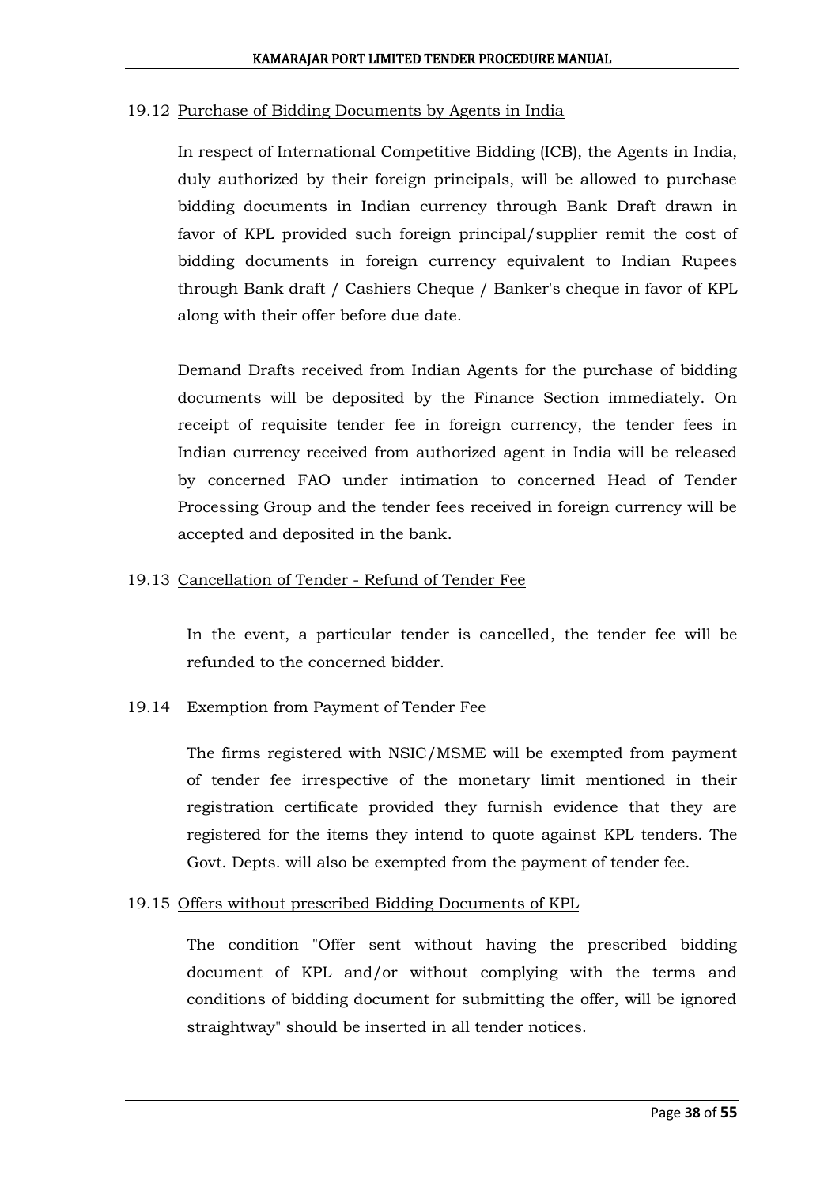### 19.12 Purchase of Bidding Documents by Agents in India

In respect of International Competitive Bidding (ICB), the Agents in India, duly authorized by their foreign principals, will be allowed to purchase bidding documents in Indian currency through Bank Draft drawn in favor of KPL provided such foreign principal/supplier remit the cost of bidding documents in foreign currency equivalent to Indian Rupees through Bank draft / Cashiers Cheque / Banker's cheque in favor of KPL along with their offer before due date.

Demand Drafts received from Indian Agents for the purchase of bidding documents will be deposited by the Finance Section immediately. On receipt of requisite tender fee in foreign currency, the tender fees in Indian currency received from authorized agent in India will be released by concerned FAO under intimation to concerned Head of Tender Processing Group and the tender fees received in foreign currency will be accepted and deposited in the bank.

### 19.13 Cancellation of Tender - Refund of Tender Fee

In the event, a particular tender is cancelled, the tender fee will be refunded to the concerned bidder.

### 19.14 Exemption from Payment of Tender Fee

The firms registered with NSIC/MSME will be exempted from payment of tender fee irrespective of the monetary limit mentioned in their registration certificate provided they furnish evidence that they are registered for the items they intend to quote against KPL tenders. The Govt. Depts. will also be exempted from the payment of tender fee.

### 19.15 Offers without prescribed Bidding Documents of KPL

The condition "Offer sent without having the prescribed bidding document of KPL and/or without complying with the terms and conditions of bidding document for submitting the offer, will be ignored straightway" should be inserted in all tender notices.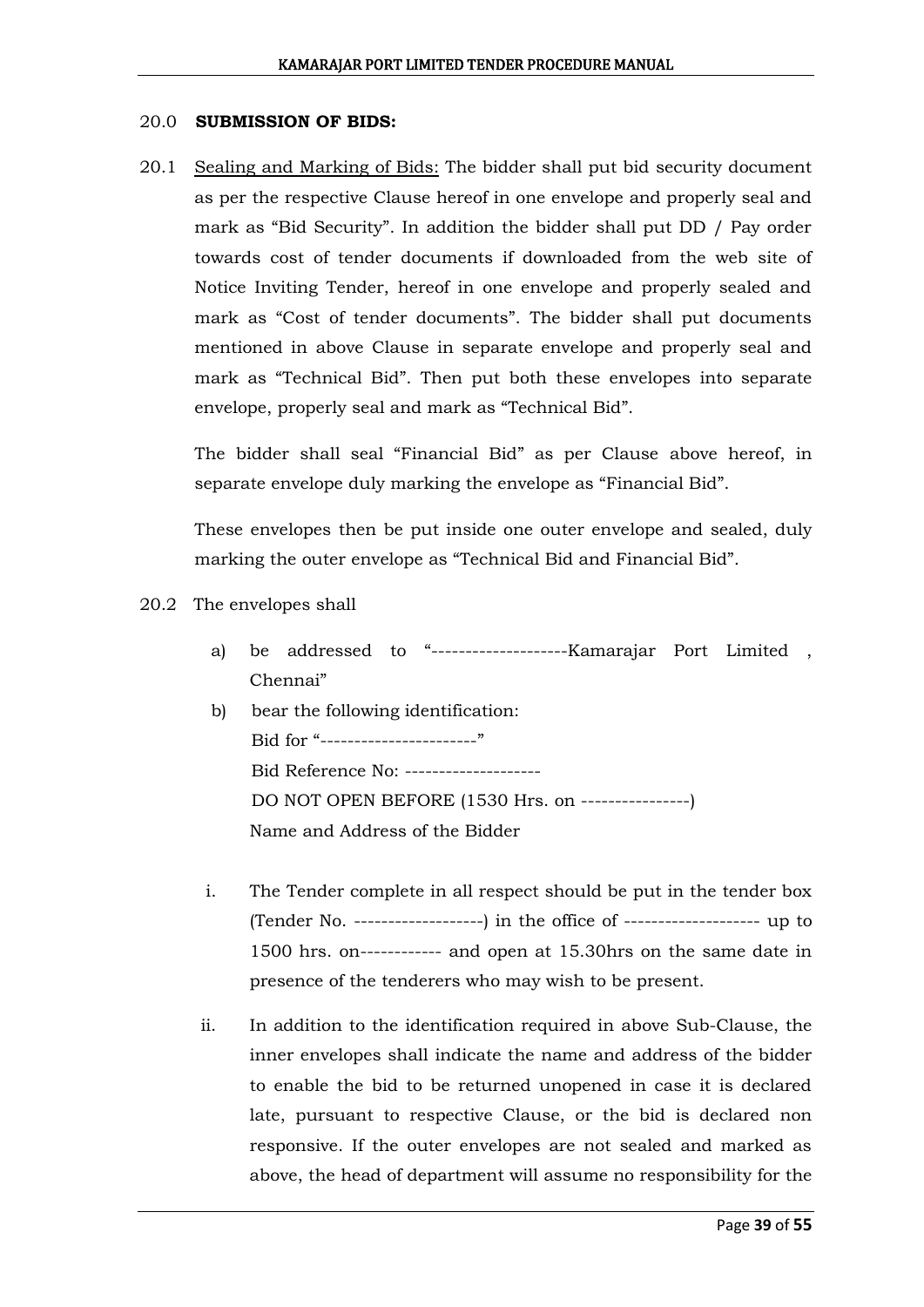## 20.0 **SUBMISSION OF BIDS:**

20.1 Sealing and Marking of Bids: The bidder shall put bid security document as per the respective Clause hereof in one envelope and properly seal and mark as "Bid Security". In addition the bidder shall put DD / Pay order towards cost of tender documents if downloaded from the web site of Notice Inviting Tender, hereof in one envelope and properly sealed and mark as "Cost of tender documents". The bidder shall put documents mentioned in above Clause in separate envelope and properly seal and mark as "Technical Bid". Then put both these envelopes into separate envelope, properly seal and mark as "Technical Bid".

The bidder shall seal "Financial Bid" as per Clause above hereof, in separate envelope duly marking the envelope as "Financial Bid".

These envelopes then be put inside one outer envelope and sealed, duly marking the outer envelope as "Technical Bid and Financial Bid".

20.2 The envelopes shall

a) be addressed to "--------------------Kamarajar Port Limited , Chennai"

b) bear the following identification:
   Bid for "-----------------------"
   Bid Reference No: --------------------
   DO NOT OPEN BEFORE (1530 Hrs. on ----------------)
   Name and Address of the Bidder

i. The Tender complete in all respect should be put in the tender box (Tender No. -------------------) in the office of -------------------- up to 1500 hrs. on------------ and open at 15.30hrs on the same date in presence of the tenderers who may wish to be present.

ii. In addition to the identification required in above Sub-Clause, the inner envelopes shall indicate the name and address of the bidder to enable the bid to be returned unopened in case it is declared late, pursuant to respective Clause, or the bid is declared non responsive. If the outer envelopes are not sealed and marked as above, the head of department will assume no responsibility for the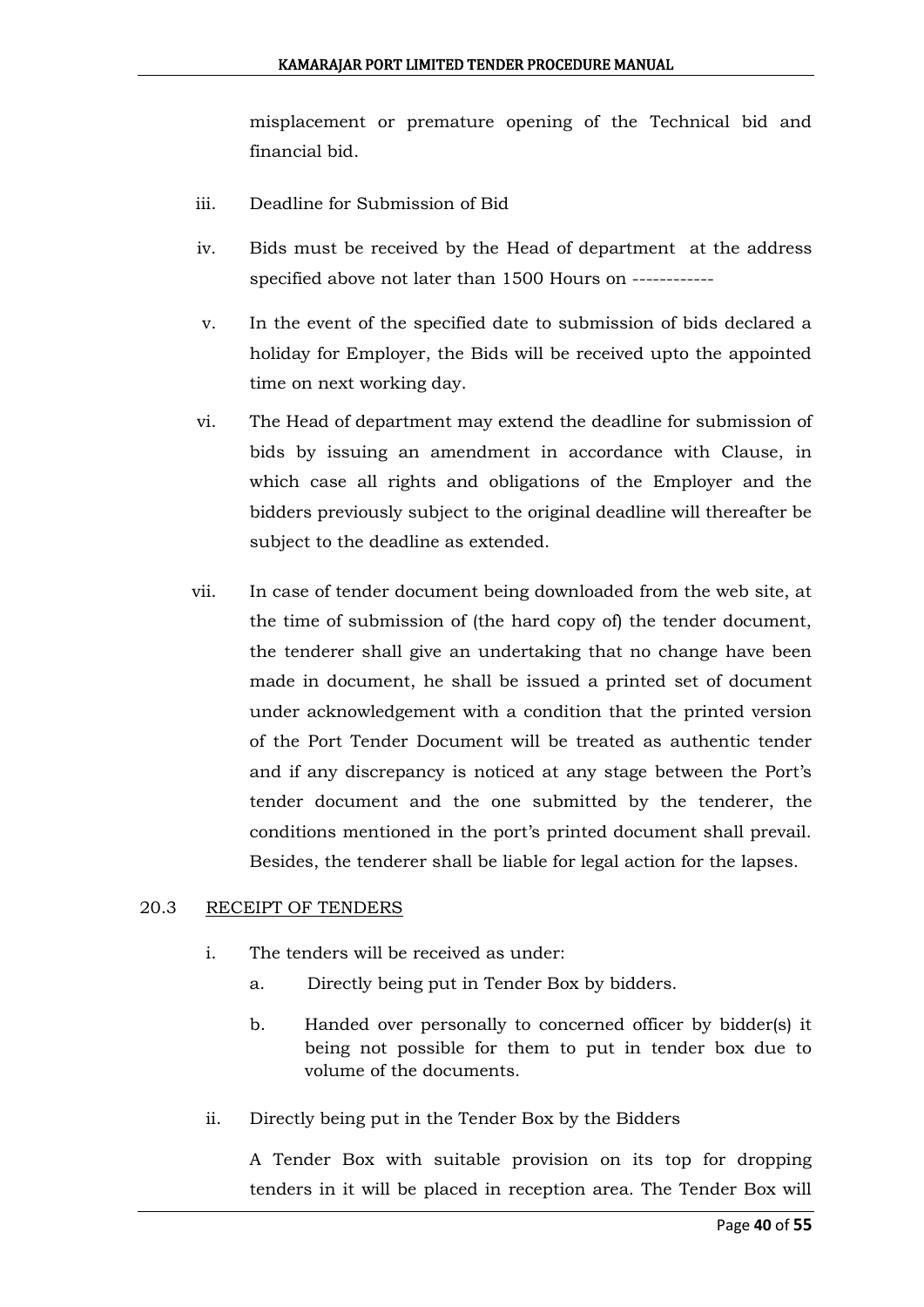misplacement or premature opening of the Technical bid and financial bid.

iii. Deadline for Submission of Bid

iv. Bids must be received by the Head of department at the address specified above not later than 1500 Hours on ------------

v. In the event of the specified date to submission of bids declared a holiday for Employer, the Bids will be received upto the appointed time on next working day.

vi. The Head of department may extend the deadline for submission of bids by issuing an amendment in accordance with Clause, in which case all rights and obligations of the Employer and the bidders previously subject to the original deadline will thereafter be subject to the deadline as extended.

vii. In case of tender document being downloaded from the web site, at the time of submission of (the hard copy of) the tender document, the tenderer shall give an undertaking that no change have been made in document, he shall be issued a printed set of document under acknowledgement with a condition that the printed version of the Port Tender Document will be treated as authentic tender and if any discrepancy is noticed at any stage between the Port's tender document and the one submitted by the tenderer, the conditions mentioned in the port's printed document shall prevail. Besides, the tenderer shall be liable for legal action for the lapses.

20.3 <u>RECEIPT OF TENDERS</u>

i. The tenders will be received as under:

   a. Directly being put in Tender Box by bidders.

   b. Handed over personally to concerned officer by bidder(s) it being not possible for them to put in tender box due to volume of the documents.

ii. Directly being put in the Tender Box by the Bidders

A Tender Box with suitable provision on its top for dropping tenders in it will be placed in reception area. The Tender Box will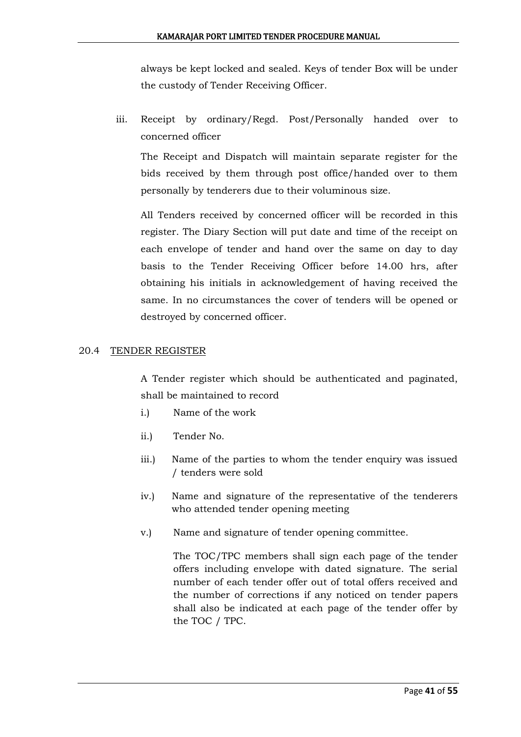always be kept locked and sealed. Keys of tender Box will be under the custody of Tender Receiving Officer.

iii. Receipt by ordinary/Regd. Post/Personally handed over to concerned officer

The Receipt and Dispatch will maintain separate register for the bids received by them through post office/handed over to them personally by tenderers due to their voluminous size.

All Tenders received by concerned officer will be recorded in this register. The Diary Section will put date and time of the receipt on each envelope of tender and hand over the same on day to day basis to the Tender Receiving Officer before 14.00 hrs, after obtaining his initials in acknowledgement of having received the same. In no circumstances the cover of tenders will be opened or destroyed by concerned officer.

20.4 TENDER REGISTER

A Tender register which should be authenticated and paginated, shall be maintained to record

i.) Name of the work

ii.) Tender No.

iii.) Name of the parties to whom the tender enquiry was issued / tenders were sold

iv.) Name and signature of the representative of the tenderers who attended tender opening meeting

v.) Name and signature of tender opening committee.

The TOC/TPC members shall sign each page of the tender offers including envelope with dated signature. The serial number of each tender offer out of total offers received and the number of corrections if any noticed on tender papers shall also be indicated at each page of the tender offer by the TOC / TPC.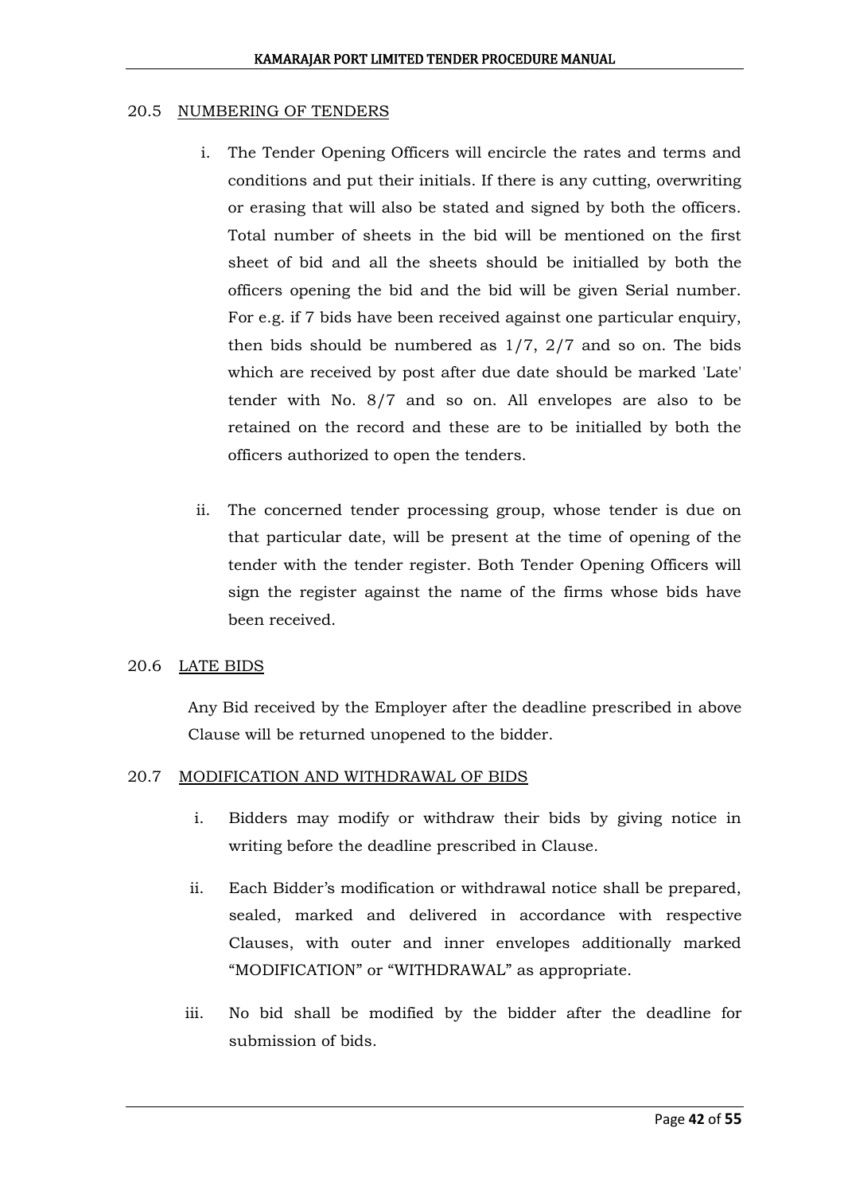### 20.5 NUMBERING OF TENDERS

i. The Tender Opening Officers will encircle the rates and terms and conditions and put their initials. If there is any cutting, overwriting or erasing that will also be stated and signed by both the officers. Total number of sheets in the bid will be mentioned on the first sheet of bid and all the sheets should be initialled by both the officers opening the bid and the bid will be given Serial number. For e.g. if 7 bids have been received against one particular enquiry, then bids should be numbered as 1/7, 2/7 and so on. The bids which are received by post after due date should be marked 'Late' tender with No. 8/7 and so on. All envelopes are also to be retained on the record and these are to be initialled by both the officers authorized to open the tenders.

ii. The concerned tender processing group, whose tender is due on that particular date, will be present at the time of opening of the tender with the tender register. Both Tender Opening Officers will sign the register against the name of the firms whose bids have been received.

### 20.6 LATE BIDS

Any Bid received by the Employer after the deadline prescribed in above Clause will be returned unopened to the bidder.

### 20.7 MODIFICATION AND WITHDRAWAL OF BIDS

i. Bidders may modify or withdraw their bids by giving notice in writing before the deadline prescribed in Clause.

ii. Each Bidder's modification or withdrawal notice shall be prepared, sealed, marked and delivered in accordance with respective Clauses, with outer and inner envelopes additionally marked "MODIFICATION" or "WITHDRAWAL" as appropriate.

iii. No bid shall be modified by the bidder after the deadline for submission of bids.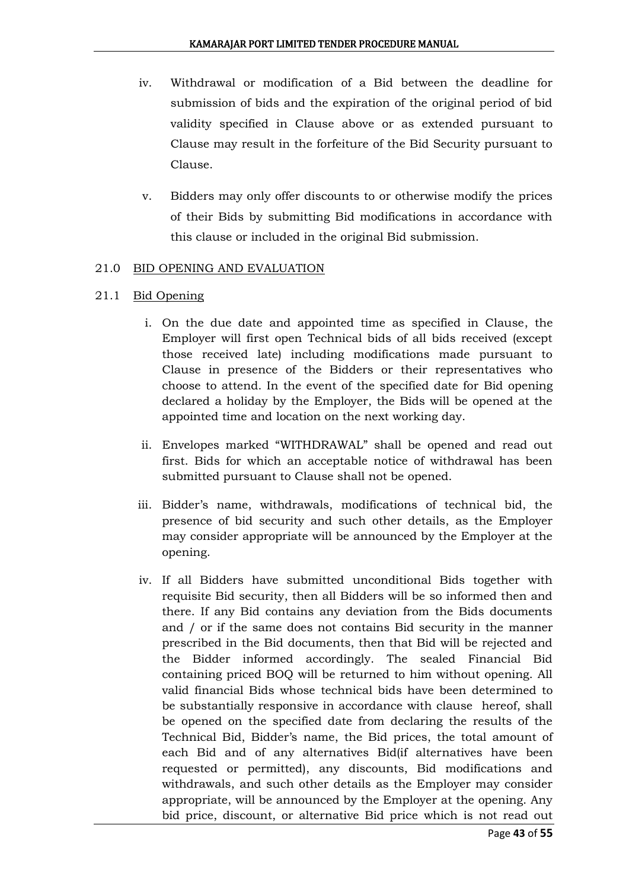iv. Withdrawal or modification of a Bid between the deadline for submission of bids and the expiration of the original period of bid validity specified in Clause above or as extended pursuant to Clause may result in the forfeiture of the Bid Security pursuant to Clause.

v. Bidders may only offer discounts to or otherwise modify the prices of their Bids by submitting Bid modifications in accordance with this clause or included in the original Bid submission.

21.0 <u>BID OPENING AND EVALUATION</u>

21.1 <u>Bid Opening</u>

i. On the due date and appointed time as specified in Clause, the Employer will first open Technical bids of all bids received (except those received late) including modifications made pursuant to Clause in presence of the Bidders or their representatives who choose to attend. In the event of the specified date for Bid opening declared a holiday by the Employer, the Bids will be opened at the appointed time and location on the next working day.

ii. Envelopes marked "WITHDRAWAL" shall be opened and read out first. Bids for which an acceptable notice of withdrawal has been submitted pursuant to Clause shall not be opened.

iii. Bidder's name, withdrawals, modifications of technical bid, the presence of bid security and such other details, as the Employer may consider appropriate will be announced by the Employer at the opening.

iv. If all Bidders have submitted unconditional Bids together with requisite Bid security, then all Bidders will be so informed then and there. If any Bid contains any deviation from the Bids documents and / or if the same does not contains Bid security in the manner prescribed in the Bid documents, then that Bid will be rejected and the Bidder informed accordingly. The sealed Financial Bid containing priced BOQ will be returned to him without opening. All valid financial Bids whose technical bids have been determined to be substantially responsive in accordance with clause hereof, shall be opened on the specified date from declaring the results of the Technical Bid, Bidder's name, the Bid prices, the total amount of each Bid and of any alternatives Bid(if alternatives have been requested or permitted), any discounts, Bid modifications and withdrawals, and such other details as the Employer may consider appropriate, will be announced by the Employer at the opening. Any bid price, discount, or alternative Bid price which is not read out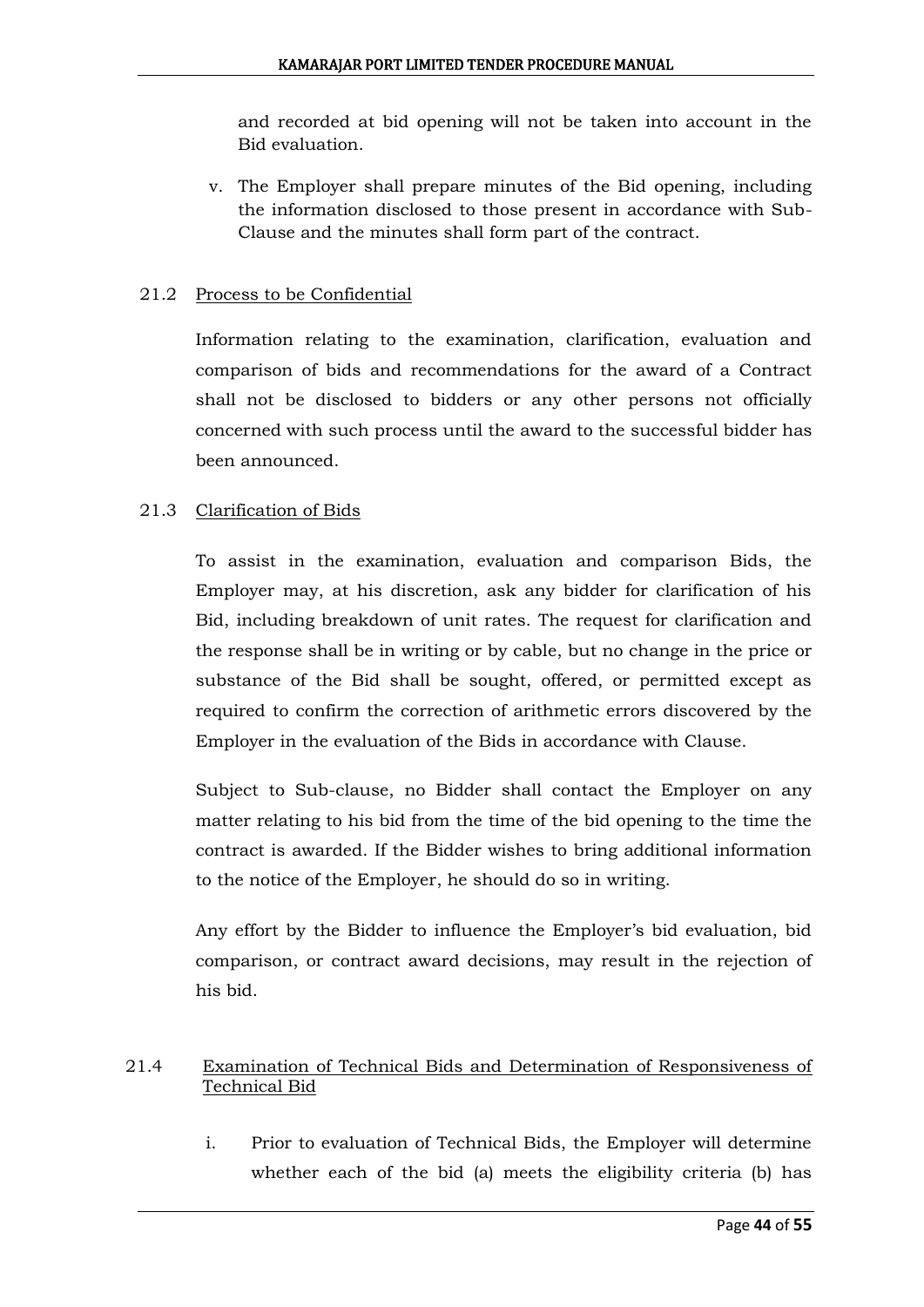and recorded at bid opening will not be taken into account in the Bid evaluation.

v. The Employer shall prepare minutes of the Bid opening, including the information disclosed to those present in accordance with Sub-Clause and the minutes shall form part of the contract.

21.2 <u>Process to be Confidential</u>

Information relating to the examination, clarification, evaluation and comparison of bids and recommendations for the award of a Contract shall not be disclosed to bidders or any other persons not officially concerned with such process until the award to the successful bidder has been announced.

21.3 <u>Clarification of Bids</u>

To assist in the examination, evaluation and comparison Bids, the Employer may, at his discretion, ask any bidder for clarification of his Bid, including breakdown of unit rates. The request for clarification and the response shall be in writing or by cable, but no change in the price or substance of the Bid shall be sought, offered, or permitted except as required to confirm the correction of arithmetic errors discovered by the Employer in the evaluation of the Bids in accordance with Clause.

Subject to Sub-clause, no Bidder shall contact the Employer on any matter relating to his bid from the time of the bid opening to the time the contract is awarded. If the Bidder wishes to bring additional information to the notice of the Employer, he should do so in writing.

Any effort by the Bidder to influence the Employer's bid evaluation, bid comparison, or contract award decisions, may result in the rejection of his bid.

21.4 <u>Examination of Technical Bids and Determination of Responsiveness of Technical Bid</u>

i. Prior to evaluation of Technical Bids, the Employer will determine whether each of the bid (a) meets the eligibility criteria (b) has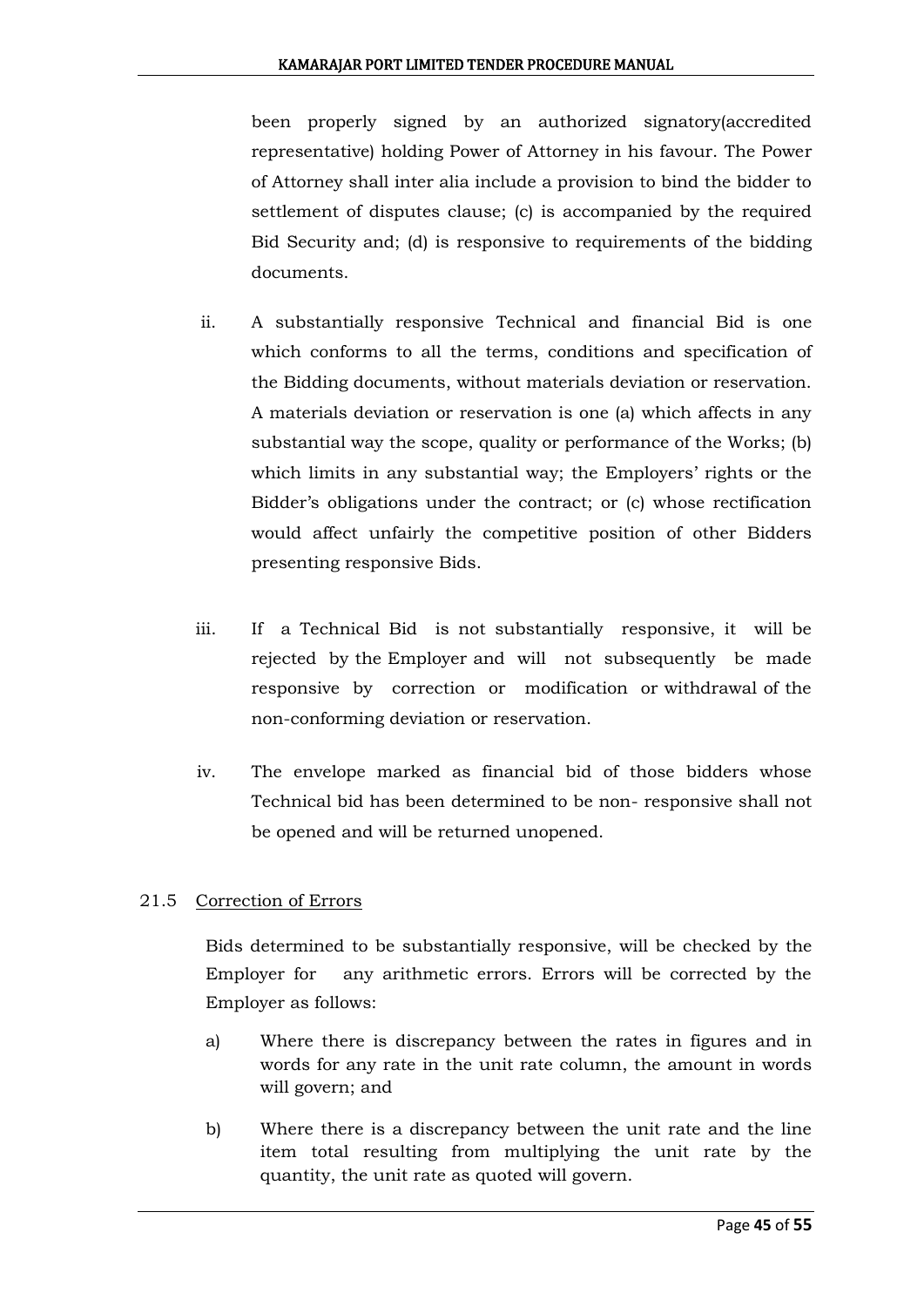been properly signed by an authorized signatory(accredited representative) holding Power of Attorney in his favour. The Power of Attorney shall inter alia include a provision to bind the bidder to settlement of disputes clause; (c) is accompanied by the required Bid Security and; (d) is responsive to requirements of the bidding documents.

ii. A substantially responsive Technical and financial Bid is one which conforms to all the terms, conditions and specification of the Bidding documents, without materials deviation or reservation. A materials deviation or reservation is one (a) which affects in any substantial way the scope, quality or performance of the Works; (b) which limits in any substantial way; the Employers' rights or the Bidder's obligations under the contract; or (c) whose rectification would affect unfairly the competitive position of other Bidders presenting responsive Bids.

iii. If a Technical Bid is not substantially responsive, it will be rejected by the Employer and will not subsequently be made responsive by correction or modification or withdrawal of the non-conforming deviation or reservation.

iv. The envelope marked as financial bid of those bidders whose Technical bid has been determined to be non- responsive shall not be opened and will be returned unopened.

21.5 Correction of Errors

Bids determined to be substantially responsive, will be checked by the Employer for any arithmetic errors. Errors will be corrected by the Employer as follows:

a) Where there is discrepancy between the rates in figures and in words for any rate in the unit rate column, the amount in words will govern; and

b) Where there is a discrepancy between the unit rate and the line item total resulting from multiplying the unit rate by the quantity, the unit rate as quoted will govern.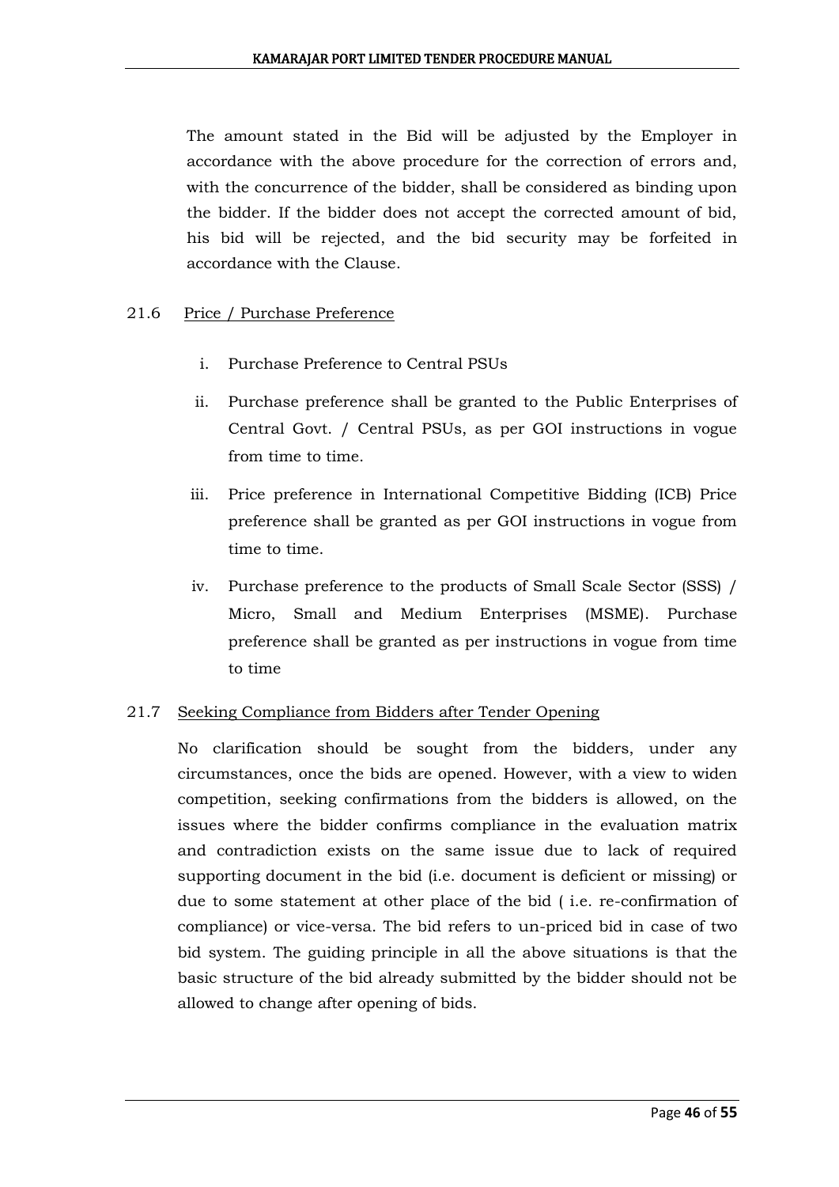The amount stated in the Bid will be adjusted by the Employer in accordance with the above procedure for the correction of errors and, with the concurrence of the bidder, shall be considered as binding upon the bidder. If the bidder does not accept the corrected amount of bid, his bid will be rejected, and the bid security may be forfeited in accordance with the Clause.

21.6 Price / Purchase Preference

i. Purchase Preference to Central PSUs

ii. Purchase preference shall be granted to the Public Enterprises of Central Govt. / Central PSUs, as per GOI instructions in vogue from time to time.

iii. Price preference in International Competitive Bidding (ICB) Price preference shall be granted as per GOI instructions in vogue from time to time.

iv. Purchase preference to the products of Small Scale Sector (SSS) / Micro, Small and Medium Enterprises (MSME). Purchase preference shall be granted as per instructions in vogue from time to time

21.7 Seeking Compliance from Bidders after Tender Opening

No clarification should be sought from the bidders, under any circumstances, once the bids are opened. However, with a view to widen competition, seeking confirmations from the bidders is allowed, on the issues where the bidder confirms compliance in the evaluation matrix and contradiction exists on the same issue due to lack of required supporting document in the bid (i.e. document is deficient or missing) or due to some statement at other place of the bid ( i.e. re-confirmation of compliance) or vice-versa. The bid refers to un-priced bid in case of two bid system. The guiding principle in all the above situations is that the basic structure of the bid already submitted by the bidder should not be allowed to change after opening of bids.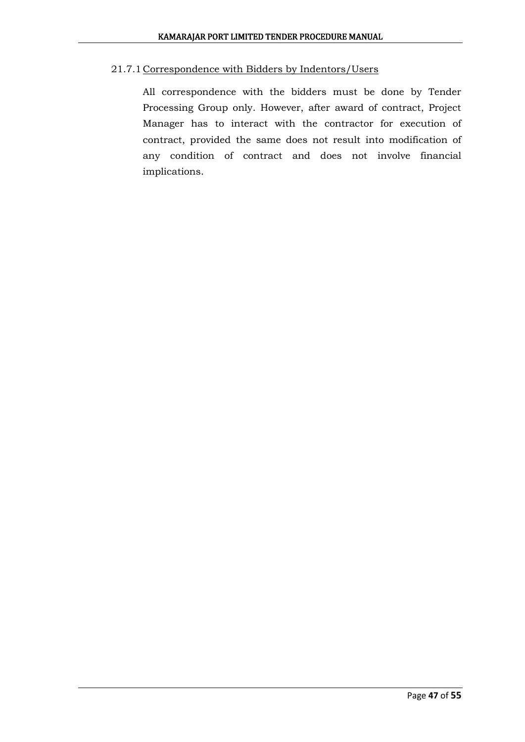### 21.7.1 Correspondence with Bidders by Indentors/Users

All correspondence with the bidders must be done by Tender Processing Group only. However, after award of contract, Project Manager has to interact with the contractor for execution of contract, provided the same does not result into modification of any condition of contract and does not involve financial implications.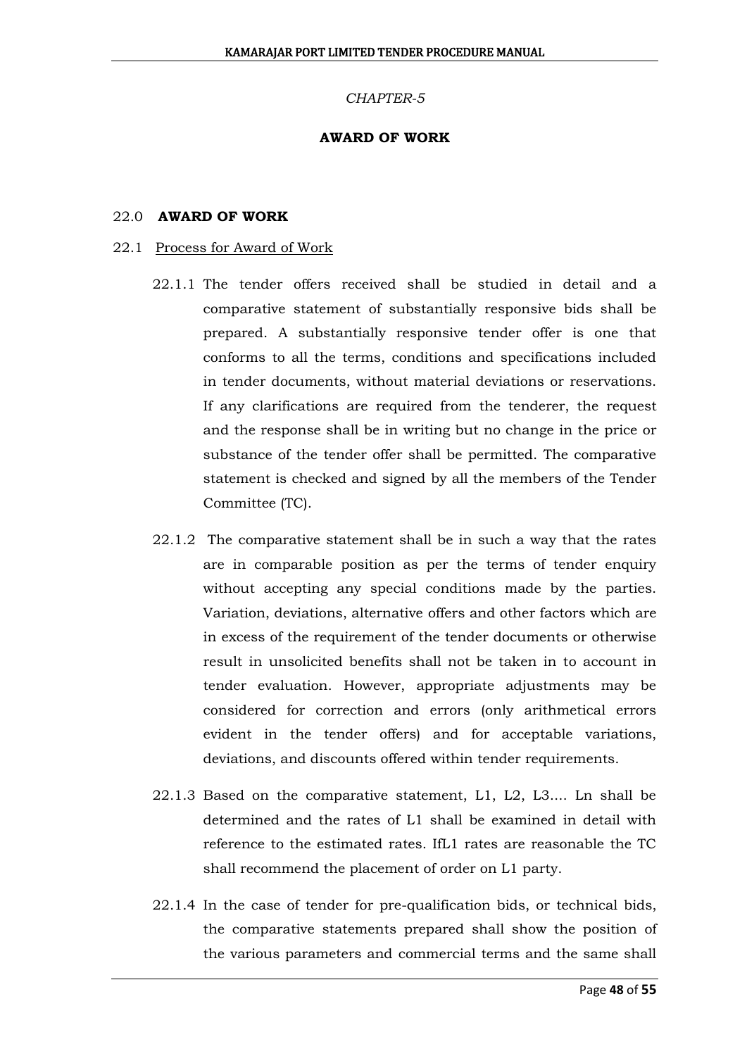*CHAPTER-5*

**AWARD OF WORK**

## 22.0 AWARD OF WORK

### 22.1 Process for Award of Work

22.1.1 The tender offers received shall be studied in detail and a comparative statement of substantially responsive bids shall be prepared. A substantially responsive tender offer is one that conforms to all the terms, conditions and specifications included in tender documents, without material deviations or reservations. If any clarifications are required from the tenderer, the request and the response shall be in writing but no change in the price or substance of the tender offer shall be permitted. The comparative statement is checked and signed by all the members of the Tender Committee (TC).

22.1.2 The comparative statement shall be in such a way that the rates are in comparable position as per the terms of tender enquiry without accepting any special conditions made by the parties. Variation, deviations, alternative offers and other factors which are in excess of the requirement of the tender documents or otherwise result in unsolicited benefits shall not be taken in to account in tender evaluation. However, appropriate adjustments may be considered for correction and errors (only arithmetical errors evident in the tender offers) and for acceptable variations, deviations, and discounts offered within tender requirements.

22.1.3 Based on the comparative statement, L1, L2, L3.... Ln shall be determined and the rates of L1 shall be examined in detail with reference to the estimated rates. IfL1 rates are reasonable the TC shall recommend the placement of order on L1 party.

22.1.4 In the case of tender for pre-qualification bids, or technical bids, the comparative statements prepared shall show the position of the various parameters and commercial terms and the same shall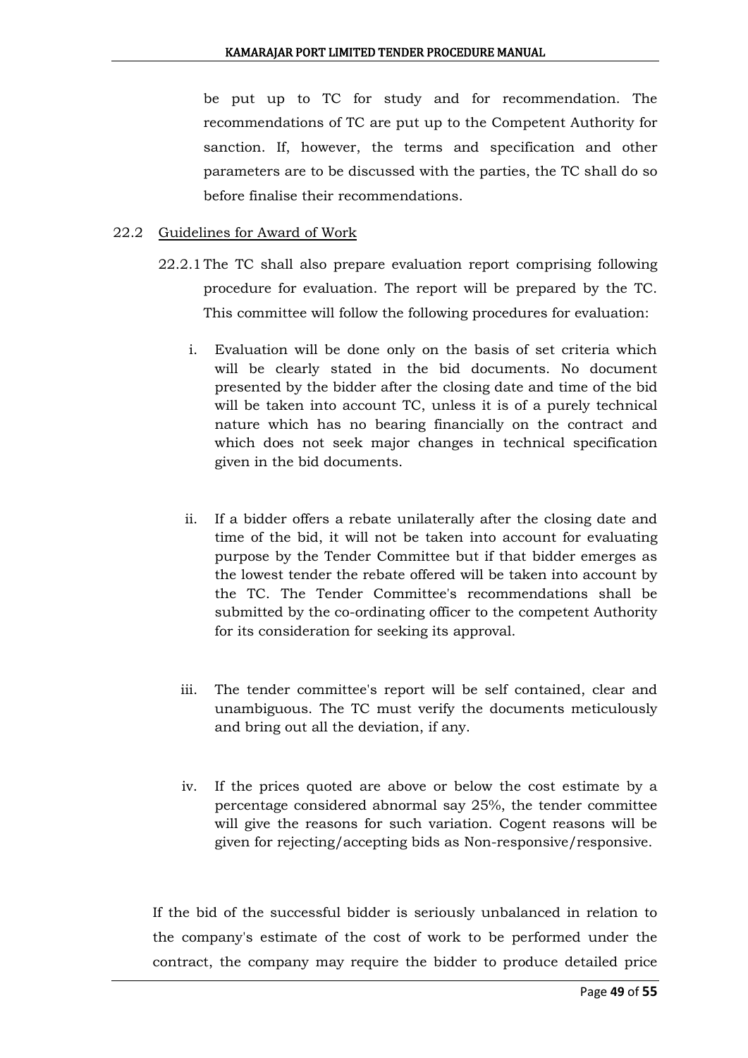be put up to TC for study and for recommendation. The recommendations of TC are put up to the Competent Authority for sanction. If, however, the terms and specification and other parameters are to be discussed with the parties, the TC shall do so before finalise their recommendations.

22.2 Guidelines for Award of Work

22.2.1 The TC shall also prepare evaluation report comprising following procedure for evaluation. The report will be prepared by the TC. This committee will follow the following procedures for evaluation:

i. Evaluation will be done only on the basis of set criteria which will be clearly stated in the bid documents. No document presented by the bidder after the closing date and time of the bid will be taken into account TC, unless it is of a purely technical nature which has no bearing financially on the contract and which does not seek major changes in technical specification given in the bid documents.

ii. If a bidder offers a rebate unilaterally after the closing date and time of the bid, it will not be taken into account for evaluating purpose by the Tender Committee but if that bidder emerges as the lowest tender the rebate offered will be taken into account by the TC. The Tender Committee's recommendations shall be submitted by the co-ordinating officer to the competent Authority for its consideration for seeking its approval.

iii. The tender committee's report will be self contained, clear and unambiguous. The TC must verify the documents meticulously and bring out all the deviation, if any.

iv. If the prices quoted are above or below the cost estimate by a percentage considered abnormal say 25%, the tender committee will give the reasons for such variation. Cogent reasons will be given for rejecting/accepting bids as Non-responsive/responsive.

If the bid of the successful bidder is seriously unbalanced in relation to the company's estimate of the cost of work to be performed under the contract, the company may require the bidder to produce detailed price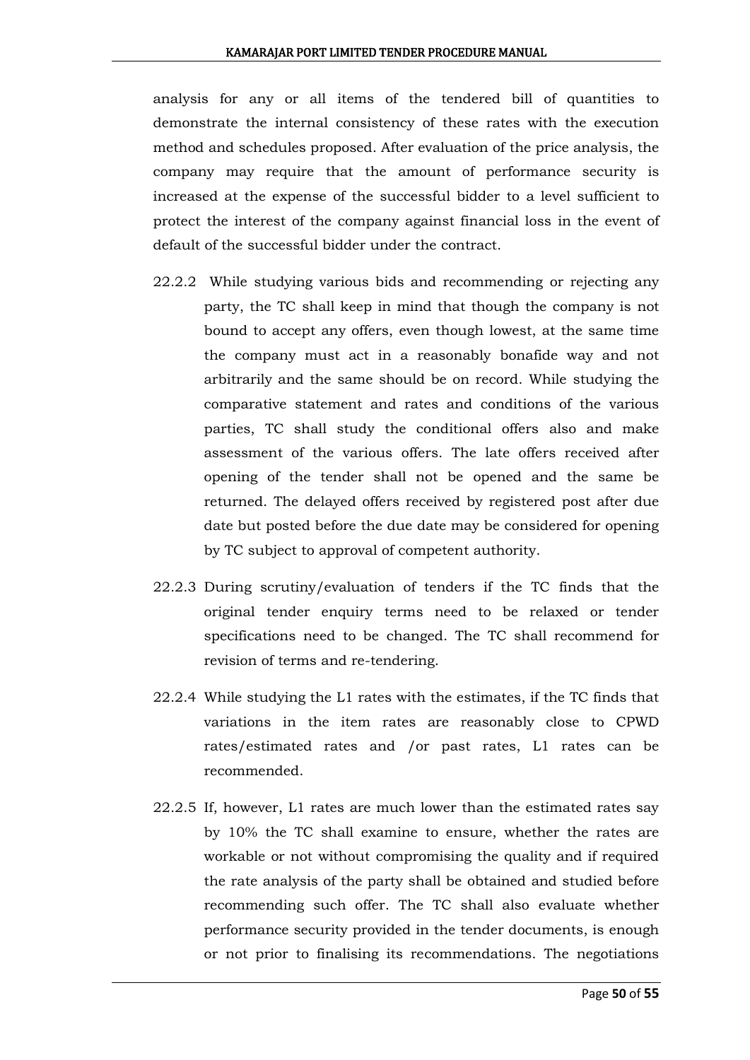analysis for any or all items of the tendered bill of quantities to demonstrate the internal consistency of these rates with the execution method and schedules proposed. After evaluation of the price analysis, the company may require that the amount of performance security is increased at the expense of the successful bidder to a level sufficient to protect the interest of the company against financial loss in the event of default of the successful bidder under the contract.

22.2.2 While studying various bids and recommending or rejecting any party, the TC shall keep in mind that though the company is not bound to accept any offers, even though lowest, at the same time the company must act in a reasonably bonafide way and not arbitrarily and the same should be on record. While studying the comparative statement and rates and conditions of the various parties, TC shall study the conditional offers also and make assessment of the various offers. The late offers received after opening of the tender shall not be opened and the same be returned. The delayed offers received by registered post after due date but posted before the due date may be considered for opening by TC subject to approval of competent authority.

22.2.3 During scrutiny/evaluation of tenders if the TC finds that the original tender enquiry terms need to be relaxed or tender specifications need to be changed. The TC shall recommend for revision of terms and re-tendering.

22.2.4 While studying the L1 rates with the estimates, if the TC finds that variations in the item rates are reasonably close to CPWD rates/estimated rates and /or past rates, L1 rates can be recommended.

22.2.5 If, however, L1 rates are much lower than the estimated rates say by 10% the TC shall examine to ensure, whether the rates are workable or not without compromising the quality and if required the rate analysis of the party shall be obtained and studied before recommending such offer. The TC shall also evaluate whether performance security provided in the tender documents, is enough or not prior to finalising its recommendations. The negotiations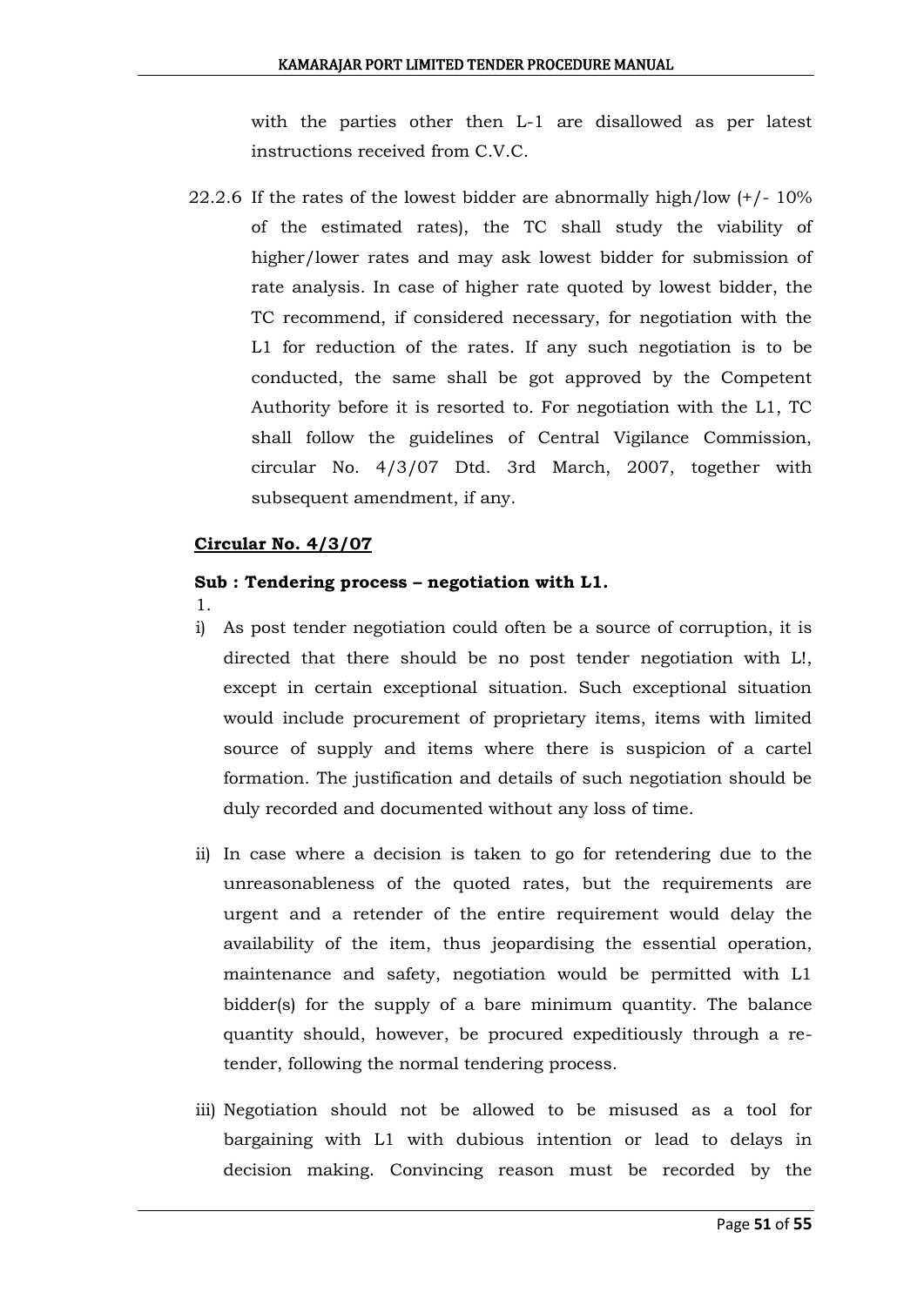with the parties other then L-1 are disallowed as per latest instructions received from C.V.C.

22.2.6 If the rates of the lowest bidder are abnormally high/low (+/- 10% of the estimated rates), the TC shall study the viability of higher/lower rates and may ask lowest bidder for submission of rate analysis. In case of higher rate quoted by lowest bidder, the TC recommend, if considered necessary, for negotiation with the L1 for reduction of the rates. If any such negotiation is to be conducted, the same shall be got approved by the Competent Authority before it is resorted to. For negotiation with the L1, TC shall follow the guidelines of Central Vigilance Commission, circular No. 4/3/07 Dtd. 3rd March, 2007, together with subsequent amendment, if any.

**Circular No. 4/3/07**

**Sub : Tendering process – negotiation with L1.**

1.

i) As post tender negotiation could often be a source of corruption, it is directed that there should be no post tender negotiation with L!, except in certain exceptional situation. Such exceptional situation would include procurement of proprietary items, items with limited source of supply and items where there is suspicion of a cartel formation. The justification and details of such negotiation should be duly recorded and documented without any loss of time.

ii) In case where a decision is taken to go for retendering due to the unreasonableness of the quoted rates, but the requirements are urgent and a retender of the entire requirement would delay the availability of the item, thus jeopardising the essential operation, maintenance and safety, negotiation would be permitted with L1 bidder(s) for the supply of a bare minimum quantity. The balance quantity should, however, be procured expeditiously through a re-tender, following the normal tendering process.

iii) Negotiation should not be allowed to be misused as a tool for bargaining with L1 with dubious intention or lead to delays in decision making. Convincing reason must be recorded by the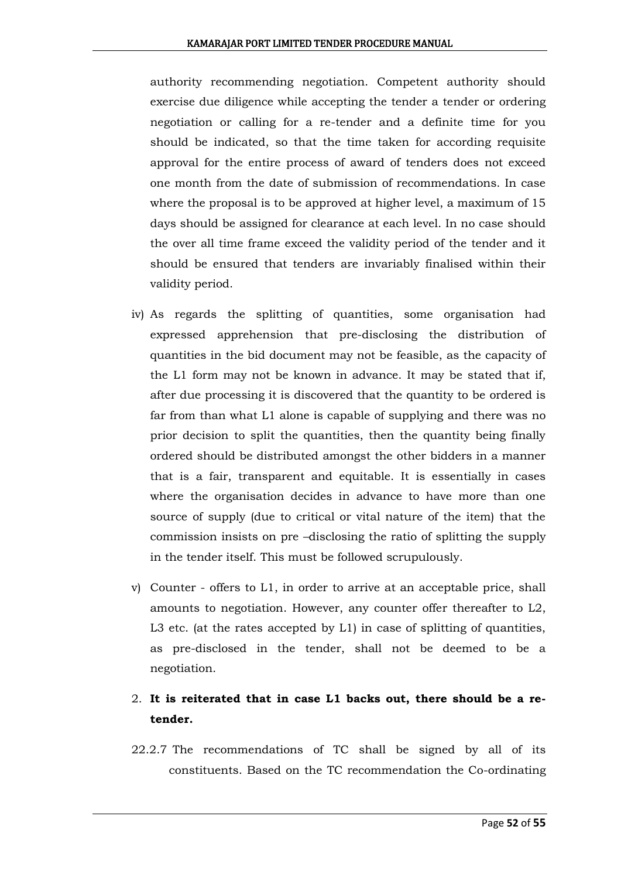authority recommending negotiation. Competent authority should exercise due diligence while accepting the tender a tender or ordering negotiation or calling for a re-tender and a definite time for you should be indicated, so that the time taken for according requisite approval for the entire process of award of tenders does not exceed one month from the date of submission of recommendations. In case where the proposal is to be approved at higher level, a maximum of 15 days should be assigned for clearance at each level. In no case should the over all time frame exceed the validity period of the tender and it should be ensured that tenders are invariably finalised within their validity period.

iv) As regards the splitting of quantities, some organisation had expressed apprehension that pre-disclosing the distribution of quantities in the bid document may not be feasible, as the capacity of the L1 form may not be known in advance. It may be stated that if, after due processing it is discovered that the quantity to be ordered is far from than what L1 alone is capable of supplying and there was no prior decision to split the quantities, then the quantity being finally ordered should be distributed amongst the other bidders in a manner that is a fair, transparent and equitable. It is essentially in cases where the organisation decides in advance to have more than one source of supply (due to critical or vital nature of the item) that the commission insists on pre –disclosing the ratio of splitting the supply in the tender itself. This must be followed scrupulously.

v) Counter - offers to L1, in order to arrive at an acceptable price, shall amounts to negotiation. However, any counter offer thereafter to L2, L3 etc. (at the rates accepted by L1) in case of splitting of quantities, as pre-disclosed in the tender, shall not be deemed to be a negotiation.

2. **It is reiterated that in case L1 backs out, there should be a re-tender.**

22.2.7 The recommendations of TC shall be signed by all of its constituents. Based on the TC recommendation the Co-ordinating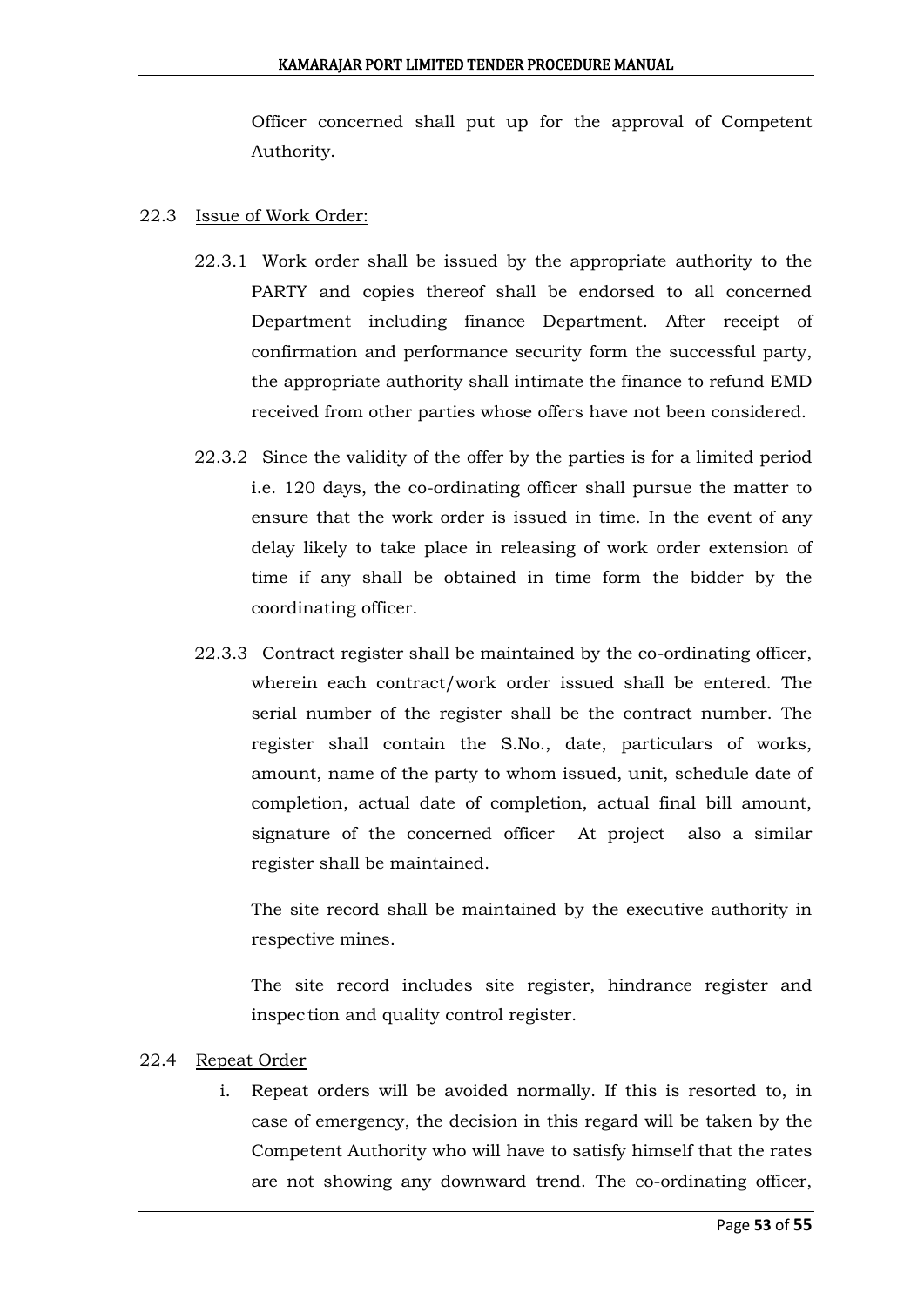Officer concerned shall put up for the approval of Competent Authority.

22.3 Issue of Work Order:

22.3.1 Work order shall be issued by the appropriate authority to the PARTY and copies thereof shall be endorsed to all concerned Department including finance Department. After receipt of confirmation and performance security form the successful party, the appropriate authority shall intimate the finance to refund EMD received from other parties whose offers have not been considered.

22.3.2 Since the validity of the offer by the parties is for a limited period i.e. 120 days, the co-ordinating officer shall pursue the matter to ensure that the work order is issued in time. In the event of any delay likely to take place in releasing of work order extension of time if any shall be obtained in time form the bidder by the coordinating officer.

22.3.3 Contract register shall be maintained by the co-ordinating officer, wherein each contract/work order issued shall be entered. The serial number of the register shall be the contract number. The register shall contain the S.No., date, particulars of works, amount, name of the party to whom issued, unit, schedule date of completion, actual date of completion, actual final bill amount, signature of the concerned officer At project also a similar register shall be maintained.

The site record shall be maintained by the executive authority in respective mines.

The site record includes site register, hindrance register and inspection and quality control register.

22.4 Repeat Order

i. Repeat orders will be avoided normally. If this is resorted to, in case of emergency, the decision in this regard will be taken by the Competent Authority who will have to satisfy himself that the rates are not showing any downward trend. The co-ordinating officer,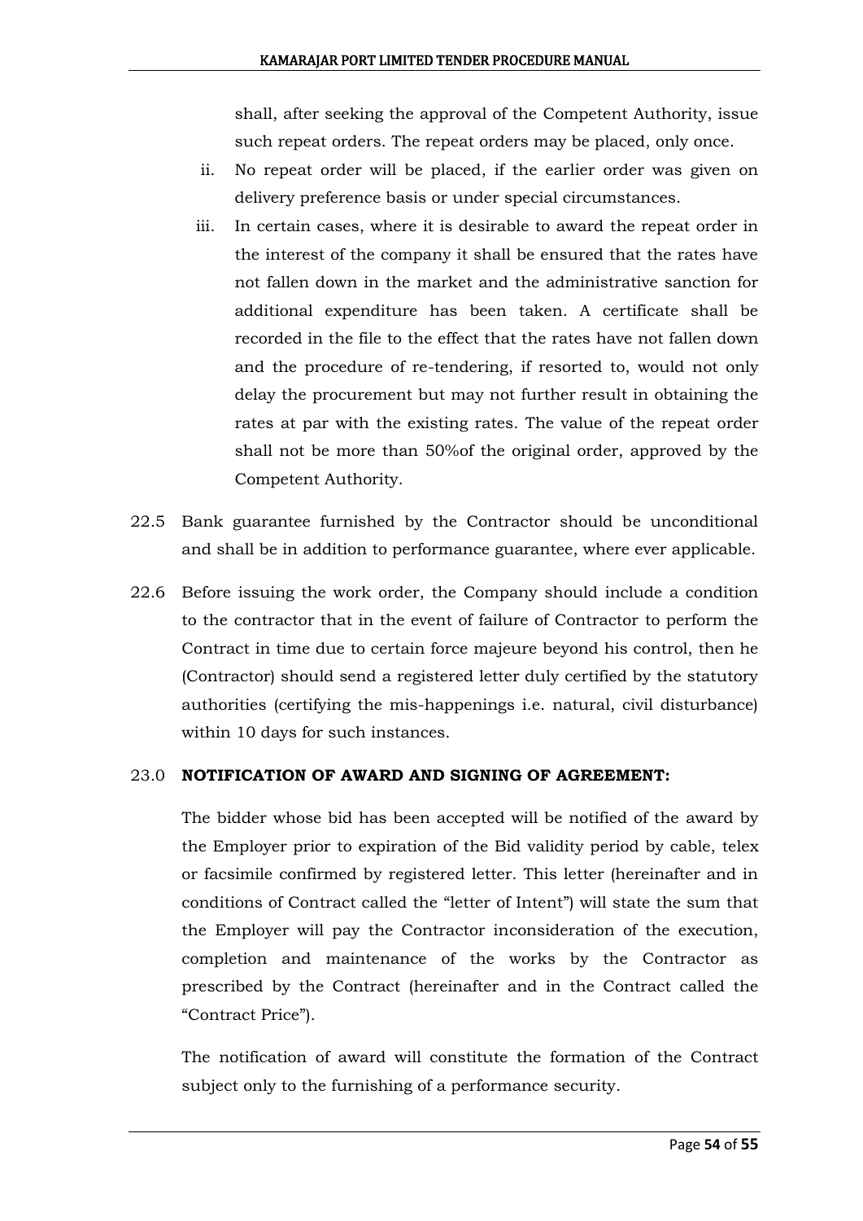shall, after seeking the approval of the Competent Authority, issue such repeat orders. The repeat orders may be placed, only once.

ii. No repeat order will be placed, if the earlier order was given on delivery preference basis or under special circumstances.

iii. In certain cases, where it is desirable to award the repeat order in the interest of the company it shall be ensured that the rates have not fallen down in the market and the administrative sanction for additional expenditure has been taken. A certificate shall be recorded in the file to the effect that the rates have not fallen down and the procedure of re-tendering, if resorted to, would not only delay the procurement but may not further result in obtaining the rates at par with the existing rates. The value of the repeat order shall not be more than 50%of the original order, approved by the Competent Authority.

22.5 Bank guarantee furnished by the Contractor should be unconditional and shall be in addition to performance guarantee, where ever applicable.

22.6 Before issuing the work order, the Company should include a condition to the contractor that in the event of failure of Contractor to perform the Contract in time due to certain force majeure beyond his control, then he (Contractor) should send a registered letter duly certified by the statutory authorities (certifying the mis-happenings i.e. natural, civil disturbance) within 10 days for such instances.

23.0 **NOTIFICATION OF AWARD AND SIGNING OF AGREEMENT:**

The bidder whose bid has been accepted will be notified of the award by the Employer prior to expiration of the Bid validity period by cable, telex or facsimile confirmed by registered letter. This letter (hereinafter and in conditions of Contract called the "letter of Intent") will state the sum that the Employer will pay the Contractor inconsideration of the execution, completion and maintenance of the works by the Contractor as prescribed by the Contract (hereinafter and in the Contract called the "Contract Price").

The notification of award will constitute the formation of the Contract subject only to the furnishing of a performance security.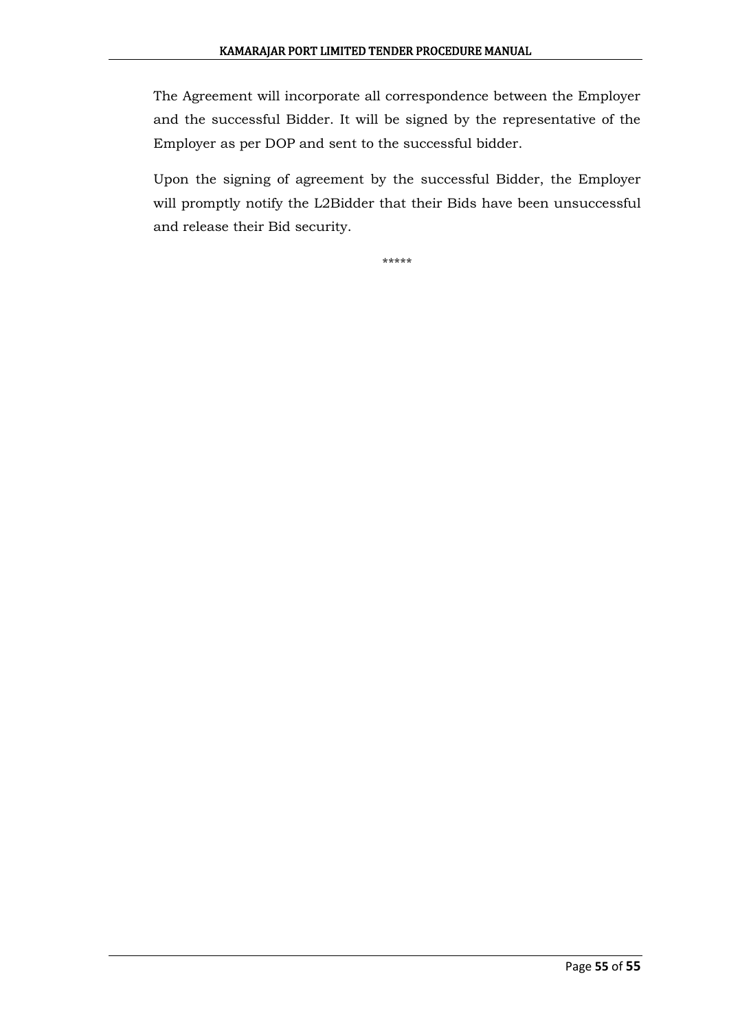The Agreement will incorporate all correspondence between the Employer and the successful Bidder. It will be signed by the representative of the Employer as per DOP and sent to the successful bidder.

Upon the signing of agreement by the successful Bidder, the Employer will promptly notify the L2Bidder that their Bids have been unsuccessful and release their Bid security.

*****